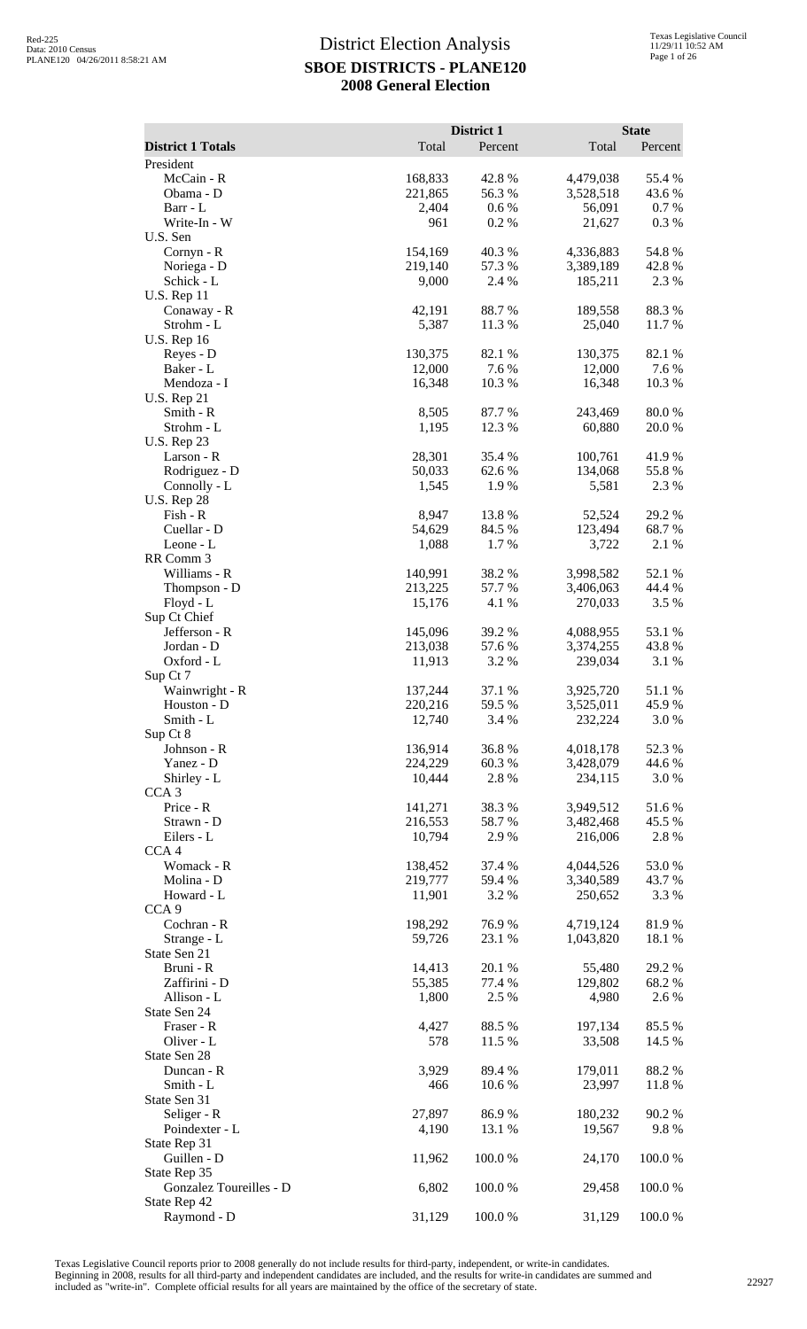# District Election Analysis

## SBOE DISTRICTS - PLANE120

## 2008 General Election

Red-225
Data: 2010 Census
PLANE120 04/26/2011 8:58:21 AM

Texas Legislative Council
11/29/11 10:52 AM

| District 1 Totals | District 1 Total | District 1 Percent | State Total | State Percent |
|---|---|---|---|---|
| President | | | | |
| McCain - R | 168,833 | 42.8 % | 4,479,038 | 55.4 % |
| Obama - D | 221,865 | 56.3 % | 3,528,518 | 43.6 % |
| Barr - L | 2,404 | 0.6 % | 56,091 | 0.7 % |
| Write-In - W | 961 | 0.2 % | 21,627 | 0.3 % |
| U.S. Sen | | | | |
| Cornyn - R | 154,169 | 40.3 % | 4,336,883 | 54.8 % |
| Noriega - D | 219,140 | 57.3 % | 3,389,189 | 42.8 % |
| Schick - L | 9,000 | 2.4 % | 185,211 | 2.3 % |
| U.S. Rep 11 | | | | |
| Conaway - R | 42,191 | 88.7 % | 189,558 | 88.3 % |
| Strohm - L | 5,387 | 11.3 % | 25,040 | 11.7 % |
| U.S. Rep 16 | | | | |
| Reyes - D | 130,375 | 82.1 % | 130,375 | 82.1 % |
| Baker - L | 12,000 | 7.6 % | 12,000 | 7.6 % |
| Mendoza - I | 16,348 | 10.3 % | 16,348 | 10.3 % |
| U.S. Rep 21 | | | | |
| Smith - R | 8,505 | 87.7 % | 243,469 | 80.0 % |
| Strohm - L | 1,195 | 12.3 % | 60,880 | 20.0 % |
| U.S. Rep 23 | | | | |
| Larson - R | 28,301 | 35.4 % | 100,761 | 41.9 % |
| Rodriguez - D | 50,033 | 62.6 % | 134,068 | 55.8 % |
| Connolly - L | 1,545 | 1.9 % | 5,581 | 2.3 % |
| U.S. Rep 28 | | | | |
| Fish - R | 8,947 | 13.8 % | 52,524 | 29.2 % |
| Cuellar - D | 54,629 | 84.5 % | 123,494 | 68.7 % |
| Leone - L | 1,088 | 1.7 % | 3,722 | 2.1 % |
| RR Comm 3 | | | | |
| Williams - R | 140,991 | 38.2 % | 3,998,582 | 52.1 % |
| Thompson - D | 213,225 | 57.7 % | 3,406,063 | 44.4 % |
| Floyd - L | 15,176 | 4.1 % | 270,033 | 3.5 % |
| Sup Ct Chief | | | | |
| Jefferson - R | 145,096 | 39.2 % | 4,088,955 | 53.1 % |
| Jordan - D | 213,038 | 57.6 % | 3,374,255 | 43.8 % |
| Oxford - L | 11,913 | 3.2 % | 239,034 | 3.1 % |
| Sup Ct 7 | | | | |
| Wainwright - R | 137,244 | 37.1 % | 3,925,720 | 51.1 % |
| Houston - D | 220,216 | 59.5 % | 3,525,011 | 45.9 % |
| Smith - L | 12,740 | 3.4 % | 232,224 | 3.0 % |
| Sup Ct 8 | | | | |
| Johnson - R | 136,914 | 36.8 % | 4,018,178 | 52.3 % |
| Yanez - D | 224,229 | 60.3 % | 3,428,079 | 44.6 % |
| Shirley - L | 10,444 | 2.8 % | 234,115 | 3.0 % |
| CCA 3 | | | | |
| Price - R | 141,271 | 38.3 % | 3,949,512 | 51.6 % |
| Strawn - D | 216,553 | 58.7 % | 3,482,468 | 45.5 % |
| Eilers - L | 10,794 | 2.9 % | 216,006 | 2.8 % |
| CCA 4 | | | | |
| Womack - R | 138,452 | 37.4 % | 4,044,526 | 53.0 % |
| Molina - D | 219,777 | 59.4 % | 3,340,589 | 43.7 % |
| Howard - L | 11,901 | 3.2 % | 250,652 | 3.3 % |
| CCA 9 | | | | |
| Cochran - R | 198,292 | 76.9 % | 4,719,124 | 81.9 % |
| Strange - L | 59,726 | 23.1 % | 1,043,820 | 18.1 % |
| State Sen 21 | | | | |
| Bruni - R | 14,413 | 20.1 % | 55,480 | 29.2 % |
| Zaffirini - D | 55,385 | 77.4 % | 129,802 | 68.2 % |
| Allison - L | 1,800 | 2.5 % | 4,980 | 2.6 % |
| State Sen 24 | | | | |
| Fraser - R | 4,427 | 88.5 % | 197,134 | 85.5 % |
| Oliver - L | 578 | 11.5 % | 33,508 | 14.5 % |
| State Sen 28 | | | | |
| Duncan - R | 3,929 | 89.4 % | 179,011 | 88.2 % |
| Smith - L | 466 | 10.6 % | 23,997 | 11.8 % |
| State Sen 31 | | | | |
| Seliger - R | 27,897 | 86.9 % | 180,232 | 90.2 % |
| Poindexter - L | 4,190 | 13.1 % | 19,567 | 9.8 % |
| State Rep 31 | | | | |
| Guillen - D | 11,962 | 100.0 % | 24,170 | 100.0 % |
| State Rep 35 | | | | |
| Gonzalez Toureilles - D | 6,802 | 100.0 % | 29,458 | 100.0 % |
| State Rep 42 | | | | |
| Raymond - D | 31,129 | 100.0 % | 31,129 | 100.0 % |

Texas Legislative Council reports prior to 2008 generally do not include results for third-party, independent, or write-in candidates. Beginning in 2008, results for all third-party and independent candidates are included, and the results for write-in candidates are summed and included as "write-in". Complete official results for all years are maintained by the office of the secretary of state.

22927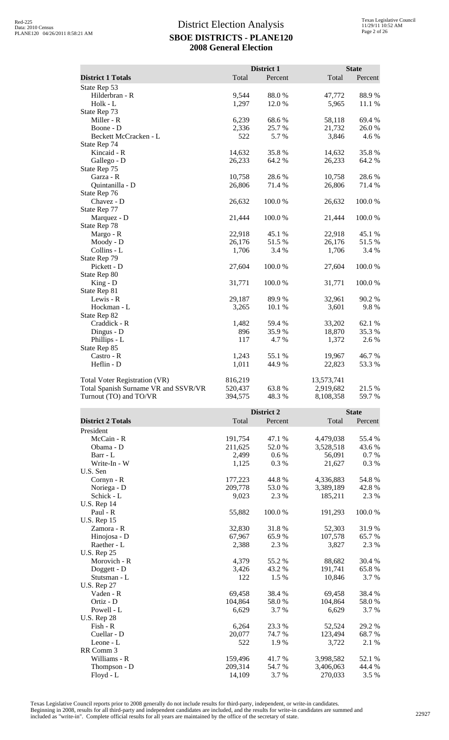# District Election Analysis

## SBOE DISTRICTS - PLANE120

## 2008 General Election

| District 1 Totals | District 1 Total | District 1 Percent | State Total | State Percent |
|---|---|---|---|---|
| State Rep 53 | | | | |
| Hilderbran - R | 9,544 | 88.0 % | 47,772 | 88.9 % |
| Holk - L | 1,297 | 12.0 % | 5,965 | 11.1 % |
| State Rep 73 | | | | |
| Miller - R | 6,239 | 68.6 % | 58,118 | 69.4 % |
| Boone - D | 2,336 | 25.7 % | 21,732 | 26.0 % |
| Beckett McCracken - L | 522 | 5.7 % | 3,846 | 4.6 % |
| State Rep 74 | | | | |
| Kincaid - R | 14,632 | 35.8 % | 14,632 | 35.8 % |
| Gallego - D | 26,233 | 64.2 % | 26,233 | 64.2 % |
| State Rep 75 | | | | |
| Garza - R | 10,758 | 28.6 % | 10,758 | 28.6 % |
| Quintanilla - D | 26,806 | 71.4 % | 26,806 | 71.4 % |
| State Rep 76 | | | | |
| Chavez - D | 26,632 | 100.0 % | 26,632 | 100.0 % |
| State Rep 77 | | | | |
| Marquez - D | 21,444 | 100.0 % | 21,444 | 100.0 % |
| State Rep 78 | | | | |
| Margo - R | 22,918 | 45.1 % | 22,918 | 45.1 % |
| Moody - D | 26,176 | 51.5 % | 26,176 | 51.5 % |
| Collins - L | 1,706 | 3.4 % | 1,706 | 3.4 % |
| State Rep 79 | | | | |
| Pickett - D | 27,604 | 100.0 % | 27,604 | 100.0 % |
| State Rep 80 | | | | |
| King - D | 31,771 | 100.0 % | 31,771 | 100.0 % |
| State Rep 81 | | | | |
| Lewis - R | 29,187 | 89.9 % | 32,961 | 90.2 % |
| Hockman - L | 3,265 | 10.1 % | 3,601 | 9.8 % |
| State Rep 82 | | | | |
| Craddick - R | 1,482 | 59.4 % | 33,202 | 62.1 % |
| Dingus - D | 896 | 35.9 % | 18,870 | 35.3 % |
| Phillips - L | 117 | 4.7 % | 1,372 | 2.6 % |
| State Rep 85 | | | | |
| Castro - R | 1,243 | 55.1 % | 19,967 | 46.7 % |
| Heflin - D | 1,011 | 44.9 % | 22,823 | 53.3 % |
| | | | | |
| Total Voter Registration (VR) | 816,219 | | 13,573,741 | |
| Total Spanish Surname VR and SSVR/VR | 520,437 | 63.8 % | 2,919,682 | 21.5 % |
| Turnout (TO) and TO/VR | 394,575 | 48.3 % | 8,108,358 | 59.7 % |

| District 2 Totals | District 2 Total | District 2 Percent | State Total | State Percent |
|---|---|---|---|---|
| President | | | | |
| McCain - R | 191,754 | 47.1 % | 4,479,038 | 55.4 % |
| Obama - D | 211,625 | 52.0 % | 3,528,518 | 43.6 % |
| Barr - L | 2,499 | 0.6 % | 56,091 | 0.7 % |
| Write-In - W | 1,125 | 0.3 % | 21,627 | 0.3 % |
| U.S. Sen | | | | |
| Cornyn - R | 177,223 | 44.8 % | 4,336,883 | 54.8 % |
| Noriega - D | 209,778 | 53.0 % | 3,389,189 | 42.8 % |
| Schick - L | 9,023 | 2.3 % | 185,211 | 2.3 % |
| U.S. Rep 14 | | | | |
| Paul - R | 55,882 | 100.0 % | 191,293 | 100.0 % |
| U.S. Rep 15 | | | | |
| Zamora - R | 32,830 | 31.8 % | 52,303 | 31.9 % |
| Hinojosa - D | 67,967 | 65.9 % | 107,578 | 65.7 % |
| Raether - L | 2,388 | 2.3 % | 3,827 | 2.3 % |
| U.S. Rep 25 | | | | |
| Morovich - R | 4,379 | 55.2 % | 88,682 | 30.4 % |
| Doggett - D | 3,426 | 43.2 % | 191,741 | 65.8 % |
| Stutsman - L | 122 | 1.5 % | 10,846 | 3.7 % |
| U.S. Rep 27 | | | | |
| Vaden - R | 69,458 | 38.4 % | 69,458 | 38.4 % |
| Ortiz - D | 104,864 | 58.0 % | 104,864 | 58.0 % |
| Powell - L | 6,629 | 3.7 % | 6,629 | 3.7 % |
| U.S. Rep 28 | | | | |
| Fish - R | 6,264 | 23.3 % | 52,524 | 29.2 % |
| Cuellar - D | 20,077 | 74.7 % | 123,494 | 68.7 % |
| Leone - L | 522 | 1.9 % | 3,722 | 2.1 % |
| RR Comm 3 | | | | |
| Williams - R | 159,496 | 41.7 % | 3,998,582 | 52.1 % |
| Thompson - D | 209,314 | 54.7 % | 3,406,063 | 44.4 % |
| Floyd - L | 14,109 | 3.7 % | 270,033 | 3.5 % |

Texas Legislative Council reports prior to 2008 generally do not include results for third-party, independent, or write-in candidates. Beginning in 2008, results for all third-party and independent candidates are included, and the results for write-in candidates are summed and included as "write-in". Complete official results for all years are maintained by the office of the secretary of state.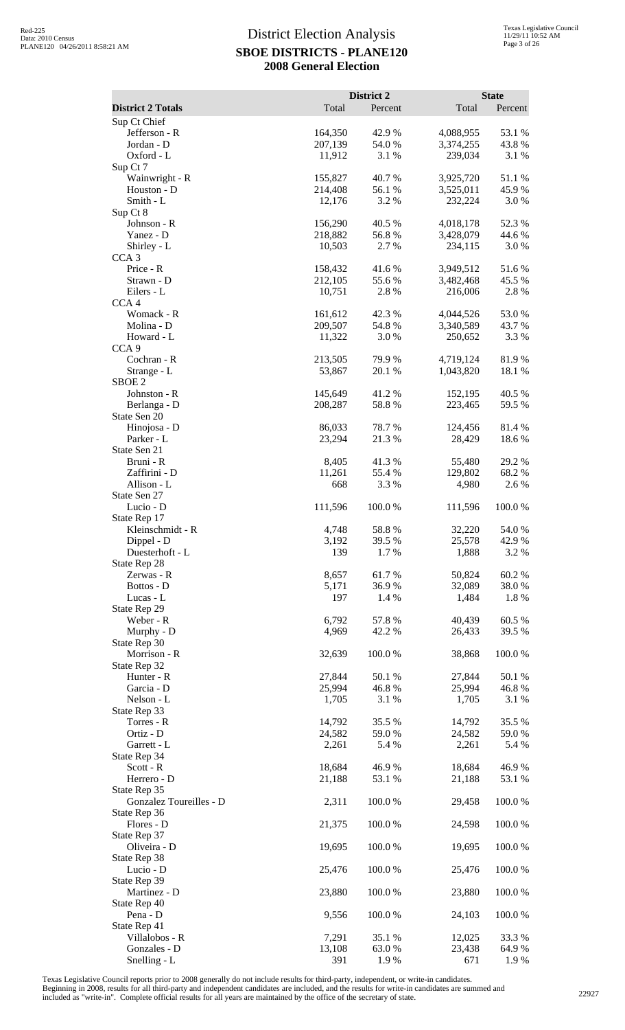# District Election Analysis

## SBOE DISTRICTS - PLANE120

## 2008 General Election

| District 2 Totals | District 2 Total | District 2 Percent | State Total | State Percent |
|---|---|---|---|---|
| Sup Ct Chief | | | | |
| Jefferson - R | 164,350 | 42.9 % | 4,088,955 | 53.1 % |
| Jordan - D | 207,139 | 54.0 % | 3,374,255 | 43.8 % |
| Oxford - L | 11,912 | 3.1 % | 239,034 | 3.1 % |
| Sup Ct 7 | | | | |
| Wainwright - R | 155,827 | 40.7 % | 3,925,720 | 51.1 % |
| Houston - D | 214,408 | 56.1 % | 3,525,011 | 45.9 % |
| Smith - L | 12,176 | 3.2 % | 232,224 | 3.0 % |
| Sup Ct 8 | | | | |
| Johnson - R | 156,290 | 40.5 % | 4,018,178 | 52.3 % |
| Yanez - D | 218,882 | 56.8 % | 3,428,079 | 44.6 % |
| Shirley - L | 10,503 | 2.7 % | 234,115 | 3.0 % |
| CCA 3 | | | | |
| Price - R | 158,432 | 41.6 % | 3,949,512 | 51.6 % |
| Strawn - D | 212,105 | 55.6 % | 3,482,468 | 45.5 % |
| Eilers - L | 10,751 | 2.8 % | 216,006 | 2.8 % |
| CCA 4 | | | | |
| Womack - R | 161,612 | 42.3 % | 4,044,526 | 53.0 % |
| Molina - D | 209,507 | 54.8 % | 3,340,589 | 43.7 % |
| Howard - L | 11,322 | 3.0 % | 250,652 | 3.3 % |
| CCA 9 | | | | |
| Cochran - R | 213,505 | 79.9 % | 4,719,124 | 81.9 % |
| Strange - L | 53,867 | 20.1 % | 1,043,820 | 18.1 % |
| SBOE 2 | | | | |
| Johnston - R | 145,649 | 41.2 % | 152,195 | 40.5 % |
| Berlanga - D | 208,287 | 58.8 % | 223,465 | 59.5 % |
| State Sen 20 | | | | |
| Hinojosa - D | 86,033 | 78.7 % | 124,456 | 81.4 % |
| Parker - L | 23,294 | 21.3 % | 28,429 | 18.6 % |
| State Sen 21 | | | | |
| Bruni - R | 8,405 | 41.3 % | 55,480 | 29.2 % |
| Zaffirini - D | 11,261 | 55.4 % | 129,802 | 68.2 % |
| Allison - L | 668 | 3.3 % | 4,980 | 2.6 % |
| State Sen 27 | | | | |
| Lucio - D | 111,596 | 100.0 % | 111,596 | 100.0 % |
| State Rep 17 | | | | |
| Kleinschmidt - R | 4,748 | 58.8 % | 32,220 | 54.0 % |
| Dippel - D | 3,192 | 39.5 % | 25,578 | 42.9 % |
| Duesterhoft - L | 139 | 1.7 % | 1,888 | 3.2 % |
| State Rep 28 | | | | |
| Zerwas - R | 8,657 | 61.7 % | 50,824 | 60.2 % |
| Bottos - D | 5,171 | 36.9 % | 32,089 | 38.0 % |
| Lucas - L | 197 | 1.4 % | 1,484 | 1.8 % |
| State Rep 29 | | | | |
| Weber - R | 6,792 | 57.8 % | 40,439 | 60.5 % |
| Murphy - D | 4,969 | 42.2 % | 26,433 | 39.5 % |
| State Rep 30 | | | | |
| Morrison - R | 32,639 | 100.0 % | 38,868 | 100.0 % |
| State Rep 32 | | | | |
| Hunter - R | 27,844 | 50.1 % | 27,844 | 50.1 % |
| Garcia - D | 25,994 | 46.8 % | 25,994 | 46.8 % |
| Nelson - L | 1,705 | 3.1 % | 1,705 | 3.1 % |
| State Rep 33 | | | | |
| Torres - R | 14,792 | 35.5 % | 14,792 | 35.5 % |
| Ortiz - D | 24,582 | 59.0 % | 24,582 | 59.0 % |
| Garrett - L | 2,261 | 5.4 % | 2,261 | 5.4 % |
| State Rep 34 | | | | |
| Scott - R | 18,684 | 46.9 % | 18,684 | 46.9 % |
| Herrero - D | 21,188 | 53.1 % | 21,188 | 53.1 % |
| State Rep 35 | | | | |
| Gonzalez Toureilles - D | 2,311 | 100.0 % | 29,458 | 100.0 % |
| State Rep 36 | | | | |
| Flores - D | 21,375 | 100.0 % | 24,598 | 100.0 % |
| State Rep 37 | | | | |
| Oliveira - D | 19,695 | 100.0 % | 19,695 | 100.0 % |
| State Rep 38 | | | | |
| Lucio - D | 25,476 | 100.0 % | 25,476 | 100.0 % |
| State Rep 39 | | | | |
| Martinez - D | 23,880 | 100.0 % | 23,880 | 100.0 % |
| State Rep 40 | | | | |
| Pena - D | 9,556 | 100.0 % | 24,103 | 100.0 % |
| State Rep 41 | | | | |
| Villalobos - R | 7,291 | 35.1 % | 12,025 | 33.3 % |
| Gonzales - D | 13,108 | 63.0 % | 23,438 | 64.9 % |
| Snelling - L | 391 | 1.9 % | 671 | 1.9 % |

Texas Legislative Council reports prior to 2008 generally do not include results for third-party, independent, or write-in candidates. Beginning in 2008, results for all third-party and independent candidates are included, and the results for write-in candidates are summed and included as "write-in". Complete official results for all years are maintained by the office of the secretary of state.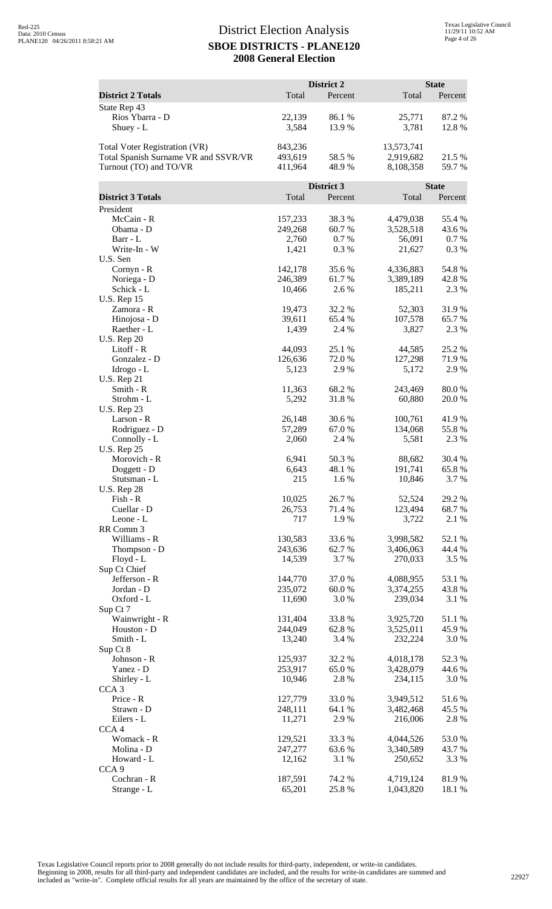# District Election Analysis
## SBOE DISTRICTS - PLANE120
## 2008 General Election

| District 2 Totals | District 2 Total | District 2 Percent | State Total | State Percent |
|---|---|---|---|---|
| State Rep 43 | | | | |
| Rios Ybarra - D | 22,139 | 86.1 % | 25,771 | 87.2 % |
| Shuey - L | 3,584 | 13.9 % | 3,781 | 12.8 % |
| | | | | |
| Total Voter Registration (VR) | 843,236 | | 13,573,741 | |
| Total Spanish Surname VR and SSVR/VR | 493,619 | 58.5 % | 2,919,682 | 21.5 % |
| Turnout (TO) and TO/VR | 411,964 | 48.9 % | 8,108,358 | 59.7 % |

| District 3 Totals | District 3 Total | District 3 Percent | State Total | State Percent |
|---|---|---|---|---|
| President | | | | |
| McCain - R | 157,233 | 38.3 % | 4,479,038 | 55.4 % |
| Obama - D | 249,268 | 60.7 % | 3,528,518 | 43.6 % |
| Barr - L | 2,760 | 0.7 % | 56,091 | 0.7 % |
| Write-In - W | 1,421 | 0.3 % | 21,627 | 0.3 % |
| U.S. Sen | | | | |
| Cornyn - R | 142,178 | 35.6 % | 4,336,883 | 54.8 % |
| Noriega - D | 246,389 | 61.7 % | 3,389,189 | 42.8 % |
| Schick - L | 10,466 | 2.6 % | 185,211 | 2.3 % |
| U.S. Rep 15 | | | | |
| Zamora - R | 19,473 | 32.2 % | 52,303 | 31.9 % |
| Hinojosa - D | 39,611 | 65.4 % | 107,578 | 65.7 % |
| Raether - L | 1,439 | 2.4 % | 3,827 | 2.3 % |
| U.S. Rep 20 | | | | |
| Litoff - R | 44,093 | 25.1 % | 44,585 | 25.2 % |
| Gonzalez - D | 126,636 | 72.0 % | 127,298 | 71.9 % |
| Idrogo - L | 5,123 | 2.9 % | 5,172 | 2.9 % |
| U.S. Rep 21 | | | | |
| Smith - R | 11,363 | 68.2 % | 243,469 | 80.0 % |
| Strohm - L | 5,292 | 31.8 % | 60,880 | 20.0 % |
| U.S. Rep 23 | | | | |
| Larson - R | 26,148 | 30.6 % | 100,761 | 41.9 % |
| Rodriguez - D | 57,289 | 67.0 % | 134,068 | 55.8 % |
| Connolly - L | 2,060 | 2.4 % | 5,581 | 2.3 % |
| U.S. Rep 25 | | | | |
| Morovich - R | 6,941 | 50.3 % | 88,682 | 30.4 % |
| Doggett - D | 6,643 | 48.1 % | 191,741 | 65.8 % |
| Stutsman - L | 215 | 1.6 % | 10,846 | 3.7 % |
| U.S. Rep 28 | | | | |
| Fish - R | 10,025 | 26.7 % | 52,524 | 29.2 % |
| Cuellar - D | 26,753 | 71.4 % | 123,494 | 68.7 % |
| Leone - L | 717 | 1.9 % | 3,722 | 2.1 % |
| RR Comm 3 | | | | |
| Williams - R | 130,583 | 33.6 % | 3,998,582 | 52.1 % |
| Thompson - D | 243,636 | 62.7 % | 3,406,063 | 44.4 % |
| Floyd - L | 14,539 | 3.7 % | 270,033 | 3.5 % |
| Sup Ct Chief | | | | |
| Jefferson - R | 144,770 | 37.0 % | 4,088,955 | 53.1 % |
| Jordan - D | 235,072 | 60.0 % | 3,374,255 | 43.8 % |
| Oxford - L | 11,690 | 3.0 % | 239,034 | 3.1 % |
| Sup Ct 7 | | | | |
| Wainwright - R | 131,404 | 33.8 % | 3,925,720 | 51.1 % |
| Houston - D | 244,049 | 62.8 % | 3,525,011 | 45.9 % |
| Smith - L | 13,240 | 3.4 % | 232,224 | 3.0 % |
| Sup Ct 8 | | | | |
| Johnson - R | 125,937 | 32.2 % | 4,018,178 | 52.3 % |
| Yanez - D | 253,917 | 65.0 % | 3,428,079 | 44.6 % |
| Shirley - L | 10,946 | 2.8 % | 234,115 | 3.0 % |
| CCA 3 | | | | |
| Price - R | 127,779 | 33.0 % | 3,949,512 | 51.6 % |
| Strawn - D | 248,111 | 64.1 % | 3,482,468 | 45.5 % |
| Eilers - L | 11,271 | 2.9 % | 216,006 | 2.8 % |
| CCA 4 | | | | |
| Womack - R | 129,521 | 33.3 % | 4,044,526 | 53.0 % |
| Molina - D | 247,277 | 63.6 % | 3,340,589 | 43.7 % |
| Howard - L | 12,162 | 3.1 % | 250,652 | 3.3 % |
| CCA 9 | | | | |
| Cochran - R | 187,591 | 74.2 % | 4,719,124 | 81.9 % |
| Strange - L | 65,201 | 25.8 % | 1,043,820 | 18.1 % |

Texas Legislative Council reports prior to 2008 generally do not include results for third-party, independent, or write-in candidates. Beginning in 2008, results for all third-party and independent candidates are included, and the results for write-in candidates are summed and included as "write-in". Complete official results for all years are maintained by the office of the secretary of state.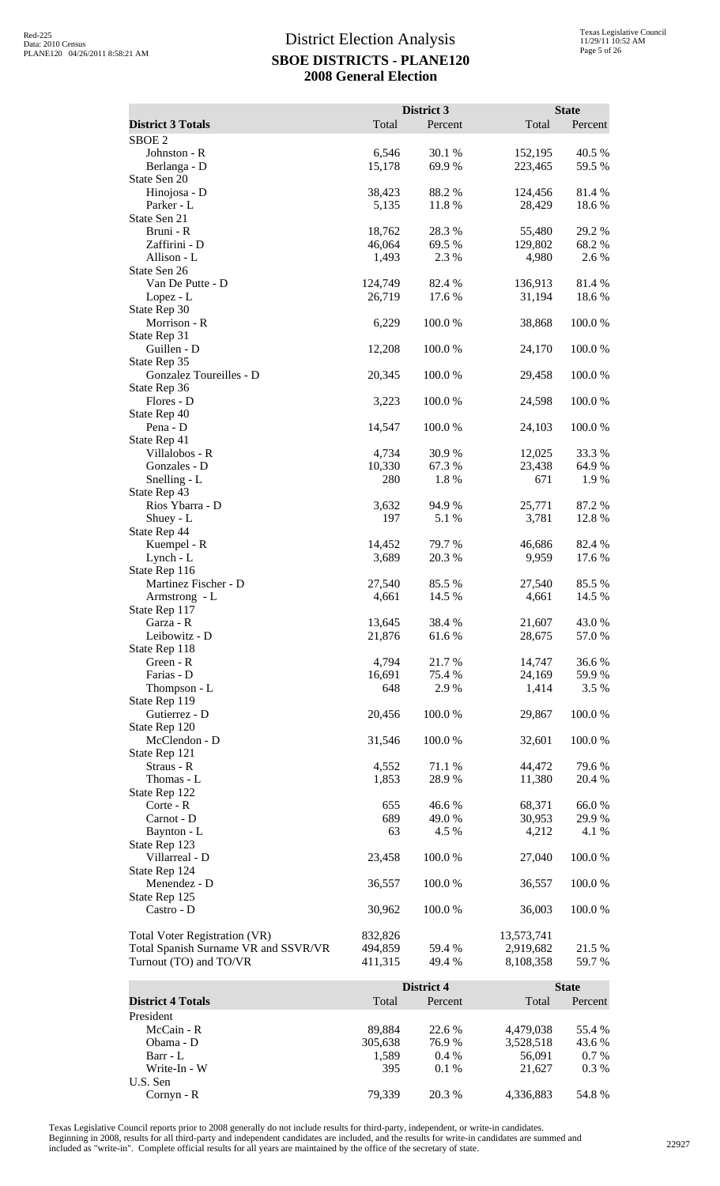# District Election Analysis
## SBOE DISTRICTS - PLANE120
## 2008 General Election

| District 3 Totals | District 3 Total | District 3 Percent | State Total | State Percent |
|---|---|---|---|---|
| SBOE 2 | | | | |
| Johnston - R | 6,546 | 30.1 % | 152,195 | 40.5 % |
| Berlanga - D | 15,178 | 69.9 % | 223,465 | 59.5 % |
| State Sen 20 | | | | |
| Hinojosa - D | 38,423 | 88.2 % | 124,456 | 81.4 % |
| Parker - L | 5,135 | 11.8 % | 28,429 | 18.6 % |
| State Sen 21 | | | | |
| Bruni - R | 18,762 | 28.3 % | 55,480 | 29.2 % |
| Zaffirini - D | 46,064 | 69.5 % | 129,802 | 68.2 % |
| Allison - L | 1,493 | 2.3 % | 4,980 | 2.6 % |
| State Sen 26 | | | | |
| Van De Putte - D | 124,749 | 82.4 % | 136,913 | 81.4 % |
| Lopez - L | 26,719 | 17.6 % | 31,194 | 18.6 % |
| State Rep 30 | | | | |
| Morrison - R | 6,229 | 100.0 % | 38,868 | 100.0 % |
| State Rep 31 | | | | |
| Guillen - D | 12,208 | 100.0 % | 24,170 | 100.0 % |
| State Rep 35 | | | | |
| Gonzalez Toureilles - D | 20,345 | 100.0 % | 29,458 | 100.0 % |
| State Rep 36 | | | | |
| Flores - D | 3,223 | 100.0 % | 24,598 | 100.0 % |
| State Rep 40 | | | | |
| Pena - D | 14,547 | 100.0 % | 24,103 | 100.0 % |
| State Rep 41 | | | | |
| Villalobos - R | 4,734 | 30.9 % | 12,025 | 33.3 % |
| Gonzales - D | 10,330 | 67.3 % | 23,438 | 64.9 % |
| Snelling - L | 280 | 1.8 % | 671 | 1.9 % |
| State Rep 43 | | | | |
| Rios Ybarra - D | 3,632 | 94.9 % | 25,771 | 87.2 % |
| Shuey - L | 197 | 5.1 % | 3,781 | 12.8 % |
| State Rep 44 | | | | |
| Kuempel - R | 14,452 | 79.7 % | 46,686 | 82.4 % |
| Lynch - L | 3,689 | 20.3 % | 9,959 | 17.6 % |
| State Rep 116 | | | | |
| Martinez Fischer - D | 27,540 | 85.5 % | 27,540 | 85.5 % |
| Armstrong - L | 4,661 | 14.5 % | 4,661 | 14.5 % |
| State Rep 117 | | | | |
| Garza - R | 13,645 | 38.4 % | 21,607 | 43.0 % |
| Leibowitz - D | 21,876 | 61.6 % | 28,675 | 57.0 % |
| State Rep 118 | | | | |
| Green - R | 4,794 | 21.7 % | 14,747 | 36.6 % |
| Farias - D | 16,691 | 75.4 % | 24,169 | 59.9 % |
| Thompson - L | 648 | 2.9 % | 1,414 | 3.5 % |
| State Rep 119 | | | | |
| Gutierrez - D | 20,456 | 100.0 % | 29,867 | 100.0 % |
| State Rep 120 | | | | |
| McClendon - D | 31,546 | 100.0 % | 32,601 | 100.0 % |
| State Rep 121 | | | | |
| Straus - R | 4,552 | 71.1 % | 44,472 | 79.6 % |
| Thomas - L | 1,853 | 28.9 % | 11,380 | 20.4 % |
| State Rep 122 | | | | |
| Corte - R | 655 | 46.6 % | 68,371 | 66.0 % |
| Carnot - D | 689 | 49.0 % | 30,953 | 29.9 % |
| Baynton - L | 63 | 4.5 % | 4,212 | 4.1 % |
| State Rep 123 | | | | |
| Villarreal - D | 23,458 | 100.0 % | 27,040 | 100.0 % |
| State Rep 124 | | | | |
| Menendez - D | 36,557 | 100.0 % | 36,557 | 100.0 % |
| State Rep 125 | | | | |
| Castro - D | 30,962 | 100.0 % | 36,003 | 100.0 % |
| | | | | |
| Total Voter Registration (VR) | 832,826 | | 13,573,741 | |
| Total Spanish Surname VR and SSVR/VR | 494,859 | 59.4 % | 2,919,682 | 21.5 % |
| Turnout (TO) and TO/VR | 411,315 | 49.4 % | 8,108,358 | 59.7 % |

| District 4 Totals | District 4 Total | District 4 Percent | State Total | State Percent |
|---|---|---|---|---|
| President | | | | |
| McCain - R | 89,884 | 22.6 % | 4,479,038 | 55.4 % |
| Obama - D | 305,638 | 76.9 % | 3,528,518 | 43.6 % |
| Barr - L | 1,589 | 0.4 % | 56,091 | 0.7 % |
| Write-In - W | 395 | 0.1 % | 21,627 | 0.3 % |
| U.S. Sen | | | | |
| Cornyn - R | 79,339 | 20.3 % | 4,336,883 | 54.8 % |

Texas Legislative Council reports prior to 2008 generally do not include results for third-party, independent, or write-in candidates. Beginning in 2008, results for all third-party and independent candidates are included, and the results for write-in candidates are summed and included as "write-in". Complete official results for all years are maintained by the office of the secretary of state.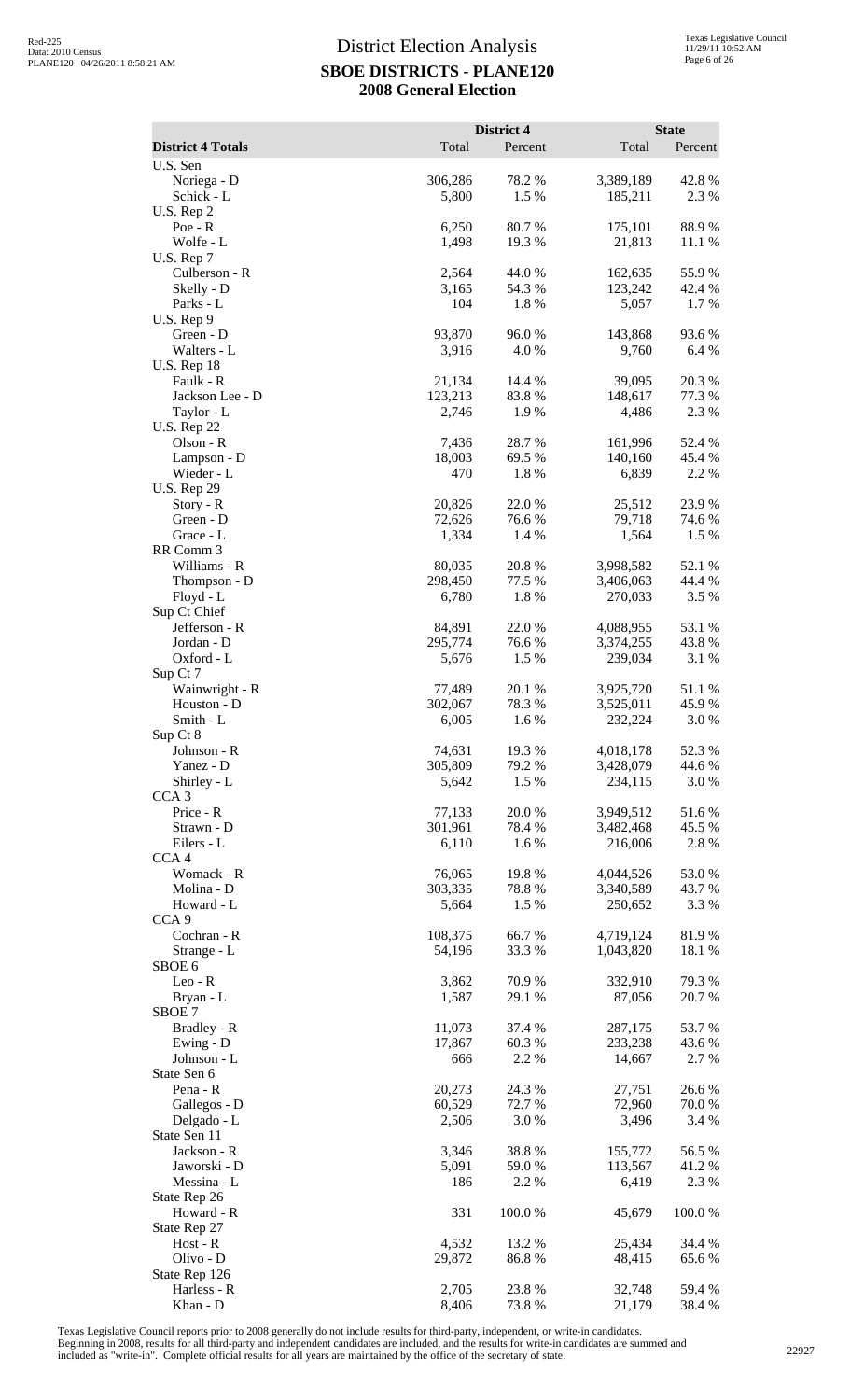# District Election Analysis

## SBOE DISTRICTS - PLANE120

## 2008 General Election

| District 4 Totals | District 4 Total | District 4 Percent | State Total | State Percent |
|---|---|---|---|---|
| U.S. Sen | | | | |
| Noriega - D | 306,286 | 78.2 % | 3,389,189 | 42.8 % |
| Schick - L | 5,800 | 1.5 % | 185,211 | 2.3 % |
| U.S. Rep 2 | | | | |
| Poe - R | 6,250 | 80.7 % | 175,101 | 88.9 % |
| Wolfe - L | 1,498 | 19.3 % | 21,813 | 11.1 % |
| U.S. Rep 7 | | | | |
| Culberson - R | 2,564 | 44.0 % | 162,635 | 55.9 % |
| Skelly - D | 3,165 | 54.3 % | 123,242 | 42.4 % |
| Parks - L | 104 | 1.8 % | 5,057 | 1.7 % |
| U.S. Rep 9 | | | | |
| Green - D | 93,870 | 96.0 % | 143,868 | 93.6 % |
| Walters - L | 3,916 | 4.0 % | 9,760 | 6.4 % |
| U.S. Rep 18 | | | | |
| Faulk - R | 21,134 | 14.4 % | 39,095 | 20.3 % |
| Jackson Lee - D | 123,213 | 83.8 % | 148,617 | 77.3 % |
| Taylor - L | 2,746 | 1.9 % | 4,486 | 2.3 % |
| U.S. Rep 22 | | | | |
| Olson - R | 7,436 | 28.7 % | 161,996 | 52.4 % |
| Lampson - D | 18,003 | 69.5 % | 140,160 | 45.4 % |
| Wieder - L | 470 | 1.8 % | 6,839 | 2.2 % |
| U.S. Rep 29 | | | | |
| Story - R | 20,826 | 22.0 % | 25,512 | 23.9 % |
| Green - D | 72,626 | 76.6 % | 79,718 | 74.6 % |
| Grace - L | 1,334 | 1.4 % | 1,564 | 1.5 % |
| RR Comm 3 | | | | |
| Williams - R | 80,035 | 20.8 % | 3,998,582 | 52.1 % |
| Thompson - D | 298,450 | 77.5 % | 3,406,063 | 44.4 % |
| Floyd - L | 6,780 | 1.8 % | 270,033 | 3.5 % |
| Sup Ct Chief | | | | |
| Jefferson - R | 84,891 | 22.0 % | 4,088,955 | 53.1 % |
| Jordan - D | 295,774 | 76.6 % | 3,374,255 | 43.8 % |
| Oxford - L | 5,676 | 1.5 % | 239,034 | 3.1 % |
| Sup Ct 7 | | | | |
| Wainwright - R | 77,489 | 20.1 % | 3,925,720 | 51.1 % |
| Houston - D | 302,067 | 78.3 % | 3,525,011 | 45.9 % |
| Smith - L | 6,005 | 1.6 % | 232,224 | 3.0 % |
| Sup Ct 8 | | | | |
| Johnson - R | 74,631 | 19.3 % | 4,018,178 | 52.3 % |
| Yanez - D | 305,809 | 79.2 % | 3,428,079 | 44.6 % |
| Shirley - L | 5,642 | 1.5 % | 234,115 | 3.0 % |
| CCA 3 | | | | |
| Price - R | 77,133 | 20.0 % | 3,949,512 | 51.6 % |
| Strawn - D | 301,961 | 78.4 % | 3,482,468 | 45.5 % |
| Eilers - L | 6,110 | 1.6 % | 216,006 | 2.8 % |
| CCA 4 | | | | |
| Womack - R | 76,065 | 19.8 % | 4,044,526 | 53.0 % |
| Molina - D | 303,335 | 78.8 % | 3,340,589 | 43.7 % |
| Howard - L | 5,664 | 1.5 % | 250,652 | 3.3 % |
| CCA 9 | | | | |
| Cochran - R | 108,375 | 66.7 % | 4,719,124 | 81.9 % |
| Strange - L | 54,196 | 33.3 % | 1,043,820 | 18.1 % |
| SBOE 6 | | | | |
| Leo - R | 3,862 | 70.9 % | 332,910 | 79.3 % |
| Bryan - L | 1,587 | 29.1 % | 87,056 | 20.7 % |
| SBOE 7 | | | | |
| Bradley - R | 11,073 | 37.4 % | 287,175 | 53.7 % |
| Ewing - D | 17,867 | 60.3 % | 233,238 | 43.6 % |
| Johnson - L | 666 | 2.2 % | 14,667 | 2.7 % |
| State Sen 6 | | | | |
| Pena - R | 20,273 | 24.3 % | 27,751 | 26.6 % |
| Gallegos - D | 60,529 | 72.7 % | 72,960 | 70.0 % |
| Delgado - L | 2,506 | 3.0 % | 3,496 | 3.4 % |
| State Sen 11 | | | | |
| Jackson - R | 3,346 | 38.8 % | 155,772 | 56.5 % |
| Jaworski - D | 5,091 | 59.0 % | 113,567 | 41.2 % |
| Messina - L | 186 | 2.2 % | 6,419 | 2.3 % |
| State Rep 26 | | | | |
| Howard - R | 331 | 100.0 % | 45,679 | 100.0 % |
| State Rep 27 | | | | |
| Host - R | 4,532 | 13.2 % | 25,434 | 34.4 % |
| Olivo - D | 29,872 | 86.8 % | 48,415 | 65.6 % |
| State Rep 126 | | | | |
| Harless - R | 2,705 | 23.8 % | 32,748 | 59.4 % |
| Khan - D | 8,406 | 73.8 % | 21,179 | 38.4 % |

Texas Legislative Council reports prior to 2008 generally do not include results for third-party, independent, or write-in candidates. Beginning in 2008, results for all third-party and independent candidates are included, and the results for write-in candidates are summed and included as "write-in". Complete official results for all years are maintained by the office of the secretary of state.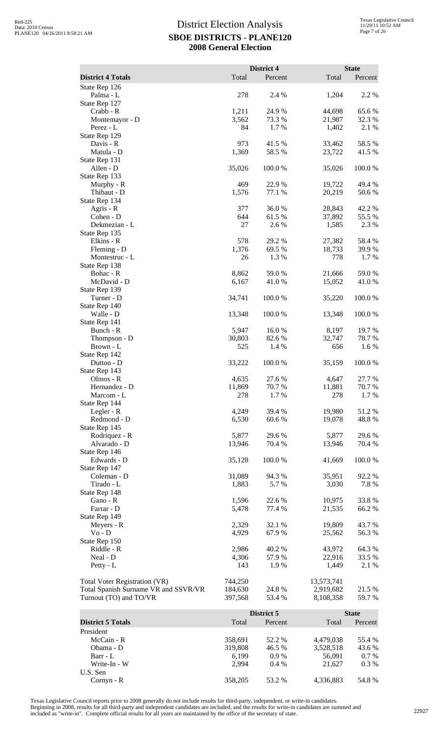# District Election Analysis

## SBOE DISTRICTS - PLANE120

## 2008 General Election

| District 4 Totals | District 4 Total | District 4 Percent | State Total | State Percent |
|---|---|---|---|---|
| State Rep 126 | | | | |
| Palma - L | 278 | 2.4 % | 1,204 | 2.2 % |
| State Rep 127 | | | | |
| Crabb - R | 1,211 | 24.9 % | 44,698 | 65.6 % |
| Montemayor - D | 3,562 | 73.3 % | 21,987 | 32.3 % |
| Perez - L | 84 | 1.7 % | 1,402 | 2.1 % |
| State Rep 129 | | | | |
| Davis - R | 973 | 41.5 % | 33,462 | 58.5 % |
| Matula - D | 1,369 | 58.5 % | 23,722 | 41.5 % |
| State Rep 131 | | | | |
| Allen - D | 35,026 | 100.0 % | 35,026 | 100.0 % |
| State Rep 133 | | | | |
| Murphy - R | 469 | 22.9 % | 19,722 | 49.4 % |
| Thibaut - D | 1,576 | 77.1 % | 20,219 | 50.6 % |
| State Rep 134 | | | | |
| Agris - R | 377 | 36.0 % | 28,843 | 42.2 % |
| Cohen - D | 644 | 61.5 % | 37,892 | 55.5 % |
| Dekmezian - L | 27 | 2.6 % | 1,585 | 2.3 % |
| State Rep 135 | | | | |
| Elkins - R | 578 | 29.2 % | 27,382 | 58.4 % |
| Fleming - D | 1,376 | 69.5 % | 18,733 | 39.9 % |
| Montestruc - L | 26 | 1.3 % | 778 | 1.7 % |
| State Rep 138 | | | | |
| Bohac - R | 8,862 | 59.0 % | 21,666 | 59.0 % |
| McDavid - D | 6,167 | 41.0 % | 15,052 | 41.0 % |
| State Rep 139 | | | | |
| Turner - D | 34,741 | 100.0 % | 35,220 | 100.0 % |
| State Rep 140 | | | | |
| Walle - D | 13,348 | 100.0 % | 13,348 | 100.0 % |
| State Rep 141 | | | | |
| Bunch - R | 5,947 | 16.0 % | 8,197 | 19.7 % |
| Thompson - D | 30,803 | 82.6 % | 32,747 | 78.7 % |
| Brown - L | 525 | 1.4 % | 656 | 1.6 % |
| State Rep 142 | | | | |
| Dutton - D | 33,222 | 100.0 % | 35,159 | 100.0 % |
| State Rep 143 | | | | |
| Olmos - R | 4,635 | 27.6 % | 4,647 | 27.7 % |
| Hernandez - D | 11,869 | 70.7 % | 11,881 | 70.7 % |
| Marcom - L | 278 | 1.7 % | 278 | 1.7 % |
| State Rep 144 | | | | |
| Legler - R | 4,249 | 39.4 % | 19,980 | 51.2 % |
| Redmond - D | 6,530 | 60.6 % | 19,078 | 48.8 % |
| State Rep 145 | | | | |
| Rodriquez - R | 5,877 | 29.6 % | 5,877 | 29.6 % |
| Alvarado - D | 13,946 | 70.4 % | 13,946 | 70.4 % |
| State Rep 146 | | | | |
| Edwards - D | 35,128 | 100.0 % | 41,669 | 100.0 % |
| State Rep 147 | | | | |
| Coleman - D | 31,089 | 94.3 % | 35,951 | 92.2 % |
| Tirado - L | 1,883 | 5.7 % | 3,030 | 7.8 % |
| State Rep 148 | | | | |
| Gano - R | 1,596 | 22.6 % | 10,975 | 33.8 % |
| Farrar - D | 5,478 | 77.4 % | 21,535 | 66.2 % |
| State Rep 149 | | | | |
| Meyers - R | 2,329 | 32.1 % | 19,809 | 43.7 % |
| Vo - D | 4,929 | 67.9 % | 25,562 | 56.3 % |
| State Rep 150 | | | | |
| Riddle - R | 2,986 | 40.2 % | 43,972 | 64.3 % |
| Neal - D | 4,306 | 57.9 % | 22,916 | 33.5 % |
| Petty - L | 143 | 1.9 % | 1,449 | 2.1 % |
| Total Voter Registration (VR) | 744,250 | | 13,573,741 | |
| Total Spanish Surname VR and SSVR/VR | 184,630 | 24.8 % | 2,919,682 | 21.5 % |
| Turnout (TO) and TO/VR | 397,568 | 53.4 % | 8,108,358 | 59.7 % |

| District 5 Totals | District 5 Total | District 5 Percent | State Total | State Percent |
|---|---|---|---|---|
| President | | | | |
| McCain - R | 358,691 | 52.2 % | 4,479,038 | 55.4 % |
| Obama - D | 319,808 | 46.5 % | 3,528,518 | 43.6 % |
| Barr - L | 6,199 | 0.9 % | 56,091 | 0.7 % |
| Write-In - W | 2,994 | 0.4 % | 21,627 | 0.3 % |
| U.S. Sen | | | | |
| Cornyn - R | 358,205 | 53.2 % | 4,336,883 | 54.8 % |

Texas Legislative Council reports prior to 2008 generally do not include results for third-party, independent, or write-in candidates. Beginning in 2008, results for all third-party and independent candidates are included, and the results for write-in candidates are summed and included as "write-in". Complete official results for all years are maintained by the office of the secretary of state.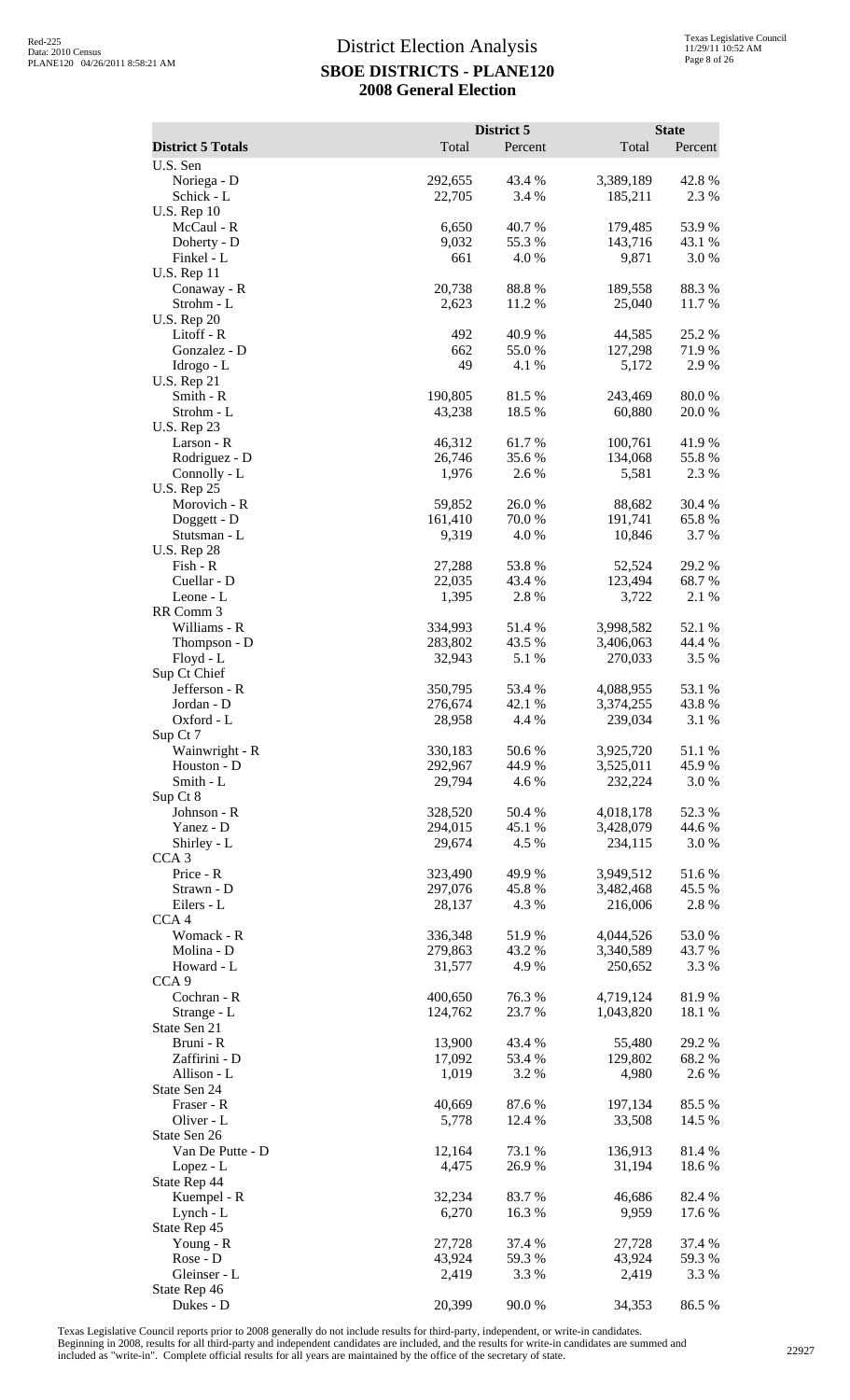# District Election Analysis
## SBOE DISTRICTS - PLANE120
## 2008 General Election

| District 5 Totals | District 5 Total | District 5 Percent | State Total | State Percent |
|---|---|---|---|---|
| U.S. Sen | | | | |
| Noriega - D | 292,655 | 43.4 % | 3,389,189 | 42.8 % |
| Schick - L | 22,705 | 3.4 % | 185,211 | 2.3 % |
| U.S. Rep 10 | | | | |
| McCaul - R | 6,650 | 40.7 % | 179,485 | 53.9 % |
| Doherty - D | 9,032 | 55.3 % | 143,716 | 43.1 % |
| Finkel - L | 661 | 4.0 % | 9,871 | 3.0 % |
| U.S. Rep 11 | | | | |
| Conaway - R | 20,738 | 88.8 % | 189,558 | 88.3 % |
| Strohm - L | 2,623 | 11.2 % | 25,040 | 11.7 % |
| U.S. Rep 20 | | | | |
| Litoff - R | 492 | 40.9 % | 44,585 | 25.2 % |
| Gonzalez - D | 662 | 55.0 % | 127,298 | 71.9 % |
| Idrogo - L | 49 | 4.1 % | 5,172 | 2.9 % |
| U.S. Rep 21 | | | | |
| Smith - R | 190,805 | 81.5 % | 243,469 | 80.0 % |
| Strohm - L | 43,238 | 18.5 % | 60,880 | 20.0 % |
| U.S. Rep 23 | | | | |
| Larson - R | 46,312 | 61.7 % | 100,761 | 41.9 % |
| Rodriguez - D | 26,746 | 35.6 % | 134,068 | 55.8 % |
| Connolly - L | 1,976 | 2.6 % | 5,581 | 2.3 % |
| U.S. Rep 25 | | | | |
| Morovich - R | 59,852 | 26.0 % | 88,682 | 30.4 % |
| Doggett - D | 161,410 | 70.0 % | 191,741 | 65.8 % |
| Stutsman - L | 9,319 | 4.0 % | 10,846 | 3.7 % |
| U.S. Rep 28 | | | | |
| Fish - R | 27,288 | 53.8 % | 52,524 | 29.2 % |
| Cuellar - D | 22,035 | 43.4 % | 123,494 | 68.7 % |
| Leone - L | 1,395 | 2.8 % | 3,722 | 2.1 % |
| RR Comm 3 | | | | |
| Williams - R | 334,993 | 51.4 % | 3,998,582 | 52.1 % |
| Thompson - D | 283,802 | 43.5 % | 3,406,063 | 44.4 % |
| Floyd - L | 32,943 | 5.1 % | 270,033 | 3.5 % |
| Sup Ct Chief | | | | |
| Jefferson - R | 350,795 | 53.4 % | 4,088,955 | 53.1 % |
| Jordan - D | 276,674 | 42.1 % | 3,374,255 | 43.8 % |
| Oxford - L | 28,958 | 4.4 % | 239,034 | 3.1 % |
| Sup Ct 7 | | | | |
| Wainwright - R | 330,183 | 50.6 % | 3,925,720 | 51.1 % |
| Houston - D | 292,967 | 44.9 % | 3,525,011 | 45.9 % |
| Smith - L | 29,794 | 4.6 % | 232,224 | 3.0 % |
| Sup Ct 8 | | | | |
| Johnson - R | 328,520 | 50.4 % | 4,018,178 | 52.3 % |
| Yanez - D | 294,015 | 45.1 % | 3,428,079 | 44.6 % |
| Shirley - L | 29,674 | 4.5 % | 234,115 | 3.0 % |
| CCA 3 | | | | |
| Price - R | 323,490 | 49.9 % | 3,949,512 | 51.6 % |
| Strawn - D | 297,076 | 45.8 % | 3,482,468 | 45.5 % |
| Eilers - L | 28,137 | 4.3 % | 216,006 | 2.8 % |
| CCA 4 | | | | |
| Womack - R | 336,348 | 51.9 % | 4,044,526 | 53.0 % |
| Molina - D | 279,863 | 43.2 % | 3,340,589 | 43.7 % |
| Howard - L | 31,577 | 4.9 % | 250,652 | 3.3 % |
| CCA 9 | | | | |
| Cochran - R | 400,650 | 76.3 % | 4,719,124 | 81.9 % |
| Strange - L | 124,762 | 23.7 % | 1,043,820 | 18.1 % |
| State Sen 21 | | | | |
| Bruni - R | 13,900 | 43.4 % | 55,480 | 29.2 % |
| Zaffirini - D | 17,092 | 53.4 % | 129,802 | 68.2 % |
| Allison - L | 1,019 | 3.2 % | 4,980 | 2.6 % |
| State Sen 24 | | | | |
| Fraser - R | 40,669 | 87.6 % | 197,134 | 85.5 % |
| Oliver - L | 5,778 | 12.4 % | 33,508 | 14.5 % |
| State Sen 26 | | | | |
| Van De Putte - D | 12,164 | 73.1 % | 136,913 | 81.4 % |
| Lopez - L | 4,475 | 26.9 % | 31,194 | 18.6 % |
| State Rep 44 | | | | |
| Kuempel - R | 32,234 | 83.7 % | 46,686 | 82.4 % |
| Lynch - L | 6,270 | 16.3 % | 9,959 | 17.6 % |
| State Rep 45 | | | | |
| Young - R | 27,728 | 37.4 % | 27,728 | 37.4 % |
| Rose - D | 43,924 | 59.3 % | 43,924 | 59.3 % |
| Gleinser - L | 2,419 | 3.3 % | 2,419 | 3.3 % |
| State Rep 46 | | | | |
| Dukes - D | 20,399 | 90.0 % | 34,353 | 86.5 % |

Texas Legislative Council reports prior to 2008 generally do not include results for third-party, independent, or write-in candidates. Beginning in 2008, results for all third-party and independent candidates are included, and the results for write-in candidates are summed and included as "write-in". Complete official results for all years are maintained by the office of the secretary of state.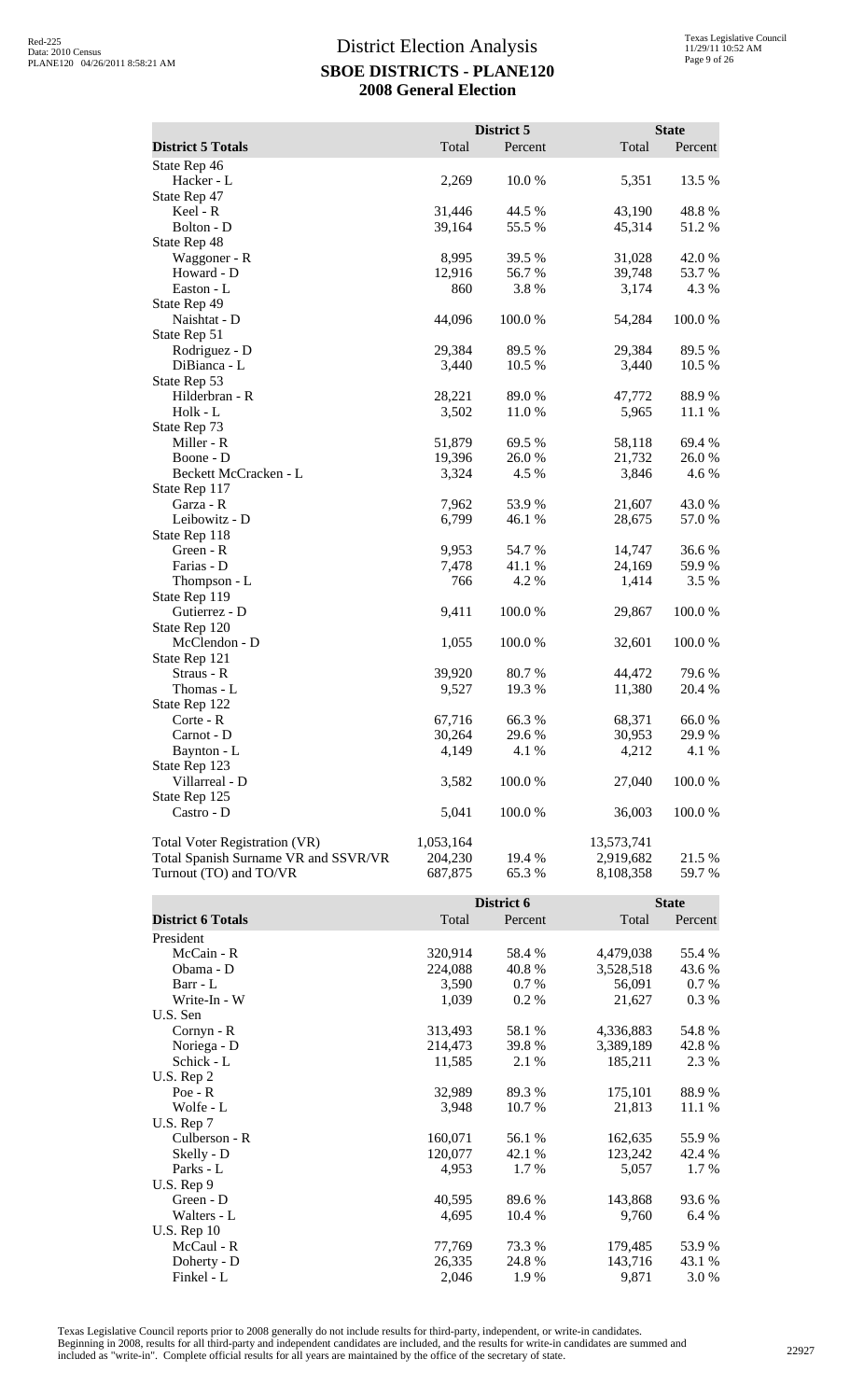# District Election Analysis
## SBOE DISTRICTS - PLANE120
## 2008 General Election

| District 5 Totals | District 5 Total | District 5 Percent | State Total | State Percent |
|---|---|---|---|---|
| State Rep 46 | | | | |
| Hacker - L | 2,269 | 10.0 % | 5,351 | 13.5 % |
| State Rep 47 | | | | |
| Keel - R | 31,446 | 44.5 % | 43,190 | 48.8 % |
| Bolton - D | 39,164 | 55.5 % | 45,314 | 51.2 % |
| State Rep 48 | | | | |
| Waggoner - R | 8,995 | 39.5 % | 31,028 | 42.0 % |
| Howard - D | 12,916 | 56.7 % | 39,748 | 53.7 % |
| Easton - L | 860 | 3.8 % | 3,174 | 4.3 % |
| State Rep 49 | | | | |
| Naishtat - D | 44,096 | 100.0 % | 54,284 | 100.0 % |
| State Rep 51 | | | | |
| Rodriguez - D | 29,384 | 89.5 % | 29,384 | 89.5 % |
| DiBianca - L | 3,440 | 10.5 % | 3,440 | 10.5 % |
| State Rep 53 | | | | |
| Hilderbran - R | 28,221 | 89.0 % | 47,772 | 88.9 % |
| Holk - L | 3,502 | 11.0 % | 5,965 | 11.1 % |
| State Rep 73 | | | | |
| Miller - R | 51,879 | 69.5 % | 58,118 | 69.4 % |
| Boone - D | 19,396 | 26.0 % | 21,732 | 26.0 % |
| Beckett McCracken - L | 3,324 | 4.5 % | 3,846 | 4.6 % |
| State Rep 117 | | | | |
| Garza - R | 7,962 | 53.9 % | 21,607 | 43.0 % |
| Leibowitz - D | 6,799 | 46.1 % | 28,675 | 57.0 % |
| State Rep 118 | | | | |
| Green - R | 9,953 | 54.7 % | 14,747 | 36.6 % |
| Farias - D | 7,478 | 41.1 % | 24,169 | 59.9 % |
| Thompson - L | 766 | 4.2 % | 1,414 | 3.5 % |
| State Rep 119 | | | | |
| Gutierrez - D | 9,411 | 100.0 % | 29,867 | 100.0 % |
| State Rep 120 | | | | |
| McClendon - D | 1,055 | 100.0 % | 32,601 | 100.0 % |
| State Rep 121 | | | | |
| Straus - R | 39,920 | 80.7 % | 44,472 | 79.6 % |
| Thomas - L | 9,527 | 19.3 % | 11,380 | 20.4 % |
| State Rep 122 | | | | |
| Corte - R | 67,716 | 66.3 % | 68,371 | 66.0 % |
| Carnot - D | 30,264 | 29.6 % | 30,953 | 29.9 % |
| Baynton - L | 4,149 | 4.1 % | 4,212 | 4.1 % |
| State Rep 123 | | | | |
| Villarreal - D | 3,582 | 100.0 % | 27,040 | 100.0 % |
| State Rep 125 | | | | |
| Castro - D | 5,041 | 100.0 % | 36,003 | 100.0 % |
| | | | | |
| Total Voter Registration (VR) | 1,053,164 | | 13,573,741 | |
| Total Spanish Surname VR and SSVR/VR | 204,230 | 19.4 % | 2,919,682 | 21.5 % |
| Turnout (TO) and TO/VR | 687,875 | 65.3 % | 8,108,358 | 59.7 % |

| District 6 Totals | District 6 Total | District 6 Percent | State Total | State Percent |
|---|---|---|---|---|
| President | | | | |
| McCain - R | 320,914 | 58.4 % | 4,479,038 | 55.4 % |
| Obama - D | 224,088 | 40.8 % | 3,528,518 | 43.6 % |
| Barr - L | 3,590 | 0.7 % | 56,091 | 0.7 % |
| Write-In - W | 1,039 | 0.2 % | 21,627 | 0.3 % |
| U.S. Sen | | | | |
| Cornyn - R | 313,493 | 58.1 % | 4,336,883 | 54.8 % |
| Noriega - D | 214,473 | 39.8 % | 3,389,189 | 42.8 % |
| Schick - L | 11,585 | 2.1 % | 185,211 | 2.3 % |
| U.S. Rep 2 | | | | |
| Poe - R | 32,989 | 89.3 % | 175,101 | 88.9 % |
| Wolfe - L | 3,948 | 10.7 % | 21,813 | 11.1 % |
| U.S. Rep 7 | | | | |
| Culberson - R | 160,071 | 56.1 % | 162,635 | 55.9 % |
| Skelly - D | 120,077 | 42.1 % | 123,242 | 42.4 % |
| Parks - L | 4,953 | 1.7 % | 5,057 | 1.7 % |
| U.S. Rep 9 | | | | |
| Green - D | 40,595 | 89.6 % | 143,868 | 93.6 % |
| Walters - L | 4,695 | 10.4 % | 9,760 | 6.4 % |
| U.S. Rep 10 | | | | |
| McCaul - R | 77,769 | 73.3 % | 179,485 | 53.9 % |
| Doherty - D | 26,335 | 24.8 % | 143,716 | 43.1 % |
| Finkel - L | 2,046 | 1.9 % | 9,871 | 3.0 % |

Texas Legislative Council reports prior to 2008 generally do not include results for third-party, independent, or write-in candidates. Beginning in 2008, results for all third-party and independent candidates are included, and the results for write-in candidates are summed and included as "write-in". Complete official results for all years are maintained by the office of the secretary of state.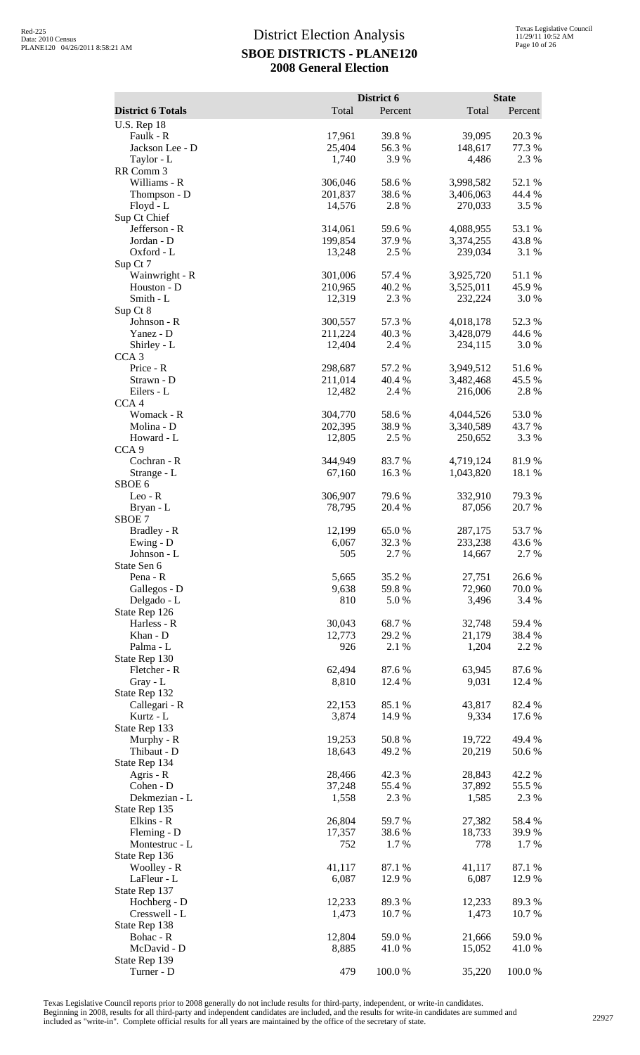# District Election Analysis

## SBOE DISTRICTS - PLANE120

## 2008 General Election

| District 6 Totals | District 6 Total | District 6 Percent | State Total | State Percent |
|---|---|---|---|---|
| U.S. Rep 18 | | | | |
| Faulk - R | 17,961 | 39.8 % | 39,095 | 20.3 % |
| Jackson Lee - D | 25,404 | 56.3 % | 148,617 | 77.3 % |
| Taylor - L | 1,740 | 3.9 % | 4,486 | 2.3 % |
| RR Comm 3 | | | | |
| Williams - R | 306,046 | 58.6 % | 3,998,582 | 52.1 % |
| Thompson - D | 201,837 | 38.6 % | 3,406,063 | 44.4 % |
| Floyd - L | 14,576 | 2.8 % | 270,033 | 3.5 % |
| Sup Ct Chief | | | | |
| Jefferson - R | 314,061 | 59.6 % | 4,088,955 | 53.1 % |
| Jordan - D | 199,854 | 37.9 % | 3,374,255 | 43.8 % |
| Oxford - L | 13,248 | 2.5 % | 239,034 | 3.1 % |
| Sup Ct 7 | | | | |
| Wainwright - R | 301,006 | 57.4 % | 3,925,720 | 51.1 % |
| Houston - D | 210,965 | 40.2 % | 3,525,011 | 45.9 % |
| Smith - L | 12,319 | 2.3 % | 232,224 | 3.0 % |
| Sup Ct 8 | | | | |
| Johnson - R | 300,557 | 57.3 % | 4,018,178 | 52.3 % |
| Yanez - D | 211,224 | 40.3 % | 3,428,079 | 44.6 % |
| Shirley - L | 12,404 | 2.4 % | 234,115 | 3.0 % |
| CCA 3 | | | | |
| Price - R | 298,687 | 57.2 % | 3,949,512 | 51.6 % |
| Strawn - D | 211,014 | 40.4 % | 3,482,468 | 45.5 % |
| Eilers - L | 12,482 | 2.4 % | 216,006 | 2.8 % |
| CCA 4 | | | | |
| Womack - R | 304,770 | 58.6 % | 4,044,526 | 53.0 % |
| Molina - D | 202,395 | 38.9 % | 3,340,589 | 43.7 % |
| Howard - L | 12,805 | 2.5 % | 250,652 | 3.3 % |
| CCA 9 | | | | |
| Cochran - R | 344,949 | 83.7 % | 4,719,124 | 81.9 % |
| Strange - L | 67,160 | 16.3 % | 1,043,820 | 18.1 % |
| SBOE 6 | | | | |
| Leo - R | 306,907 | 79.6 % | 332,910 | 79.3 % |
| Bryan - L | 78,795 | 20.4 % | 87,056 | 20.7 % |
| SBOE 7 | | | | |
| Bradley - R | 12,199 | 65.0 % | 287,175 | 53.7 % |
| Ewing - D | 6,067 | 32.3 % | 233,238 | 43.6 % |
| Johnson - L | 505 | 2.7 % | 14,667 | 2.7 % |
| State Sen 6 | | | | |
| Pena - R | 5,665 | 35.2 % | 27,751 | 26.6 % |
| Gallegos - D | 9,638 | 59.8 % | 72,960 | 70.0 % |
| Delgado - L | 810 | 5.0 % | 3,496 | 3.4 % |
| State Rep 126 | | | | |
| Harless - R | 30,043 | 68.7 % | 32,748 | 59.4 % |
| Khan - D | 12,773 | 29.2 % | 21,179 | 38.4 % |
| Palma - L | 926 | 2.1 % | 1,204 | 2.2 % |
| State Rep 130 | | | | |
| Fletcher - R | 62,494 | 87.6 % | 63,945 | 87.6 % |
| Gray - L | 8,810 | 12.4 % | 9,031 | 12.4 % |
| State Rep 132 | | | | |
| Callegari - R | 22,153 | 85.1 % | 43,817 | 82.4 % |
| Kurtz - L | 3,874 | 14.9 % | 9,334 | 17.6 % |
| State Rep 133 | | | | |
| Murphy - R | 19,253 | 50.8 % | 19,722 | 49.4 % |
| Thibaut - D | 18,643 | 49.2 % | 20,219 | 50.6 % |
| State Rep 134 | | | | |
| Agris - R | 28,466 | 42.3 % | 28,843 | 42.2 % |
| Cohen - D | 37,248 | 55.4 % | 37,892 | 55.5 % |
| Dekmezian - L | 1,558 | 2.3 % | 1,585 | 2.3 % |
| State Rep 135 | | | | |
| Elkins - R | 26,804 | 59.7 % | 27,382 | 58.4 % |
| Fleming - D | 17,357 | 38.6 % | 18,733 | 39.9 % |
| Montestruc - L | 752 | 1.7 % | 778 | 1.7 % |
| State Rep 136 | | | | |
| Woolley - R | 41,117 | 87.1 % | 41,117 | 87.1 % |
| LaFleur - L | 6,087 | 12.9 % | 6,087 | 12.9 % |
| State Rep 137 | | | | |
| Hochberg - D | 12,233 | 89.3 % | 12,233 | 89.3 % |
| Cresswell - L | 1,473 | 10.7 % | 1,473 | 10.7 % |
| State Rep 138 | | | | |
| Bohac - R | 12,804 | 59.0 % | 21,666 | 59.0 % |
| McDavid - D | 8,885 | 41.0 % | 15,052 | 41.0 % |
| State Rep 139 | | | | |
| Turner - D | 479 | 100.0 % | 35,220 | 100.0 % |

Texas Legislative Council reports prior to 2008 generally do not include results for third-party, independent, or write-in candidates. Beginning in 2008, results for all third-party and independent candidates are included, and the results for write-in candidates are summed and included as "write-in". Complete official results for all years are maintained by the office of the secretary of state.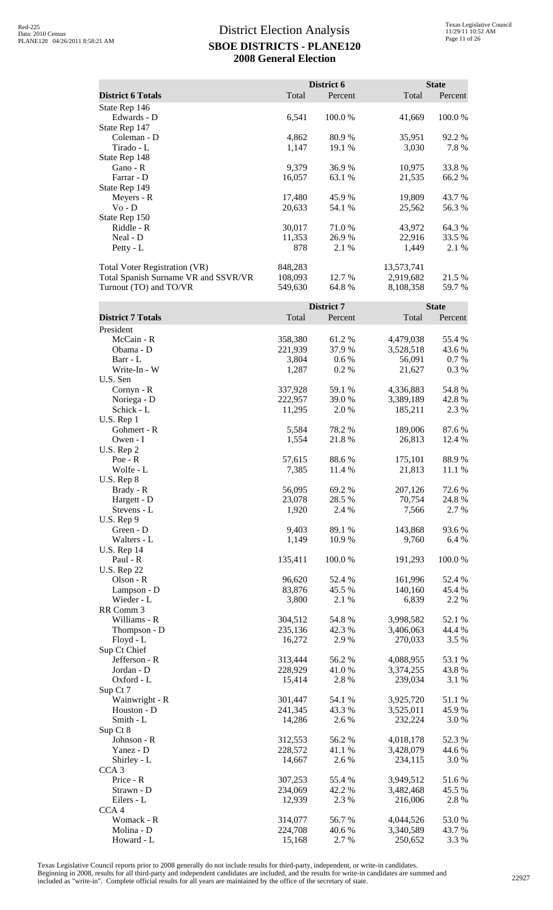# District Election Analysis

## SBOE DISTRICTS - PLANE120

## 2008 General Election

| District 6 Totals | District 6 Total | District 6 Percent | State Total | State Percent |
|---|---|---|---|---|
| State Rep 146 | | | | |
| Edwards - D | 6,541 | 100.0 % | 41,669 | 100.0 % |
| State Rep 147 | | | | |
| Coleman - D | 4,862 | 80.9 % | 35,951 | 92.2 % |
| Tirado - L | 1,147 | 19.1 % | 3,030 | 7.8 % |
| State Rep 148 | | | | |
| Gano - R | 9,379 | 36.9 % | 10,975 | 33.8 % |
| Farrar - D | 16,057 | 63.1 % | 21,535 | 66.2 % |
| State Rep 149 | | | | |
| Meyers - R | 17,480 | 45.9 % | 19,809 | 43.7 % |
| Vo - D | 20,633 | 54.1 % | 25,562 | 56.3 % |
| State Rep 150 | | | | |
| Riddle - R | 30,017 | 71.0 % | 43,972 | 64.3 % |
| Neal - D | 11,353 | 26.9 % | 22,916 | 33.5 % |
| Petty - L | 878 | 2.1 % | 1,449 | 2.1 % |
| Total Voter Registration (VR) | 848,283 | | 13,573,741 | |
| Total Spanish Surname VR and SSVR/VR | 108,093 | 12.7 % | 2,919,682 | 21.5 % |
| Turnout (TO) and TO/VR | 549,630 | 64.8 % | 8,108,358 | 59.7 % |

| District 7 Totals | District 7 Total | District 7 Percent | State Total | State Percent |
|---|---|---|---|---|
| President | | | | |
| McCain - R | 358,380 | 61.2 % | 4,479,038 | 55.4 % |
| Obama - D | 221,939 | 37.9 % | 3,528,518 | 43.6 % |
| Barr - L | 3,804 | 0.6 % | 56,091 | 0.7 % |
| Write-In - W | 1,287 | 0.2 % | 21,627 | 0.3 % |
| U.S. Sen | | | | |
| Cornyn - R | 337,928 | 59.1 % | 4,336,883 | 54.8 % |
| Noriega - D | 222,957 | 39.0 % | 3,389,189 | 42.8 % |
| Schick - L | 11,295 | 2.0 % | 185,211 | 2.3 % |
| U.S. Rep 1 | | | | |
| Gohmert - R | 5,584 | 78.2 % | 189,006 | 87.6 % |
| Owen - I | 1,554 | 21.8 % | 26,813 | 12.4 % |
| U.S. Rep 2 | | | | |
| Poe - R | 57,615 | 88.6 % | 175,101 | 88.9 % |
| Wolfe - L | 7,385 | 11.4 % | 21,813 | 11.1 % |
| U.S. Rep 8 | | | | |
| Brady - R | 56,095 | 69.2 % | 207,126 | 72.6 % |
| Hargett - D | 23,078 | 28.5 % | 70,754 | 24.8 % |
| Stevens - L | 1,920 | 2.4 % | 7,566 | 2.7 % |
| U.S. Rep 9 | | | | |
| Green - D | 9,403 | 89.1 % | 143,868 | 93.6 % |
| Walters - L | 1,149 | 10.9 % | 9,760 | 6.4 % |
| U.S. Rep 14 | | | | |
| Paul - R | 135,411 | 100.0 % | 191,293 | 100.0 % |
| U.S. Rep 22 | | | | |
| Olson - R | 96,620 | 52.4 % | 161,996 | 52.4 % |
| Lampson - D | 83,876 | 45.5 % | 140,160 | 45.4 % |
| Wieder - L | 3,800 | 2.1 % | 6,839 | 2.2 % |
| RR Comm 3 | | | | |
| Williams - R | 304,512 | 54.8 % | 3,998,582 | 52.1 % |
| Thompson - D | 235,136 | 42.3 % | 3,406,063 | 44.4 % |
| Floyd - L | 16,272 | 2.9 % | 270,033 | 3.5 % |
| Sup Ct Chief | | | | |
| Jefferson - R | 313,444 | 56.2 % | 4,088,955 | 53.1 % |
| Jordan - D | 228,929 | 41.0 % | 3,374,255 | 43.8 % |
| Oxford - L | 15,414 | 2.8 % | 239,034 | 3.1 % |
| Sup Ct 7 | | | | |
| Wainwright - R | 301,447 | 54.1 % | 3,925,720 | 51.1 % |
| Houston - D | 241,345 | 43.3 % | 3,525,011 | 45.9 % |
| Smith - L | 14,286 | 2.6 % | 232,224 | 3.0 % |
| Sup Ct 8 | | | | |
| Johnson - R | 312,553 | 56.2 % | 4,018,178 | 52.3 % |
| Yanez - D | 228,572 | 41.1 % | 3,428,079 | 44.6 % |
| Shirley - L | 14,667 | 2.6 % | 234,115 | 3.0 % |
| CCA 3 | | | | |
| Price - R | 307,253 | 55.4 % | 3,949,512 | 51.6 % |
| Strawn - D | 234,069 | 42.2 % | 3,482,468 | 45.5 % |
| Eilers - L | 12,939 | 2.3 % | 216,006 | 2.8 % |
| CCA 4 | | | | |
| Womack - R | 314,077 | 56.7 % | 4,044,526 | 53.0 % |
| Molina - D | 224,708 | 40.6 % | 3,340,589 | 43.7 % |
| Howard - L | 15,168 | 2.7 % | 250,652 | 3.3 % |

Texas Legislative Council reports prior to 2008 generally do not include results for third-party, independent, or write-in candidates. Beginning in 2008, results for all third-party and independent candidates are included, and the results for write-in candidates are summed and included as "write-in". Complete official results for all years are maintained by the office of the secretary of state.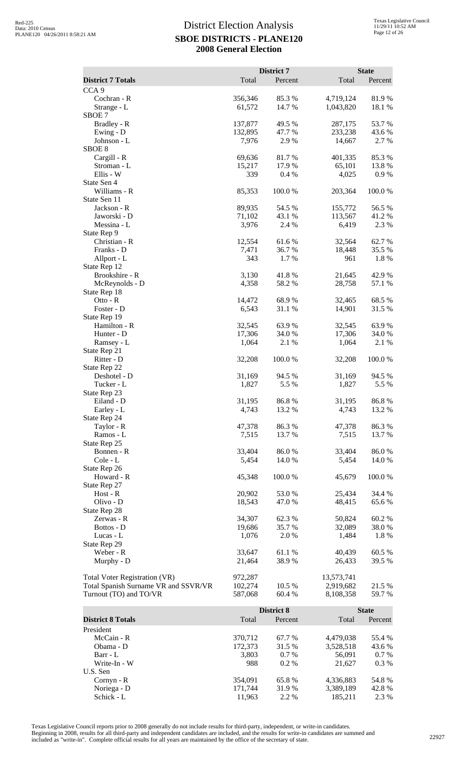# District Election Analysis
## SBOE DISTRICTS - PLANE120
## 2008 General Election

| District 7 Totals | District 7 Total | District 7 Percent | State Total | State Percent |
|---|---|---|---|---|
| CCA 9 | | | | |
| Cochran - R | 356,346 | 85.3 % | 4,719,124 | 81.9 % |
| Strange - L | 61,572 | 14.7 % | 1,043,820 | 18.1 % |
| SBOE 7 | | | | |
| Bradley - R | 137,877 | 49.5 % | 287,175 | 53.7 % |
| Ewing - D | 132,895 | 47.7 % | 233,238 | 43.6 % |
| Johnson - L | 7,976 | 2.9 % | 14,667 | 2.7 % |
| SBOE 8 | | | | |
| Cargill - R | 69,636 | 81.7 % | 401,335 | 85.3 % |
| Stroman - L | 15,217 | 17.9 % | 65,101 | 13.8 % |
| Ellis - W | 339 | 0.4 % | 4,025 | 0.9 % |
| State Sen 4 | | | | |
| Williams - R | 85,353 | 100.0 % | 203,364 | 100.0 % |
| State Sen 11 | | | | |
| Jackson - R | 89,935 | 54.5 % | 155,772 | 56.5 % |
| Jaworski - D | 71,102 | 43.1 % | 113,567 | 41.2 % |
| Messina - L | 3,976 | 2.4 % | 6,419 | 2.3 % |
| State Rep 9 | | | | |
| Christian - R | 12,554 | 61.6 % | 32,564 | 62.7 % |
| Franks - D | 7,471 | 36.7 % | 18,448 | 35.5 % |
| Allport - L | 343 | 1.7 % | 961 | 1.8 % |
| State Rep 12 | | | | |
| Brookshire - R | 3,130 | 41.8 % | 21,645 | 42.9 % |
| McReynolds - D | 4,358 | 58.2 % | 28,758 | 57.1 % |
| State Rep 18 | | | | |
| Otto - R | 14,472 | 68.9 % | 32,465 | 68.5 % |
| Foster - D | 6,543 | 31.1 % | 14,901 | 31.5 % |
| State Rep 19 | | | | |
| Hamilton - R | 32,545 | 63.9 % | 32,545 | 63.9 % |
| Hunter - D | 17,306 | 34.0 % | 17,306 | 34.0 % |
| Ramsey - L | 1,064 | 2.1 % | 1,064 | 2.1 % |
| State Rep 21 | | | | |
| Ritter - D | 32,208 | 100.0 % | 32,208 | 100.0 % |
| State Rep 22 | | | | |
| Deshotel - D | 31,169 | 94.5 % | 31,169 | 94.5 % |
| Tucker - L | 1,827 | 5.5 % | 1,827 | 5.5 % |
| State Rep 23 | | | | |
| Eiland - D | 31,195 | 86.8 % | 31,195 | 86.8 % |
| Earley - L | 4,743 | 13.2 % | 4,743 | 13.2 % |
| State Rep 24 | | | | |
| Taylor - R | 47,378 | 86.3 % | 47,378 | 86.3 % |
| Ramos - L | 7,515 | 13.7 % | 7,515 | 13.7 % |
| State Rep 25 | | | | |
| Bonnen - R | 33,404 | 86.0 % | 33,404 | 86.0 % |
| Cole - L | 5,454 | 14.0 % | 5,454 | 14.0 % |
| State Rep 26 | | | | |
| Howard - R | 45,348 | 100.0 % | 45,679 | 100.0 % |
| State Rep 27 | | | | |
| Host - R | 20,902 | 53.0 % | 25,434 | 34.4 % |
| Olivo - D | 18,543 | 47.0 % | 48,415 | 65.6 % |
| State Rep 28 | | | | |
| Zerwas - R | 34,307 | 62.3 % | 50,824 | 60.2 % |
| Bottos - D | 19,686 | 35.7 % | 32,089 | 38.0 % |
| Lucas - L | 1,076 | 2.0 % | 1,484 | 1.8 % |
| State Rep 29 | | | | |
| Weber - R | 33,647 | 61.1 % | 40,439 | 60.5 % |
| Murphy - D | 21,464 | 38.9 % | 26,433 | 39.5 % |
| | | | | |
| Total Voter Registration (VR) | 972,287 | | 13,573,741 | |
| Total Spanish Surname VR and SSVR/VR | 102,274 | 10.5 % | 2,919,682 | 21.5 % |
| Turnout (TO) and TO/VR | 587,068 | 60.4 % | 8,108,358 | 59.7 % |

| District 8 Totals | District 8 Total | District 8 Percent | State Total | State Percent |
|---|---|---|---|---|
| President | | | | |
| McCain - R | 370,712 | 67.7 % | 4,479,038 | 55.4 % |
| Obama - D | 172,373 | 31.5 % | 3,528,518 | 43.6 % |
| Barr - L | 3,803 | 0.7 % | 56,091 | 0.7 % |
| Write-In - W | 988 | 0.2 % | 21,627 | 0.3 % |
| U.S. Sen | | | | |
| Cornyn - R | 354,091 | 65.8 % | 4,336,883 | 54.8 % |
| Noriega - D | 171,744 | 31.9 % | 3,389,189 | 42.8 % |
| Schick - L | 11,963 | 2.2 % | 185,211 | 2.3 % |

Texas Legislative Council reports prior to 2008 generally do not include results for third-party, independent, or write-in candidates. Beginning in 2008, results for all third-party and independent candidates are included, and the results for write-in candidates are summed and included as "write-in". Complete official results for all years are maintained by the office of the secretary of state.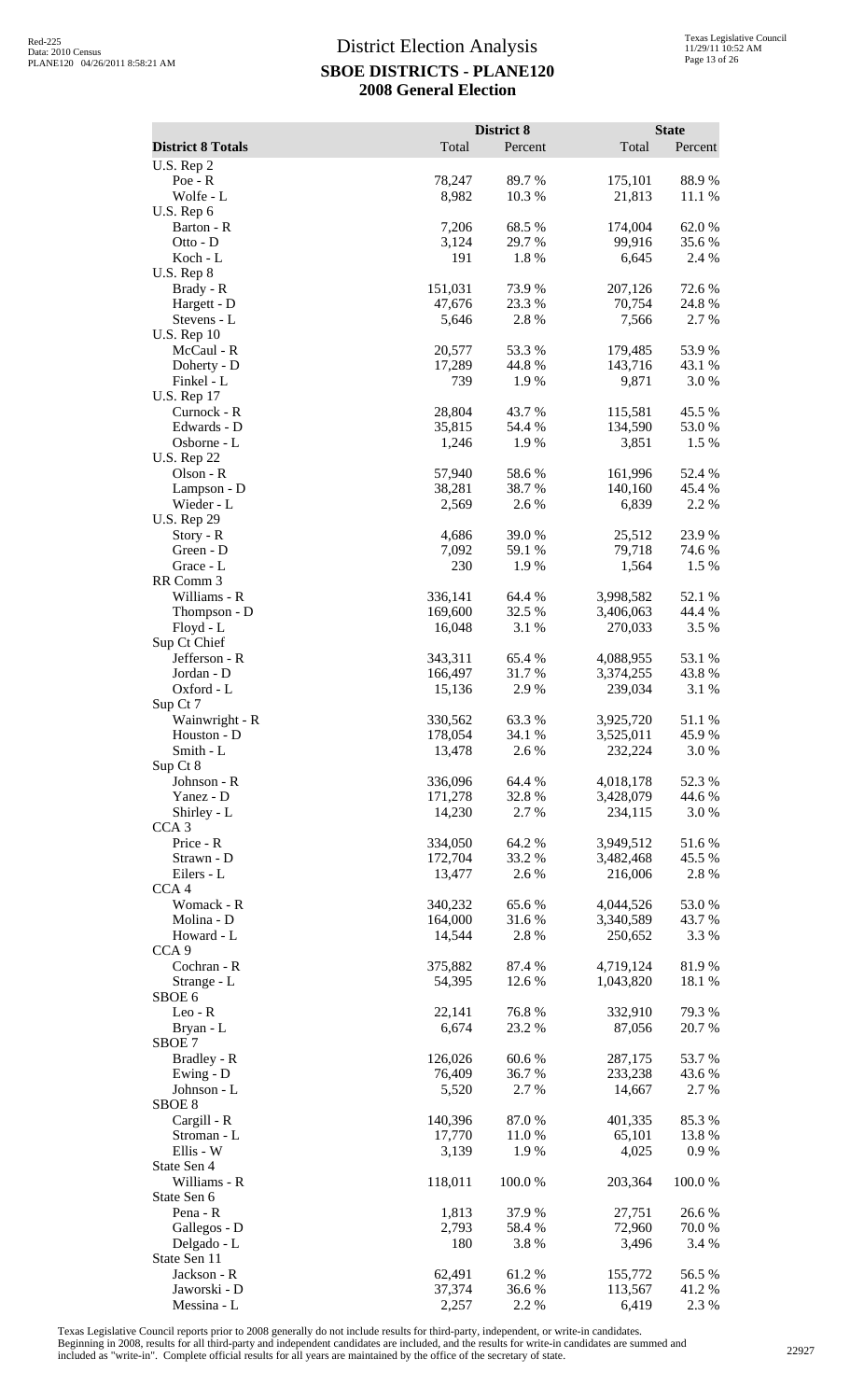# District Election Analysis
## SBOE DISTRICTS - PLANE120
## 2008 General Election

Red-225
Data: 2010 Census
PLANE120 04/26/2011 8:58:21 AM

Texas Legislative Council
11/29/11 10:52 AM

| District 8 Totals | District 8 Total | District 8 Percent | State Total | State Percent |
|---|---|---|---|---|
| U.S. Rep 2 | | | | |
| Poe - R | 78,247 | 89.7 % | 175,101 | 88.9 % |
| Wolfe - L | 8,982 | 10.3 % | 21,813 | 11.1 % |
| U.S. Rep 6 | | | | |
| Barton - R | 7,206 | 68.5 % | 174,004 | 62.0 % |
| Otto - D | 3,124 | 29.7 % | 99,916 | 35.6 % |
| Koch - L | 191 | 1.8 % | 6,645 | 2.4 % |
| U.S. Rep 8 | | | | |
| Brady - R | 151,031 | 73.9 % | 207,126 | 72.6 % |
| Hargett - D | 47,676 | 23.3 % | 70,754 | 24.8 % |
| Stevens - L | 5,646 | 2.8 % | 7,566 | 2.7 % |
| U.S. Rep 10 | | | | |
| McCaul - R | 20,577 | 53.3 % | 179,485 | 53.9 % |
| Doherty - D | 17,289 | 44.8 % | 143,716 | 43.1 % |
| Finkel - L | 739 | 1.9 % | 9,871 | 3.0 % |
| U.S. Rep 17 | | | | |
| Curnock - R | 28,804 | 43.7 % | 115,581 | 45.5 % |
| Edwards - D | 35,815 | 54.4 % | 134,590 | 53.0 % |
| Osborne - L | 1,246 | 1.9 % | 3,851 | 1.5 % |
| U.S. Rep 22 | | | | |
| Olson - R | 57,940 | 58.6 % | 161,996 | 52.4 % |
| Lampson - D | 38,281 | 38.7 % | 140,160 | 45.4 % |
| Wieder - L | 2,569 | 2.6 % | 6,839 | 2.2 % |
| U.S. Rep 29 | | | | |
| Story - R | 4,686 | 39.0 % | 25,512 | 23.9 % |
| Green - D | 7,092 | 59.1 % | 79,718 | 74.6 % |
| Grace - L | 230 | 1.9 % | 1,564 | 1.5 % |
| RR Comm 3 | | | | |
| Williams - R | 336,141 | 64.4 % | 3,998,582 | 52.1 % |
| Thompson - D | 169,600 | 32.5 % | 3,406,063 | 44.4 % |
| Floyd - L | 16,048 | 3.1 % | 270,033 | 3.5 % |
| Sup Ct Chief | | | | |
| Jefferson - R | 343,311 | 65.4 % | 4,088,955 | 53.1 % |
| Jordan - D | 166,497 | 31.7 % | 3,374,255 | 43.8 % |
| Oxford - L | 15,136 | 2.9 % | 239,034 | 3.1 % |
| Sup Ct 7 | | | | |
| Wainwright - R | 330,562 | 63.3 % | 3,925,720 | 51.1 % |
| Houston - D | 178,054 | 34.1 % | 3,525,011 | 45.9 % |
| Smith - L | 13,478 | 2.6 % | 232,224 | 3.0 % |
| Sup Ct 8 | | | | |
| Johnson - R | 336,096 | 64.4 % | 4,018,178 | 52.3 % |
| Yanez - D | 171,278 | 32.8 % | 3,428,079 | 44.6 % |
| Shirley - L | 14,230 | 2.7 % | 234,115 | 3.0 % |
| CCA 3 | | | | |
| Price - R | 334,050 | 64.2 % | 3,949,512 | 51.6 % |
| Strawn - D | 172,704 | 33.2 % | 3,482,468 | 45.5 % |
| Eilers - L | 13,477 | 2.6 % | 216,006 | 2.8 % |
| CCA 4 | | | | |
| Womack - R | 340,232 | 65.6 % | 4,044,526 | 53.0 % |
| Molina - D | 164,000 | 31.6 % | 3,340,589 | 43.7 % |
| Howard - L | 14,544 | 2.8 % | 250,652 | 3.3 % |
| CCA 9 | | | | |
| Cochran - R | 375,882 | 87.4 % | 4,719,124 | 81.9 % |
| Strange - L | 54,395 | 12.6 % | 1,043,820 | 18.1 % |
| SBOE 6 | | | | |
| Leo - R | 22,141 | 76.8 % | 332,910 | 79.3 % |
| Bryan - L | 6,674 | 23.2 % | 87,056 | 20.7 % |
| SBOE 7 | | | | |
| Bradley - R | 126,026 | 60.6 % | 287,175 | 53.7 % |
| Ewing - D | 76,409 | 36.7 % | 233,238 | 43.6 % |
| Johnson - L | 5,520 | 2.7 % | 14,667 | 2.7 % |
| SBOE 8 | | | | |
| Cargill - R | 140,396 | 87.0 % | 401,335 | 85.3 % |
| Stroman - L | 17,770 | 11.0 % | 65,101 | 13.8 % |
| Ellis - W | 3,139 | 1.9 % | 4,025 | 0.9 % |
| State Sen 4 | | | | |
| Williams - R | 118,011 | 100.0 % | 203,364 | 100.0 % |
| State Sen 6 | | | | |
| Pena - R | 1,813 | 37.9 % | 27,751 | 26.6 % |
| Gallegos - D | 2,793 | 58.4 % | 72,960 | 70.0 % |
| Delgado - L | 180 | 3.8 % | 3,496 | 3.4 % |
| State Sen 11 | | | | |
| Jackson - R | 62,491 | 61.2 % | 155,772 | 56.5 % |
| Jaworski - D | 37,374 | 36.6 % | 113,567 | 41.2 % |
| Messina - L | 2,257 | 2.2 % | 6,419 | 2.3 % |

Texas Legislative Council reports prior to 2008 generally do not include results for third-party, independent, or write-in candidates. Beginning in 2008, results for all third-party and independent candidates are included, and the results for write-in candidates are summed and included as "write-in". Complete official results for all years are maintained by the office of the secretary of state.

22927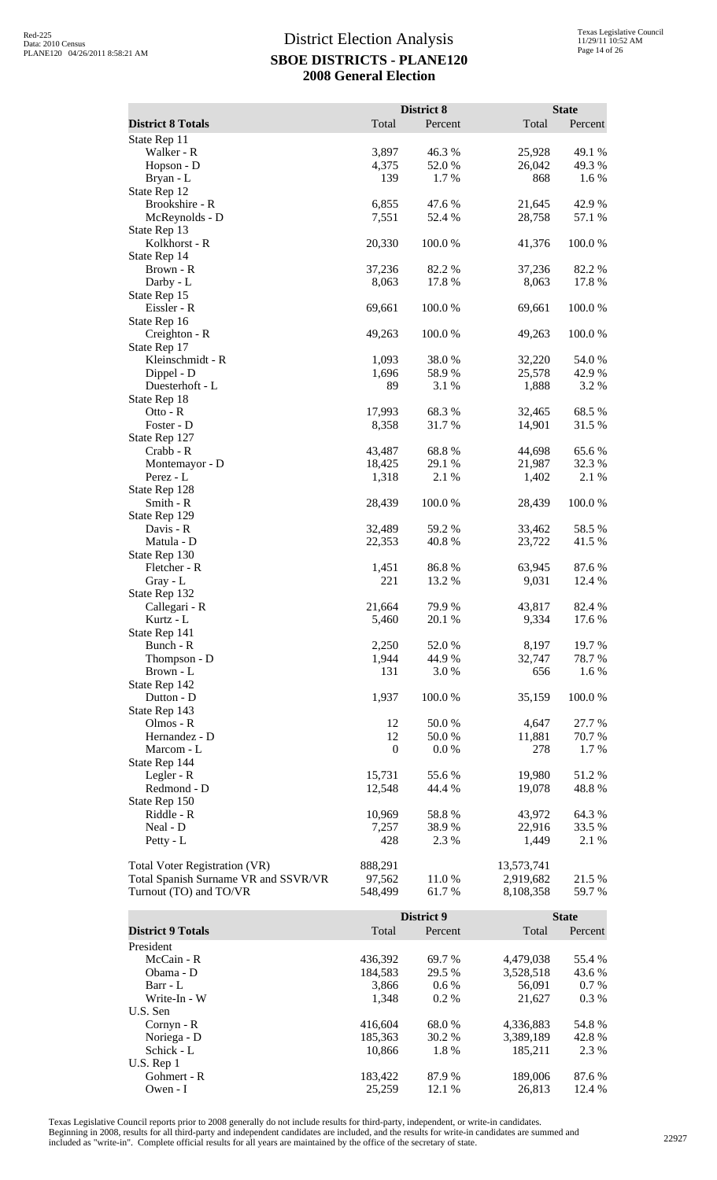# District Election Analysis

## SBOE DISTRICTS - PLANE120

## 2008 General Election

| District 8 Totals | District 8 Total | District 8 Percent | State Total | State Percent |
|---|---|---|---|---|
| State Rep 11 | | | | |
| Walker - R | 3,897 | 46.3 % | 25,928 | 49.1 % |
| Hopson - D | 4,375 | 52.0 % | 26,042 | 49.3 % |
| Bryan - L | 139 | 1.7 % | 868 | 1.6 % |
| State Rep 12 | | | | |
| Brookshire - R | 6,855 | 47.6 % | 21,645 | 42.9 % |
| McReynolds - D | 7,551 | 52.4 % | 28,758 | 57.1 % |
| State Rep 13 | | | | |
| Kolkhorst - R | 20,330 | 100.0 % | 41,376 | 100.0 % |
| State Rep 14 | | | | |
| Brown - R | 37,236 | 82.2 % | 37,236 | 82.2 % |
| Darby - L | 8,063 | 17.8 % | 8,063 | 17.8 % |
| State Rep 15 | | | | |
| Eissler - R | 69,661 | 100.0 % | 69,661 | 100.0 % |
| State Rep 16 | | | | |
| Creighton - R | 49,263 | 100.0 % | 49,263 | 100.0 % |
| State Rep 17 | | | | |
| Kleinschmidt - R | 1,093 | 38.0 % | 32,220 | 54.0 % |
| Dippel - D | 1,696 | 58.9 % | 25,578 | 42.9 % |
| Duesterhoft - L | 89 | 3.1 % | 1,888 | 3.2 % |
| State Rep 18 | | | | |
| Otto - R | 17,993 | 68.3 % | 32,465 | 68.5 % |
| Foster - D | 8,358 | 31.7 % | 14,901 | 31.5 % |
| State Rep 127 | | | | |
| Crabb - R | 43,487 | 68.8 % | 44,698 | 65.6 % |
| Montemayor - D | 18,425 | 29.1 % | 21,987 | 32.3 % |
| Perez - L | 1,318 | 2.1 % | 1,402 | 2.1 % |
| State Rep 128 | | | | |
| Smith - R | 28,439 | 100.0 % | 28,439 | 100.0 % |
| State Rep 129 | | | | |
| Davis - R | 32,489 | 59.2 % | 33,462 | 58.5 % |
| Matula - D | 22,353 | 40.8 % | 23,722 | 41.5 % |
| State Rep 130 | | | | |
| Fletcher - R | 1,451 | 86.8 % | 63,945 | 87.6 % |
| Gray - L | 221 | 13.2 % | 9,031 | 12.4 % |
| State Rep 132 | | | | |
| Callegari - R | 21,664 | 79.9 % | 43,817 | 82.4 % |
| Kurtz - L | 5,460 | 20.1 % | 9,334 | 17.6 % |
| State Rep 141 | | | | |
| Bunch - R | 2,250 | 52.0 % | 8,197 | 19.7 % |
| Thompson - D | 1,944 | 44.9 % | 32,747 | 78.7 % |
| Brown - L | 131 | 3.0 % | 656 | 1.6 % |
| State Rep 142 | | | | |
| Dutton - D | 1,937 | 100.0 % | 35,159 | 100.0 % |
| State Rep 143 | | | | |
| Olmos - R | 12 | 50.0 % | 4,647 | 27.7 % |
| Hernandez - D | 12 | 50.0 % | 11,881 | 70.7 % |
| Marcom - L | 0 | 0.0 % | 278 | 1.7 % |
| State Rep 144 | | | | |
| Legler - R | 15,731 | 55.6 % | 19,980 | 51.2 % |
| Redmond - D | 12,548 | 44.4 % | 19,078 | 48.8 % |
| State Rep 150 | | | | |
| Riddle - R | 10,969 | 58.8 % | 43,972 | 64.3 % |
| Neal - D | 7,257 | 38.9 % | 22,916 | 33.5 % |
| Petty - L | 428 | 2.3 % | 1,449 | 2.1 % |
| | | | | |
| Total Voter Registration (VR) | 888,291 | | 13,573,741 | |
| Total Spanish Surname VR and SSVR/VR | 97,562 | 11.0 % | 2,919,682 | 21.5 % |
| Turnout (TO) and TO/VR | 548,499 | 61.7 % | 8,108,358 | 59.7 % |

| District 9 Totals | District 9 Total | District 9 Percent | State Total | State Percent |
|---|---|---|---|---|
| President | | | | |
| McCain - R | 436,392 | 69.7 % | 4,479,038 | 55.4 % |
| Obama - D | 184,583 | 29.5 % | 3,528,518 | 43.6 % |
| Barr - L | 3,866 | 0.6 % | 56,091 | 0.7 % |
| Write-In - W | 1,348 | 0.2 % | 21,627 | 0.3 % |
| U.S. Sen | | | | |
| Cornyn - R | 416,604 | 68.0 % | 4,336,883 | 54.8 % |
| Noriega - D | 185,363 | 30.2 % | 3,389,189 | 42.8 % |
| Schick - L | 10,866 | 1.8 % | 185,211 | 2.3 % |
| U.S. Rep 1 | | | | |
| Gohmert - R | 183,422 | 87.9 % | 189,006 | 87.6 % |
| Owen - I | 25,259 | 12.1 % | 26,813 | 12.4 % |

Texas Legislative Council reports prior to 2008 generally do not include results for third-party, independent, or write-in candidates. Beginning in 2008, results for all third-party and independent candidates are included, and the results for write-in candidates are summed and included as "write-in". Complete official results for all years are maintained by the office of the secretary of state.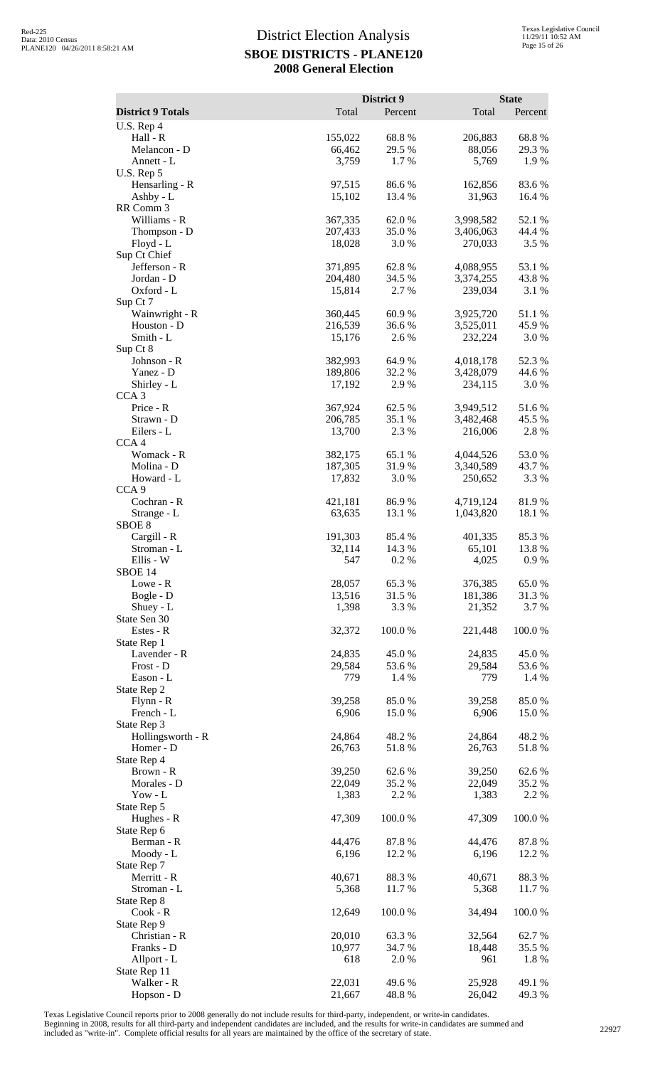# District Election Analysis

## SBOE DISTRICTS - PLANE120

## 2008 General Election

Red-225
Data: 2010 Census
PLANE120 04/26/2011 8:58:21 AM

Texas Legislative Council
11/29/11 10:52 AM

| District 9 Totals | District 9 Total | District 9 Percent | State Total | State Percent |
|---|---|---|---|---|
| U.S. Rep 4 | | | | |
| Hall - R | 155,022 | 68.8 % | 206,883 | 68.8 % |
| Melancon - D | 66,462 | 29.5 % | 88,056 | 29.3 % |
| Annett - L | 3,759 | 1.7 % | 5,769 | 1.9 % |
| U.S. Rep 5 | | | | |
| Hensarling - R | 97,515 | 86.6 % | 162,856 | 83.6 % |
| Ashby - L | 15,102 | 13.4 % | 31,963 | 16.4 % |
| RR Comm 3 | | | | |
| Williams - R | 367,335 | 62.0 % | 3,998,582 | 52.1 % |
| Thompson - D | 207,433 | 35.0 % | 3,406,063 | 44.4 % |
| Floyd - L | 18,028 | 3.0 % | 270,033 | 3.5 % |
| Sup Ct Chief | | | | |
| Jefferson - R | 371,895 | 62.8 % | 4,088,955 | 53.1 % |
| Jordan - D | 204,480 | 34.5 % | 3,374,255 | 43.8 % |
| Oxford - L | 15,814 | 2.7 % | 239,034 | 3.1 % |
| Sup Ct 7 | | | | |
| Wainwright - R | 360,445 | 60.9 % | 3,925,720 | 51.1 % |
| Houston - D | 216,539 | 36.6 % | 3,525,011 | 45.9 % |
| Smith - L | 15,176 | 2.6 % | 232,224 | 3.0 % |
| Sup Ct 8 | | | | |
| Johnson - R | 382,993 | 64.9 % | 4,018,178 | 52.3 % |
| Yanez - D | 189,806 | 32.2 % | 3,428,079 | 44.6 % |
| Shirley - L | 17,192 | 2.9 % | 234,115 | 3.0 % |
| CCA 3 | | | | |
| Price - R | 367,924 | 62.5 % | 3,949,512 | 51.6 % |
| Strawn - D | 206,785 | 35.1 % | 3,482,468 | 45.5 % |
| Eilers - L | 13,700 | 2.3 % | 216,006 | 2.8 % |
| CCA 4 | | | | |
| Womack - R | 382,175 | 65.1 % | 4,044,526 | 53.0 % |
| Molina - D | 187,305 | 31.9 % | 3,340,589 | 43.7 % |
| Howard - L | 17,832 | 3.0 % | 250,652 | 3.3 % |
| CCA 9 | | | | |
| Cochran - R | 421,181 | 86.9 % | 4,719,124 | 81.9 % |
| Strange - L | 63,635 | 13.1 % | 1,043,820 | 18.1 % |
| SBOE 8 | | | | |
| Cargill - R | 191,303 | 85.4 % | 401,335 | 85.3 % |
| Stroman - L | 32,114 | 14.3 % | 65,101 | 13.8 % |
| Ellis - W | 547 | 0.2 % | 4,025 | 0.9 % |
| SBOE 14 | | | | |
| Lowe - R | 28,057 | 65.3 % | 376,385 | 65.0 % |
| Bogle - D | 13,516 | 31.5 % | 181,386 | 31.3 % |
| Shuey - L | 1,398 | 3.3 % | 21,352 | 3.7 % |
| State Sen 30 | | | | |
| Estes - R | 32,372 | 100.0 % | 221,448 | 100.0 % |
| State Rep 1 | | | | |
| Lavender - R | 24,835 | 45.0 % | 24,835 | 45.0 % |
| Frost - D | 29,584 | 53.6 % | 29,584 | 53.6 % |
| Eason - L | 779 | 1.4 % | 779 | 1.4 % |
| State Rep 2 | | | | |
| Flynn - R | 39,258 | 85.0 % | 39,258 | 85.0 % |
| French - L | 6,906 | 15.0 % | 6,906 | 15.0 % |
| State Rep 3 | | | | |
| Hollingsworth - R | 24,864 | 48.2 % | 24,864 | 48.2 % |
| Homer - D | 26,763 | 51.8 % | 26,763 | 51.8 % |
| State Rep 4 | | | | |
| Brown - R | 39,250 | 62.6 % | 39,250 | 62.6 % |
| Morales - D | 22,049 | 35.2 % | 22,049 | 35.2 % |
| Yow - L | 1,383 | 2.2 % | 1,383 | 2.2 % |
| State Rep 5 | | | | |
| Hughes - R | 47,309 | 100.0 % | 47,309 | 100.0 % |
| State Rep 6 | | | | |
| Berman - R | 44,476 | 87.8 % | 44,476 | 87.8 % |
| Moody - L | 6,196 | 12.2 % | 6,196 | 12.2 % |
| State Rep 7 | | | | |
| Merritt - R | 40,671 | 88.3 % | 40,671 | 88.3 % |
| Stroman - L | 5,368 | 11.7 % | 5,368 | 11.7 % |
| State Rep 8 | | | | |
| Cook - R | 12,649 | 100.0 % | 34,494 | 100.0 % |
| State Rep 9 | | | | |
| Christian - R | 20,010 | 63.3 % | 32,564 | 62.7 % |
| Franks - D | 10,977 | 34.7 % | 18,448 | 35.5 % |
| Allport - L | 618 | 2.0 % | 961 | 1.8 % |
| State Rep 11 | | | | |
| Walker - R | 22,031 | 49.6 % | 25,928 | 49.1 % |
| Hopson - D | 21,667 | 48.8 % | 26,042 | 49.3 % |

Texas Legislative Council reports prior to 2008 generally do not include results for third-party, independent, or write-in candidates. Beginning in 2008, results for all third-party and independent candidates are included, and the results for write-in candidates are summed and included as "write-in". Complete official results for all years are maintained by the office of the secretary of state.

22927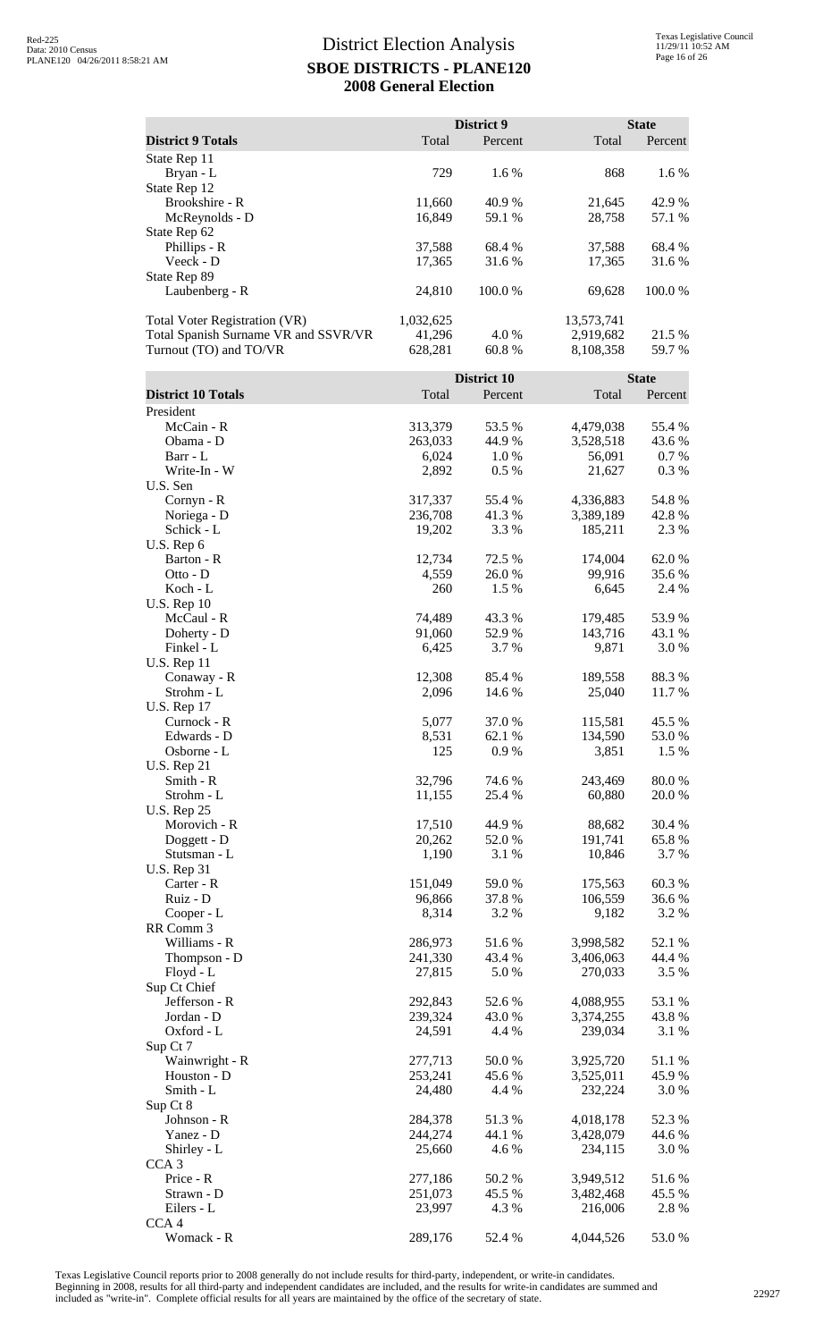# District Election Analysis

## SBOE DISTRICTS - PLANE120

## 2008 General Election

| District 9 Totals | District 9 Total | District 9 Percent | State Total | State Percent |
|---|---|---|---|---|
| State Rep 11 | | | | |
| Bryan - L | 729 | 1.6 % | 868 | 1.6 % |
| State Rep 12 | | | | |
| Brookshire - R | 11,660 | 40.9 % | 21,645 | 42.9 % |
| McReynolds - D | 16,849 | 59.1 % | 28,758 | 57.1 % |
| State Rep 62 | | | | |
| Phillips - R | 37,588 | 68.4 % | 37,588 | 68.4 % |
| Veeck - D | 17,365 | 31.6 % | 17,365 | 31.6 % |
| State Rep 89 | | | | |
| Laubenberg - R | 24,810 | 100.0 % | 69,628 | 100.0 % |
| | | | | |
| Total Voter Registration (VR) | 1,032,625 | | 13,573,741 | |
| Total Spanish Surname VR and SSVR/VR | 41,296 | 4.0 % | 2,919,682 | 21.5 % |
| Turnout (TO) and TO/VR | 628,281 | 60.8 % | 8,108,358 | 59.7 % |

| District 10 Totals | District 10 Total | District 10 Percent | State Total | State Percent |
|---|---|---|---|---|
| President | | | | |
| McCain - R | 313,379 | 53.5 % | 4,479,038 | 55.4 % |
| Obama - D | 263,033 | 44.9 % | 3,528,518 | 43.6 % |
| Barr - L | 6,024 | 1.0 % | 56,091 | 0.7 % |
| Write-In - W | 2,892 | 0.5 % | 21,627 | 0.3 % |
| U.S. Sen | | | | |
| Cornyn - R | 317,337 | 55.4 % | 4,336,883 | 54.8 % |
| Noriega - D | 236,708 | 41.3 % | 3,389,189 | 42.8 % |
| Schick - L | 19,202 | 3.3 % | 185,211 | 2.3 % |
| U.S. Rep 6 | | | | |
| Barton - R | 12,734 | 72.5 % | 174,004 | 62.0 % |
| Otto - D | 4,559 | 26.0 % | 99,916 | 35.6 % |
| Koch - L | 260 | 1.5 % | 6,645 | 2.4 % |
| U.S. Rep 10 | | | | |
| McCaul - R | 74,489 | 43.3 % | 179,485 | 53.9 % |
| Doherty - D | 91,060 | 52.9 % | 143,716 | 43.1 % |
| Finkel - L | 6,425 | 3.7 % | 9,871 | 3.0 % |
| U.S. Rep 11 | | | | |
| Conaway - R | 12,308 | 85.4 % | 189,558 | 88.3 % |
| Strohm - L | 2,096 | 14.6 % | 25,040 | 11.7 % |
| U.S. Rep 17 | | | | |
| Curnock - R | 5,077 | 37.0 % | 115,581 | 45.5 % |
| Edwards - D | 8,531 | 62.1 % | 134,590 | 53.0 % |
| Osborne - L | 125 | 0.9 % | 3,851 | 1.5 % |
| U.S. Rep 21 | | | | |
| Smith - R | 32,796 | 74.6 % | 243,469 | 80.0 % |
| Strohm - L | 11,155 | 25.4 % | 60,880 | 20.0 % |
| U.S. Rep 25 | | | | |
| Morovich - R | 17,510 | 44.9 % | 88,682 | 30.4 % |
| Doggett - D | 20,262 | 52.0 % | 191,741 | 65.8 % |
| Stutsman - L | 1,190 | 3.1 % | 10,846 | 3.7 % |
| U.S. Rep 31 | | | | |
| Carter - R | 151,049 | 59.0 % | 175,563 | 60.3 % |
| Ruiz - D | 96,866 | 37.8 % | 106,559 | 36.6 % |
| Cooper - L | 8,314 | 3.2 % | 9,182 | 3.2 % |
| RR Comm 3 | | | | |
| Williams - R | 286,973 | 51.6 % | 3,998,582 | 52.1 % |
| Thompson - D | 241,330 | 43.4 % | 3,406,063 | 44.4 % |
| Floyd - L | 27,815 | 5.0 % | 270,033 | 3.5 % |
| Sup Ct Chief | | | | |
| Jefferson - R | 292,843 | 52.6 % | 4,088,955 | 53.1 % |
| Jordan - D | 239,324 | 43.0 % | 3,374,255 | 43.8 % |
| Oxford - L | 24,591 | 4.4 % | 239,034 | 3.1 % |
| Sup Ct 7 | | | | |
| Wainwright - R | 277,713 | 50.0 % | 3,925,720 | 51.1 % |
| Houston - D | 253,241 | 45.6 % | 3,525,011 | 45.9 % |
| Smith - L | 24,480 | 4.4 % | 232,224 | 3.0 % |
| Sup Ct 8 | | | | |
| Johnson - R | 284,378 | 51.3 % | 4,018,178 | 52.3 % |
| Yanez - D | 244,274 | 44.1 % | 3,428,079 | 44.6 % |
| Shirley - L | 25,660 | 4.6 % | 234,115 | 3.0 % |
| CCA 3 | | | | |
| Price - R | 277,186 | 50.2 % | 3,949,512 | 51.6 % |
| Strawn - D | 251,073 | 45.5 % | 3,482,468 | 45.5 % |
| Eilers - L | 23,997 | 4.3 % | 216,006 | 2.8 % |
| CCA 4 | | | | |
| Womack - R | 289,176 | 52.4 % | 4,044,526 | 53.0 % |

Texas Legislative Council reports prior to 2008 generally do not include results for third-party, independent, or write-in candidates. Beginning in 2008, results for all third-party and independent candidates are included, and the results for write-in candidates are summed and included as "write-in". Complete official results for all years are maintained by the office of the secretary of state.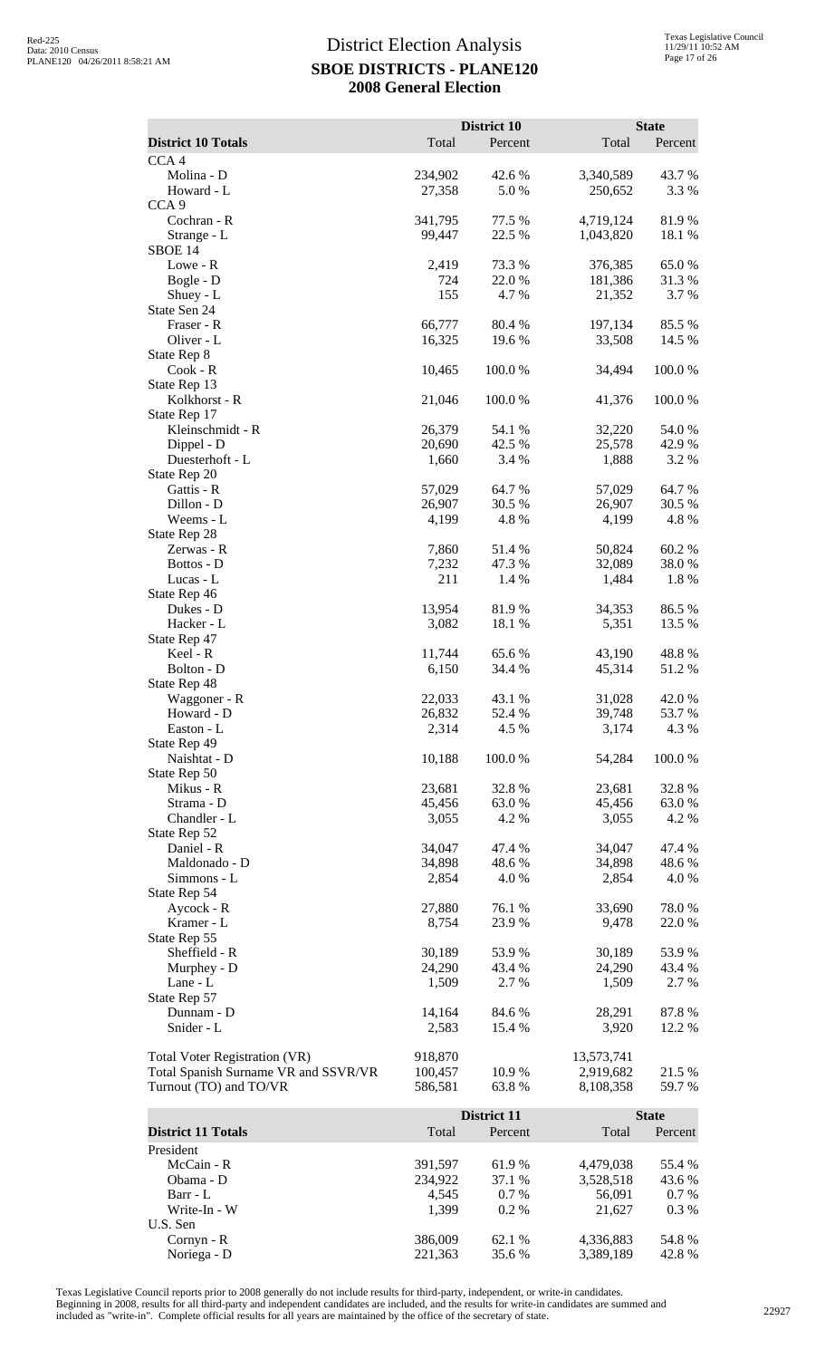# District Election Analysis

## SBOE DISTRICTS - PLANE120

## 2008 General Election

| District 10 Totals | District 10 Total | District 10 Percent | State Total | State Percent |
|---|---|---|---|---|
| CCA 4 | | | | |
| Molina - D | 234,902 | 42.6 % | 3,340,589 | 43.7 % |
| Howard - L | 27,358 | 5.0 % | 250,652 | 3.3 % |
| CCA 9 | | | | |
| Cochran - R | 341,795 | 77.5 % | 4,719,124 | 81.9 % |
| Strange - L | 99,447 | 22.5 % | 1,043,820 | 18.1 % |
| SBOE 14 | | | | |
| Lowe - R | 2,419 | 73.3 % | 376,385 | 65.0 % |
| Bogle - D | 724 | 22.0 % | 181,386 | 31.3 % |
| Shuey - L | 155 | 4.7 % | 21,352 | 3.7 % |
| State Sen 24 | | | | |
| Fraser - R | 66,777 | 80.4 % | 197,134 | 85.5 % |
| Oliver - L | 16,325 | 19.6 % | 33,508 | 14.5 % |
| State Rep 8 | | | | |
| Cook - R | 10,465 | 100.0 % | 34,494 | 100.0 % |
| State Rep 13 | | | | |
| Kolkhorst - R | 21,046 | 100.0 % | 41,376 | 100.0 % |
| State Rep 17 | | | | |
| Kleinschmidt - R | 26,379 | 54.1 % | 32,220 | 54.0 % |
| Dippel - D | 20,690 | 42.5 % | 25,578 | 42.9 % |
| Duesterhoft - L | 1,660 | 3.4 % | 1,888 | 3.2 % |
| State Rep 20 | | | | |
| Gattis - R | 57,029 | 64.7 % | 57,029 | 64.7 % |
| Dillon - D | 26,907 | 30.5 % | 26,907 | 30.5 % |
| Weems - L | 4,199 | 4.8 % | 4,199 | 4.8 % |
| State Rep 28 | | | | |
| Zerwas - R | 7,860 | 51.4 % | 50,824 | 60.2 % |
| Bottos - D | 7,232 | 47.3 % | 32,089 | 38.0 % |
| Lucas - L | 211 | 1.4 % | 1,484 | 1.8 % |
| State Rep 46 | | | | |
| Dukes - D | 13,954 | 81.9 % | 34,353 | 86.5 % |
| Hacker - L | 3,082 | 18.1 % | 5,351 | 13.5 % |
| State Rep 47 | | | | |
| Keel - R | 11,744 | 65.6 % | 43,190 | 48.8 % |
| Bolton - D | 6,150 | 34.4 % | 45,314 | 51.2 % |
| State Rep 48 | | | | |
| Waggoner - R | 22,033 | 43.1 % | 31,028 | 42.0 % |
| Howard - D | 26,832 | 52.4 % | 39,748 | 53.7 % |
| Easton - L | 2,314 | 4.5 % | 3,174 | 4.3 % |
| State Rep 49 | | | | |
| Naishtat - D | 10,188 | 100.0 % | 54,284 | 100.0 % |
| State Rep 50 | | | | |
| Mikus - R | 23,681 | 32.8 % | 23,681 | 32.8 % |
| Strama - D | 45,456 | 63.0 % | 45,456 | 63.0 % |
| Chandler - L | 3,055 | 4.2 % | 3,055 | 4.2 % |
| State Rep 52 | | | | |
| Daniel - R | 34,047 | 47.4 % | 34,047 | 47.4 % |
| Maldonado - D | 34,898 | 48.6 % | 34,898 | 48.6 % |
| Simmons - L | 2,854 | 4.0 % | 2,854 | 4.0 % |
| State Rep 54 | | | | |
| Aycock - R | 27,880 | 76.1 % | 33,690 | 78.0 % |
| Kramer - L | 8,754 | 23.9 % | 9,478 | 22.0 % |
| State Rep 55 | | | | |
| Sheffield - R | 30,189 | 53.9 % | 30,189 | 53.9 % |
| Murphey - D | 24,290 | 43.4 % | 24,290 | 43.4 % |
| Lane - L | 1,509 | 2.7 % | 1,509 | 2.7 % |
| State Rep 57 | | | | |
| Dunnam - D | 14,164 | 84.6 % | 28,291 | 87.8 % |
| Snider - L | 2,583 | 15.4 % | 3,920 | 12.2 % |
| | | | | |
| Total Voter Registration (VR) | 918,870 | | 13,573,741 | |
| Total Spanish Surname VR and SSVR/VR | 100,457 | 10.9 % | 2,919,682 | 21.5 % |
| Turnout (TO) and TO/VR | 586,581 | 63.8 % | 8,108,358 | 59.7 % |

| District 11 Totals | District 11 Total | District 11 Percent | State Total | State Percent |
|---|---|---|---|---|
| President | | | | |
| McCain - R | 391,597 | 61.9 % | 4,479,038 | 55.4 % |
| Obama - D | 234,922 | 37.1 % | 3,528,518 | 43.6 % |
| Barr - L | 4,545 | 0.7 % | 56,091 | 0.7 % |
| Write-In - W | 1,399 | 0.2 % | 21,627 | 0.3 % |
| U.S. Sen | | | | |
| Cornyn - R | 386,009 | 62.1 % | 4,336,883 | 54.8 % |
| Noriega - D | 221,363 | 35.6 % | 3,389,189 | 42.8 % |

Texas Legislative Council reports prior to 2008 generally do not include results for third-party, independent, or write-in candidates. Beginning in 2008, results for all third-party and independent candidates are included, and the results for write-in candidates are summed and included as "write-in". Complete official results for all years are maintained by the office of the secretary of state.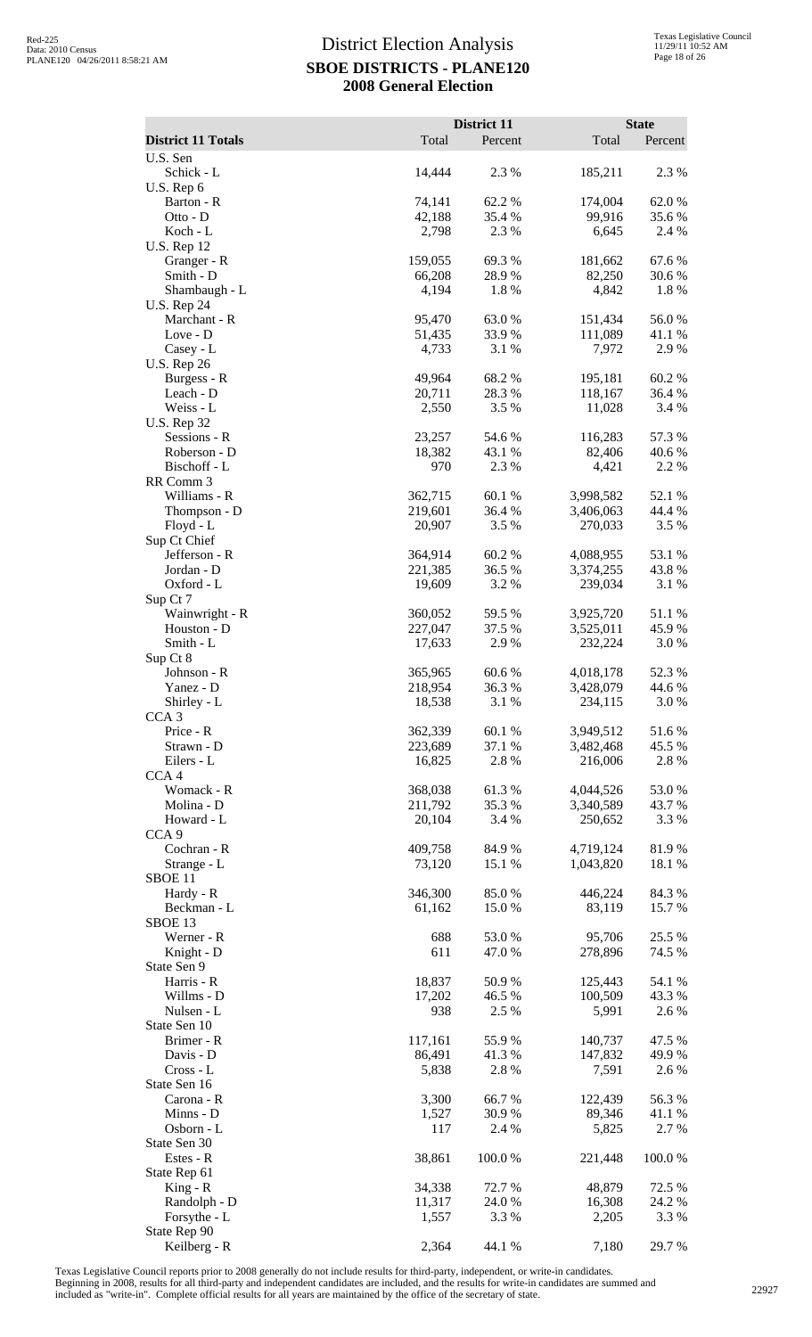# District Election Analysis
## SBOE DISTRICTS - PLANE120
### 2008 General Election

Red-225
Data: 2010 Census
PLANE120 04/26/2011 8:58:21 AM

Texas Legislative Council
11/29/11 10:52 AM

| District 11 Totals | District 11 Total | District 11 Percent | State Total | State Percent |
|---|---|---|---|---|
| U.S. Sen | | | | |
| Schick - L | 14,444 | 2.3 % | 185,211 | 2.3 % |
| U.S. Rep 6 | | | | |
| Barton - R | 74,141 | 62.2 % | 174,004 | 62.0 % |
| Otto - D | 42,188 | 35.4 % | 99,916 | 35.6 % |
| Koch - L | 2,798 | 2.3 % | 6,645 | 2.4 % |
| U.S. Rep 12 | | | | |
| Granger - R | 159,055 | 69.3 % | 181,662 | 67.6 % |
| Smith - D | 66,208 | 28.9 % | 82,250 | 30.6 % |
| Shambaugh - L | 4,194 | 1.8 % | 4,842 | 1.8 % |
| U.S. Rep 24 | | | | |
| Marchant - R | 95,470 | 63.0 % | 151,434 | 56.0 % |
| Love - D | 51,435 | 33.9 % | 111,089 | 41.1 % |
| Casey - L | 4,733 | 3.1 % | 7,972 | 2.9 % |
| U.S. Rep 26 | | | | |
| Burgess - R | 49,964 | 68.2 % | 195,181 | 60.2 % |
| Leach - D | 20,711 | 28.3 % | 118,167 | 36.4 % |
| Weiss - L | 2,550 | 3.5 % | 11,028 | 3.4 % |
| U.S. Rep 32 | | | | |
| Sessions - R | 23,257 | 54.6 % | 116,283 | 57.3 % |
| Roberson - D | 18,382 | 43.1 % | 82,406 | 40.6 % |
| Bischoff - L | 970 | 2.3 % | 4,421 | 2.2 % |
| RR Comm 3 | | | | |
| Williams - R | 362,715 | 60.1 % | 3,998,582 | 52.1 % |
| Thompson - D | 219,601 | 36.4 % | 3,406,063 | 44.4 % |
| Floyd - L | 20,907 | 3.5 % | 270,033 | 3.5 % |
| Sup Ct Chief | | | | |
| Jefferson - R | 364,914 | 60.2 % | 4,088,955 | 53.1 % |
| Jordan - D | 221,385 | 36.5 % | 3,374,255 | 43.8 % |
| Oxford - L | 19,609 | 3.2 % | 239,034 | 3.1 % |
| Sup Ct 7 | | | | |
| Wainwright - R | 360,052 | 59.5 % | 3,925,720 | 51.1 % |
| Houston - D | 227,047 | 37.5 % | 3,525,011 | 45.9 % |
| Smith - L | 17,633 | 2.9 % | 232,224 | 3.0 % |
| Sup Ct 8 | | | | |
| Johnson - R | 365,965 | 60.6 % | 4,018,178 | 52.3 % |
| Yanez - D | 218,954 | 36.3 % | 3,428,079 | 44.6 % |
| Shirley - L | 18,538 | 3.1 % | 234,115 | 3.0 % |
| CCA 3 | | | | |
| Price - R | 362,339 | 60.1 % | 3,949,512 | 51.6 % |
| Strawn - D | 223,689 | 37.1 % | 3,482,468 | 45.5 % |
| Eilers - L | 16,825 | 2.8 % | 216,006 | 2.8 % |
| CCA 4 | | | | |
| Womack - R | 368,038 | 61.3 % | 4,044,526 | 53.0 % |
| Molina - D | 211,792 | 35.3 % | 3,340,589 | 43.7 % |
| Howard - L | 20,104 | 3.4 % | 250,652 | 3.3 % |
| CCA 9 | | | | |
| Cochran - R | 409,758 | 84.9 % | 4,719,124 | 81.9 % |
| Strange - L | 73,120 | 15.1 % | 1,043,820 | 18.1 % |
| SBOE 11 | | | | |
| Hardy - R | 346,300 | 85.0 % | 446,224 | 84.3 % |
| Beckman - L | 61,162 | 15.0 % | 83,119 | 15.7 % |
| SBOE 13 | | | | |
| Werner - R | 688 | 53.0 % | 95,706 | 25.5 % |
| Knight - D | 611 | 47.0 % | 278,896 | 74.5 % |
| State Sen 9 | | | | |
| Harris - R | 18,837 | 50.9 % | 125,443 | 54.1 % |
| Willms - D | 17,202 | 46.5 % | 100,509 | 43.3 % |
| Nulsen - L | 938 | 2.5 % | 5,991 | 2.6 % |
| State Sen 10 | | | | |
| Brimer - R | 117,161 | 55.9 % | 140,737 | 47.5 % |
| Davis - D | 86,491 | 41.3 % | 147,832 | 49.9 % |
| Cross - L | 5,838 | 2.8 % | 7,591 | 2.6 % |
| State Sen 16 | | | | |
| Carona - R | 3,300 | 66.7 % | 122,439 | 56.3 % |
| Minns - D | 1,527 | 30.9 % | 89,346 | 41.1 % |
| Osborn - L | 117 | 2.4 % | 5,825 | 2.7 % |
| State Sen 30 | | | | |
| Estes - R | 38,861 | 100.0 % | 221,448 | 100.0 % |
| State Rep 61 | | | | |
| King - R | 34,338 | 72.7 % | 48,879 | 72.5 % |
| Randolph - D | 11,317 | 24.0 % | 16,308 | 24.2 % |
| Forsythe - L | 1,557 | 3.3 % | 2,205 | 3.3 % |
| State Rep 90 | | | | |
| Keilberg - R | 2,364 | 44.1 % | 7,180 | 29.7 % |

Texas Legislative Council reports prior to 2008 generally do not include results for third-party, independent, or write-in candidates. Beginning in 2008, results for all third-party and independent candidates are included, and the results for write-in candidates are summed and included as "write-in". Complete official results for all years are maintained by the office of the secretary of state.

22927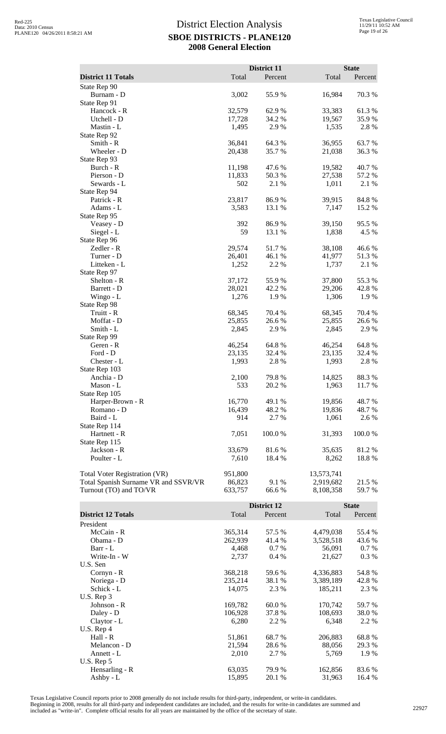# District Election Analysis

## SBOE DISTRICTS - PLANE120

## 2008 General Election

| District 11 Totals | District 11 Total | District 11 Percent | State Total | State Percent |
|---|---|---|---|---|
| State Rep 90 | | | | |
| Burnam - D | 3,002 | 55.9 % | 16,984 | 70.3 % |
| State Rep 91 | | | | |
| Hancock - R | 32,579 | 62.9 % | 33,383 | 61.3 % |
| Utchell - D | 17,728 | 34.2 % | 19,567 | 35.9 % |
| Mastin - L | 1,495 | 2.9 % | 1,535 | 2.8 % |
| State Rep 92 | | | | |
| Smith - R | 36,841 | 64.3 % | 36,955 | 63.7 % |
| Wheeler - D | 20,438 | 35.7 % | 21,038 | 36.3 % |
| State Rep 93 | | | | |
| Burch - R | 11,198 | 47.6 % | 19,582 | 40.7 % |
| Pierson - D | 11,833 | 50.3 % | 27,538 | 57.2 % |
| Sewards - L | 502 | 2.1 % | 1,011 | 2.1 % |
| State Rep 94 | | | | |
| Patrick - R | 23,817 | 86.9 % | 39,915 | 84.8 % |
| Adams - L | 3,583 | 13.1 % | 7,147 | 15.2 % |
| State Rep 95 | | | | |
| Veasey - D | 392 | 86.9 % | 39,150 | 95.5 % |
| Siegel - L | 59 | 13.1 % | 1,838 | 4.5 % |
| State Rep 96 | | | | |
| Zedler - R | 29,574 | 51.7 % | 38,108 | 46.6 % |
| Turner - D | 26,401 | 46.1 % | 41,977 | 51.3 % |
| Litteken - L | 1,252 | 2.2 % | 1,737 | 2.1 % |
| State Rep 97 | | | | |
| Shelton - R | 37,172 | 55.9 % | 37,800 | 55.3 % |
| Barrett - D | 28,021 | 42.2 % | 29,206 | 42.8 % |
| Wingo - L | 1,276 | 1.9 % | 1,306 | 1.9 % |
| State Rep 98 | | | | |
| Truitt - R | 68,345 | 70.4 % | 68,345 | 70.4 % |
| Moffat - D | 25,855 | 26.6 % | 25,855 | 26.6 % |
| Smith - L | 2,845 | 2.9 % | 2,845 | 2.9 % |
| State Rep 99 | | | | |
| Geren - R | 46,254 | 64.8 % | 46,254 | 64.8 % |
| Ford - D | 23,135 | 32.4 % | 23,135 | 32.4 % |
| Chester - L | 1,993 | 2.8 % | 1,993 | 2.8 % |
| State Rep 103 | | | | |
| Anchia - D | 2,100 | 79.8 % | 14,825 | 88.3 % |
| Mason - L | 533 | 20.2 % | 1,963 | 11.7 % |
| State Rep 105 | | | | |
| Harper-Brown - R | 16,770 | 49.1 % | 19,856 | 48.7 % |
| Romano - D | 16,439 | 48.2 % | 19,836 | 48.7 % |
| Baird - L | 914 | 2.7 % | 1,061 | 2.6 % |
| State Rep 114 | | | | |
| Hartnett - R | 7,051 | 100.0 % | 31,393 | 100.0 % |
| State Rep 115 | | | | |
| Jackson - R | 33,679 | 81.6 % | 35,635 | 81.2 % |
| Poulter - L | 7,610 | 18.4 % | 8,262 | 18.8 % |
| | | | | |
| Total Voter Registration (VR) | 951,800 | | 13,573,741 | |
| Total Spanish Surname VR and SSVR/VR | 86,823 | 9.1 % | 2,919,682 | 21.5 % |
| Turnout (TO) and TO/VR | 633,757 | 66.6 % | 8,108,358 | 59.7 % |

| District 12 Totals | District 12 Total | District 12 Percent | State Total | State Percent |
|---|---|---|---|---|
| President | | | | |
| McCain - R | 365,314 | 57.5 % | 4,479,038 | 55.4 % |
| Obama - D | 262,939 | 41.4 % | 3,528,518 | 43.6 % |
| Barr - L | 4,468 | 0.7 % | 56,091 | 0.7 % |
| Write-In - W | 2,737 | 0.4 % | 21,627 | 0.3 % |
| U.S. Sen | | | | |
| Cornyn - R | 368,218 | 59.6 % | 4,336,883 | 54.8 % |
| Noriega - D | 235,214 | 38.1 % | 3,389,189 | 42.8 % |
| Schick - L | 14,075 | 2.3 % | 185,211 | 2.3 % |
| U.S. Rep 3 | | | | |
| Johnson - R | 169,782 | 60.0 % | 170,742 | 59.7 % |
| Daley - D | 106,928 | 37.8 % | 108,693 | 38.0 % |
| Claytor - L | 6,280 | 2.2 % | 6,348 | 2.2 % |
| U.S. Rep 4 | | | | |
| Hall - R | 51,861 | 68.7 % | 206,883 | 68.8 % |
| Melancon - D | 21,594 | 28.6 % | 88,056 | 29.3 % |
| Annett - L | 2,010 | 2.7 % | 5,769 | 1.9 % |
| U.S. Rep 5 | | | | |
| Hensarling - R | 63,035 | 79.9 % | 162,856 | 83.6 % |
| Ashby - L | 15,895 | 20.1 % | 31,963 | 16.4 % |

Texas Legislative Council reports prior to 2008 generally do not include results for third-party, independent, or write-in candidates. Beginning in 2008, results for all third-party and independent candidates are included, and the results for write-in candidates are summed and included as "write-in". Complete official results for all years are maintained by the office of the secretary of state.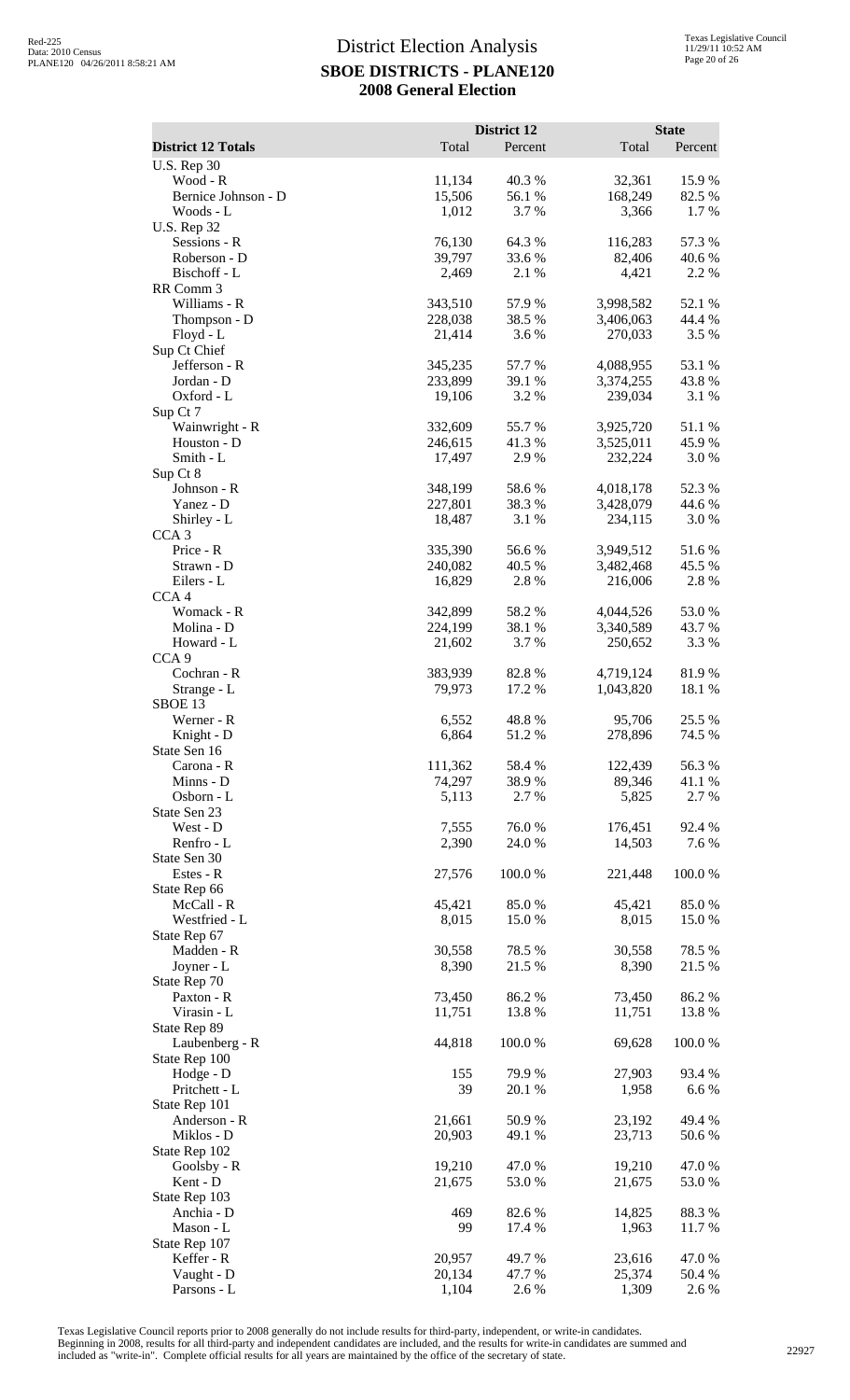# District Election Analysis

## SBOE DISTRICTS - PLANE120

### 2008 General Election

| District 12 Totals | District 12 Total | District 12 Percent | State Total | State Percent |
|---|---|---|---|---|
| U.S. Rep 30 | | | | |
| Wood - R | 11,134 | 40.3 % | 32,361 | 15.9 % |
| Bernice Johnson - D | 15,506 | 56.1 % | 168,249 | 82.5 % |
| Woods - L | 1,012 | 3.7 % | 3,366 | 1.7 % |
| U.S. Rep 32 | | | | |
| Sessions - R | 76,130 | 64.3 % | 116,283 | 57.3 % |
| Roberson - D | 39,797 | 33.6 % | 82,406 | 40.6 % |
| Bischoff - L | 2,469 | 2.1 % | 4,421 | 2.2 % |
| RR Comm 3 | | | | |
| Williams - R | 343,510 | 57.9 % | 3,998,582 | 52.1 % |
| Thompson - D | 228,038 | 38.5 % | 3,406,063 | 44.4 % |
| Floyd - L | 21,414 | 3.6 % | 270,033 | 3.5 % |
| Sup Ct Chief | | | | |
| Jefferson - R | 345,235 | 57.7 % | 4,088,955 | 53.1 % |
| Jordan - D | 233,899 | 39.1 % | 3,374,255 | 43.8 % |
| Oxford - L | 19,106 | 3.2 % | 239,034 | 3.1 % |
| Sup Ct 7 | | | | |
| Wainwright - R | 332,609 | 55.7 % | 3,925,720 | 51.1 % |
| Houston - D | 246,615 | 41.3 % | 3,525,011 | 45.9 % |
| Smith - L | 17,497 | 2.9 % | 232,224 | 3.0 % |
| Sup Ct 8 | | | | |
| Johnson - R | 348,199 | 58.6 % | 4,018,178 | 52.3 % |
| Yanez - D | 227,801 | 38.3 % | 3,428,079 | 44.6 % |
| Shirley - L | 18,487 | 3.1 % | 234,115 | 3.0 % |
| CCA 3 | | | | |
| Price - R | 335,390 | 56.6 % | 3,949,512 | 51.6 % |
| Strawn - D | 240,082 | 40.5 % | 3,482,468 | 45.5 % |
| Eilers - L | 16,829 | 2.8 % | 216,006 | 2.8 % |
| CCA 4 | | | | |
| Womack - R | 342,899 | 58.2 % | 4,044,526 | 53.0 % |
| Molina - D | 224,199 | 38.1 % | 3,340,589 | 43.7 % |
| Howard - L | 21,602 | 3.7 % | 250,652 | 3.3 % |
| CCA 9 | | | | |
| Cochran - R | 383,939 | 82.8 % | 4,719,124 | 81.9 % |
| Strange - L | 79,973 | 17.2 % | 1,043,820 | 18.1 % |
| SBOE 13 | | | | |
| Werner - R | 6,552 | 48.8 % | 95,706 | 25.5 % |
| Knight - D | 6,864 | 51.2 % | 278,896 | 74.5 % |
| State Sen 16 | | | | |
| Carona - R | 111,362 | 58.4 % | 122,439 | 56.3 % |
| Minns - D | 74,297 | 38.9 % | 89,346 | 41.1 % |
| Osborn - L | 5,113 | 2.7 % | 5,825 | 2.7 % |
| State Sen 23 | | | | |
| West - D | 7,555 | 76.0 % | 176,451 | 92.4 % |
| Renfro - L | 2,390 | 24.0 % | 14,503 | 7.6 % |
| State Sen 30 | | | | |
| Estes - R | 27,576 | 100.0 % | 221,448 | 100.0 % |
| State Rep 66 | | | | |
| McCall - R | 45,421 | 85.0 % | 45,421 | 85.0 % |
| Westfried - L | 8,015 | 15.0 % | 8,015 | 15.0 % |
| State Rep 67 | | | | |
| Madden - R | 30,558 | 78.5 % | 30,558 | 78.5 % |
| Joyner - L | 8,390 | 21.5 % | 8,390 | 21.5 % |
| State Rep 70 | | | | |
| Paxton - R | 73,450 | 86.2 % | 73,450 | 86.2 % |
| Virasin - L | 11,751 | 13.8 % | 11,751 | 13.8 % |
| State Rep 89 | | | | |
| Laubenberg - R | 44,818 | 100.0 % | 69,628 | 100.0 % |
| State Rep 100 | | | | |
| Hodge - D | 155 | 79.9 % | 27,903 | 93.4 % |
| Pritchett - L | 39 | 20.1 % | 1,958 | 6.6 % |
| State Rep 101 | | | | |
| Anderson - R | 21,661 | 50.9 % | 23,192 | 49.4 % |
| Miklos - D | 20,903 | 49.1 % | 23,713 | 50.6 % |
| State Rep 102 | | | | |
| Goolsby - R | 19,210 | 47.0 % | 19,210 | 47.0 % |
| Kent - D | 21,675 | 53.0 % | 21,675 | 53.0 % |
| State Rep 103 | | | | |
| Anchia - D | 469 | 82.6 % | 14,825 | 88.3 % |
| Mason - L | 99 | 17.4 % | 1,963 | 11.7 % |
| State Rep 107 | | | | |
| Keffer - R | 20,957 | 49.7 % | 23,616 | 47.0 % |
| Vaught - D | 20,134 | 47.7 % | 25,374 | 50.4 % |
| Parsons - L | 1,104 | 2.6 % | 1,309 | 2.6 % |

Texas Legislative Council reports prior to 2008 generally do not include results for third-party, independent, or write-in candidates. Beginning in 2008, results for all third-party and independent candidates are included, and the results for write-in candidates are summed and included as "write-in". Complete official results for all years are maintained by the office of the secretary of state.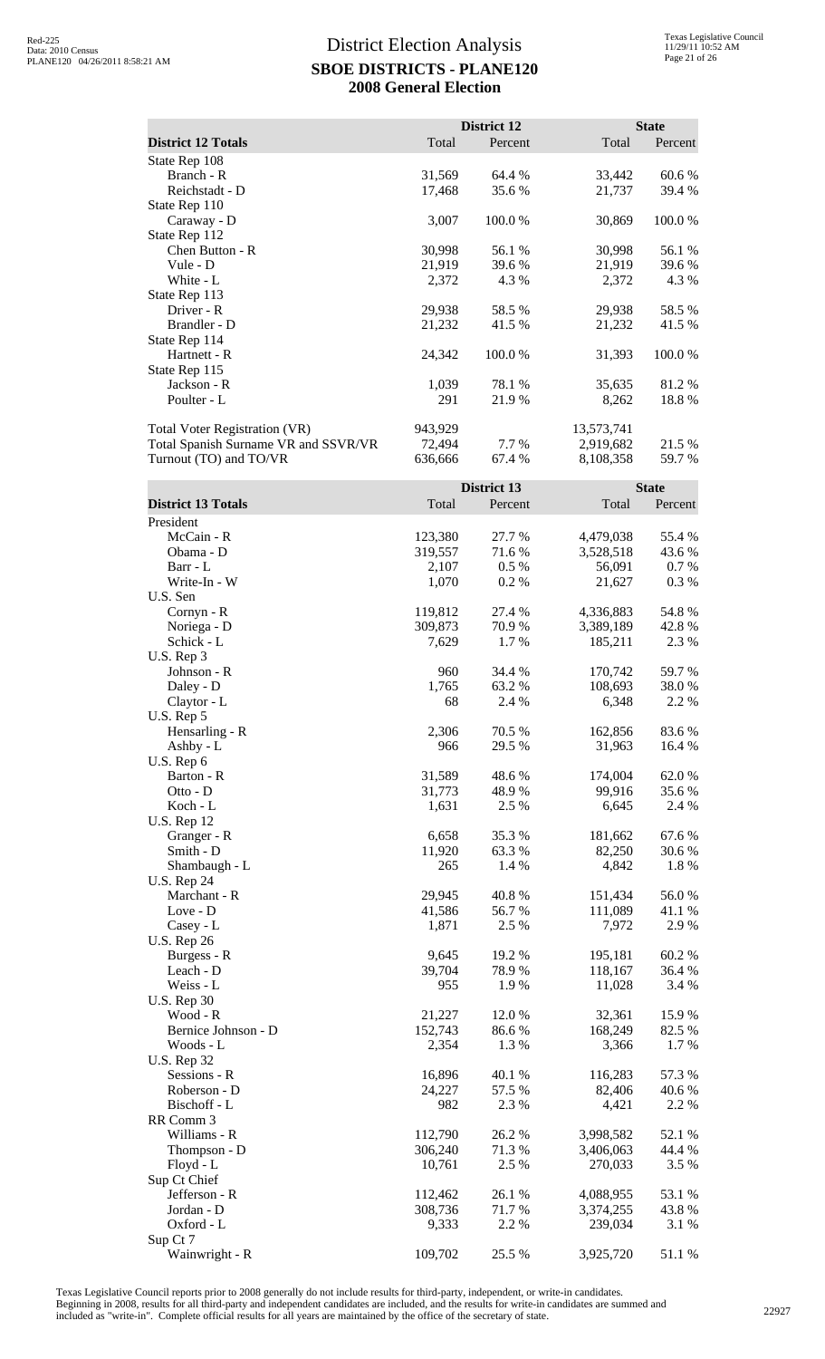# District Election Analysis
## SBOE DISTRICTS - PLANE120
## 2008 General Election

| District 12 Totals | District 12 Total | District 12 Percent | State Total | State Percent |
|---|---|---|---|---|
| State Rep 108 | | | | |
| Branch - R | 31,569 | 64.4 % | 33,442 | 60.6 % |
| Reichstadt - D | 17,468 | 35.6 % | 21,737 | 39.4 % |
| State Rep 110 | | | | |
| Caraway - D | 3,007 | 100.0 % | 30,869 | 100.0 % |
| State Rep 112 | | | | |
| Chen Button - R | 30,998 | 56.1 % | 30,998 | 56.1 % |
| Vule - D | 21,919 | 39.6 % | 21,919 | 39.6 % |
| White - L | 2,372 | 4.3 % | 2,372 | 4.3 % |
| State Rep 113 | | | | |
| Driver - R | 29,938 | 58.5 % | 29,938 | 58.5 % |
| Brandler - D | 21,232 | 41.5 % | 21,232 | 41.5 % |
| State Rep 114 | | | | |
| Hartnett - R | 24,342 | 100.0 % | 31,393 | 100.0 % |
| State Rep 115 | | | | |
| Jackson - R | 1,039 | 78.1 % | 35,635 | 81.2 % |
| Poulter - L | 291 | 21.9 % | 8,262 | 18.8 % |
| | | | | |
| Total Voter Registration (VR) | 943,929 | | 13,573,741 | |
| Total Spanish Surname VR and SSVR/VR | 72,494 | 7.7 % | 2,919,682 | 21.5 % |
| Turnout (TO) and TO/VR | 636,666 | 67.4 % | 8,108,358 | 59.7 % |

| District 13 Totals | District 13 Total | District 13 Percent | State Total | State Percent |
|---|---|---|---|---|
| President | | | | |
| McCain - R | 123,380 | 27.7 % | 4,479,038 | 55.4 % |
| Obama - D | 319,557 | 71.6 % | 3,528,518 | 43.6 % |
| Barr - L | 2,107 | 0.5 % | 56,091 | 0.7 % |
| Write-In - W | 1,070 | 0.2 % | 21,627 | 0.3 % |
| U.S. Sen | | | | |
| Cornyn - R | 119,812 | 27.4 % | 4,336,883 | 54.8 % |
| Noriega - D | 309,873 | 70.9 % | 3,389,189 | 42.8 % |
| Schick - L | 7,629 | 1.7 % | 185,211 | 2.3 % |
| U.S. Rep 3 | | | | |
| Johnson - R | 960 | 34.4 % | 170,742 | 59.7 % |
| Daley - D | 1,765 | 63.2 % | 108,693 | 38.0 % |
| Claytor - L | 68 | 2.4 % | 6,348 | 2.2 % |
| U.S. Rep 5 | | | | |
| Hensarling - R | 2,306 | 70.5 % | 162,856 | 83.6 % |
| Ashby - L | 966 | 29.5 % | 31,963 | 16.4 % |
| U.S. Rep 6 | | | | |
| Barton - R | 31,589 | 48.6 % | 174,004 | 62.0 % |
| Otto - D | 31,773 | 48.9 % | 99,916 | 35.6 % |
| Koch - L | 1,631 | 2.5 % | 6,645 | 2.4 % |
| U.S. Rep 12 | | | | |
| Granger - R | 6,658 | 35.3 % | 181,662 | 67.6 % |
| Smith - D | 11,920 | 63.3 % | 82,250 | 30.6 % |
| Shambaugh - L | 265 | 1.4 % | 4,842 | 1.8 % |
| U.S. Rep 24 | | | | |
| Marchant - R | 29,945 | 40.8 % | 151,434 | 56.0 % |
| Love - D | 41,586 | 56.7 % | 111,089 | 41.1 % |
| Casey - L | 1,871 | 2.5 % | 7,972 | 2.9 % |
| U.S. Rep 26 | | | | |
| Burgess - R | 9,645 | 19.2 % | 195,181 | 60.2 % |
| Leach - D | 39,704 | 78.9 % | 118,167 | 36.4 % |
| Weiss - L | 955 | 1.9 % | 11,028 | 3.4 % |
| U.S. Rep 30 | | | | |
| Wood - R | 21,227 | 12.0 % | 32,361 | 15.9 % |
| Bernice Johnson - D | 152,743 | 86.6 % | 168,249 | 82.5 % |
| Woods - L | 2,354 | 1.3 % | 3,366 | 1.7 % |
| U.S. Rep 32 | | | | |
| Sessions - R | 16,896 | 40.1 % | 116,283 | 57.3 % |
| Roberson - D | 24,227 | 57.5 % | 82,406 | 40.6 % |
| Bischoff - L | 982 | 2.3 % | 4,421 | 2.2 % |
| RR Comm 3 | | | | |
| Williams - R | 112,790 | 26.2 % | 3,998,582 | 52.1 % |
| Thompson - D | 306,240 | 71.3 % | 3,406,063 | 44.4 % |
| Floyd - L | 10,761 | 2.5 % | 270,033 | 3.5 % |
| Sup Ct Chief | | | | |
| Jefferson - R | 112,462 | 26.1 % | 4,088,955 | 53.1 % |
| Jordan - D | 308,736 | 71.7 % | 3,374,255 | 43.8 % |
| Oxford - L | 9,333 | 2.2 % | 239,034 | 3.1 % |
| Sup Ct 7 | | | | |
| Wainwright - R | 109,702 | 25.5 % | 3,925,720 | 51.1 % |

Texas Legislative Council reports prior to 2008 generally do not include results for third-party, independent, or write-in candidates. Beginning in 2008, results for all third-party and independent candidates are included, and the results for write-in candidates are summed and included as "write-in". Complete official results for all years are maintained by the office of the secretary of state.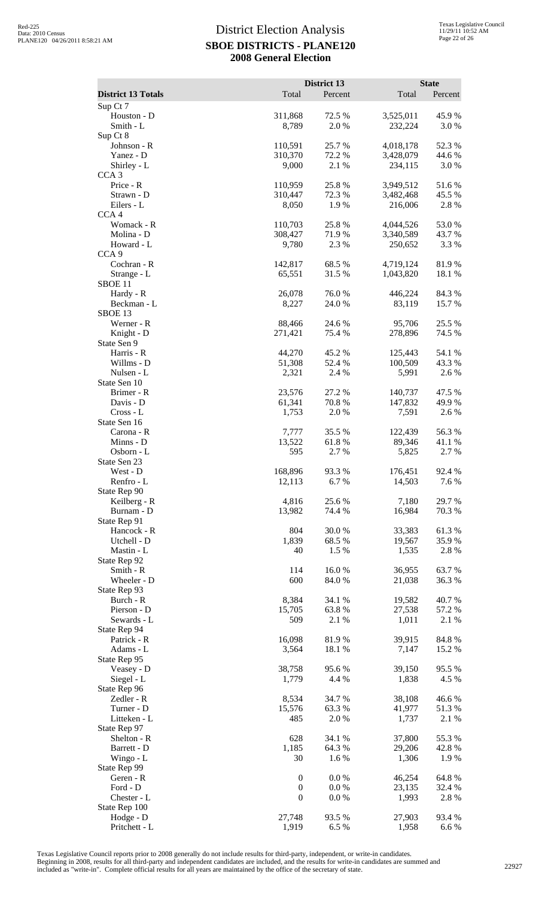# District Election Analysis
## SBOE DISTRICTS - PLANE120
## 2008 General Election

| District 13 Totals | District 13 Total | District 13 Percent | State Total | State Percent |
|---|---|---|---|---|
| Sup Ct 7 | | | | |
| Houston - D | 311,868 | 72.5 % | 3,525,011 | 45.9 % |
| Smith - L | 8,789 | 2.0 % | 232,224 | 3.0 % |
| Sup Ct 8 | | | | |
| Johnson - R | 110,591 | 25.7 % | 4,018,178 | 52.3 % |
| Yanez - D | 310,370 | 72.2 % | 3,428,079 | 44.6 % |
| Shirley - L | 9,000 | 2.1 % | 234,115 | 3.0 % |
| CCA 3 | | | | |
| Price - R | 110,959 | 25.8 % | 3,949,512 | 51.6 % |
| Strawn - D | 310,447 | 72.3 % | 3,482,468 | 45.5 % |
| Eilers - L | 8,050 | 1.9 % | 216,006 | 2.8 % |
| CCA 4 | | | | |
| Womack - R | 110,703 | 25.8 % | 4,044,526 | 53.0 % |
| Molina - D | 308,427 | 71.9 % | 3,340,589 | 43.7 % |
| Howard - L | 9,780 | 2.3 % | 250,652 | 3.3 % |
| CCA 9 | | | | |
| Cochran - R | 142,817 | 68.5 % | 4,719,124 | 81.9 % |
| Strange - L | 65,551 | 31.5 % | 1,043,820 | 18.1 % |
| SBOE 11 | | | | |
| Hardy - R | 26,078 | 76.0 % | 446,224 | 84.3 % |
| Beckman - L | 8,227 | 24.0 % | 83,119 | 15.7 % |
| SBOE 13 | | | | |
| Werner - R | 88,466 | 24.6 % | 95,706 | 25.5 % |
| Knight - D | 271,421 | 75.4 % | 278,896 | 74.5 % |
| State Sen 9 | | | | |
| Harris - R | 44,270 | 45.2 % | 125,443 | 54.1 % |
| Willms - D | 51,308 | 52.4 % | 100,509 | 43.3 % |
| Nulsen - L | 2,321 | 2.4 % | 5,991 | 2.6 % |
| State Sen 10 | | | | |
| Brimer - R | 23,576 | 27.2 % | 140,737 | 47.5 % |
| Davis - D | 61,341 | 70.8 % | 147,832 | 49.9 % |
| Cross - L | 1,753 | 2.0 % | 7,591 | 2.6 % |
| State Sen 16 | | | | |
| Carona - R | 7,777 | 35.5 % | 122,439 | 56.3 % |
| Minns - D | 13,522 | 61.8 % | 89,346 | 41.1 % |
| Osborn - L | 595 | 2.7 % | 5,825 | 2.7 % |
| State Sen 23 | | | | |
| West - D | 168,896 | 93.3 % | 176,451 | 92.4 % |
| Renfro - L | 12,113 | 6.7 % | 14,503 | 7.6 % |
| State Rep 90 | | | | |
| Keilberg - R | 4,816 | 25.6 % | 7,180 | 29.7 % |
| Burnam - D | 13,982 | 74.4 % | 16,984 | 70.3 % |
| State Rep 91 | | | | |
| Hancock - R | 804 | 30.0 % | 33,383 | 61.3 % |
| Utchell - D | 1,839 | 68.5 % | 19,567 | 35.9 % |
| Mastin - L | 40 | 1.5 % | 1,535 | 2.8 % |
| State Rep 92 | | | | |
| Smith - R | 114 | 16.0 % | 36,955 | 63.7 % |
| Wheeler - D | 600 | 84.0 % | 21,038 | 36.3 % |
| State Rep 93 | | | | |
| Burch - R | 8,384 | 34.1 % | 19,582 | 40.7 % |
| Pierson - D | 15,705 | 63.8 % | 27,538 | 57.2 % |
| Sewards - L | 509 | 2.1 % | 1,011 | 2.1 % |
| State Rep 94 | | | | |
| Patrick - R | 16,098 | 81.9 % | 39,915 | 84.8 % |
| Adams - L | 3,564 | 18.1 % | 7,147 | 15.2 % |
| State Rep 95 | | | | |
| Veasey - D | 38,758 | 95.6 % | 39,150 | 95.5 % |
| Siegel - L | 1,779 | 4.4 % | 1,838 | 4.5 % |
| State Rep 96 | | | | |
| Zedler - R | 8,534 | 34.7 % | 38,108 | 46.6 % |
| Turner - D | 15,576 | 63.3 % | 41,977 | 51.3 % |
| Litteken - L | 485 | 2.0 % | 1,737 | 2.1 % |
| State Rep 97 | | | | |
| Shelton - R | 628 | 34.1 % | 37,800 | 55.3 % |
| Barrett - D | 1,185 | 64.3 % | 29,206 | 42.8 % |
| Wingo - L | 30 | 1.6 % | 1,306 | 1.9 % |
| State Rep 99 | | | | |
| Geren - R | 0 | 0.0 % | 46,254 | 64.8 % |
| Ford - D | 0 | 0.0 % | 23,135 | 32.4 % |
| Chester - L | 0 | 0.0 % | 1,993 | 2.8 % |
| State Rep 100 | | | | |
| Hodge - D | 27,748 | 93.5 % | 27,903 | 93.4 % |
| Pritchett - L | 1,919 | 6.5 % | 1,958 | 6.6 % |

Texas Legislative Council reports prior to 2008 generally do not include results for third-party, independent, or write-in candidates. Beginning in 2008, results for all third-party and independent candidates are included, and the results for write-in candidates are summed and included as "write-in". Complete official results for all years are maintained by the office of the secretary of state.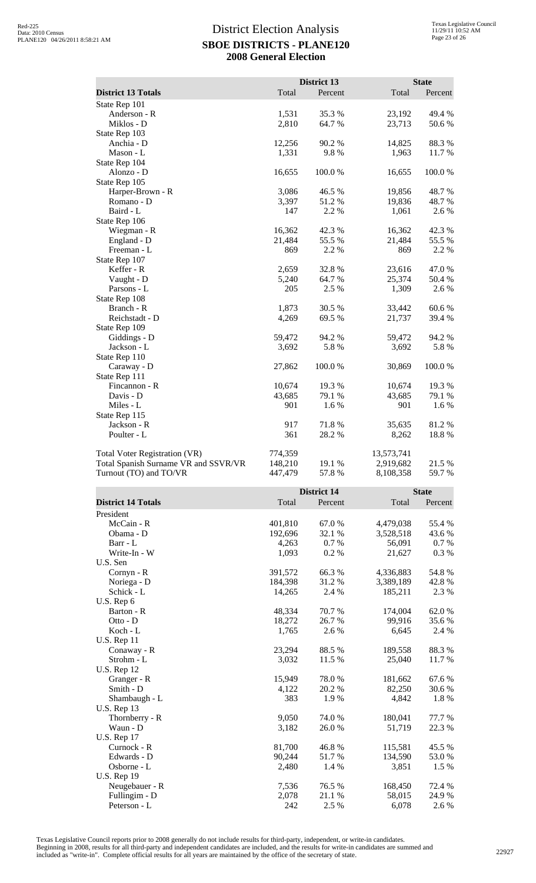# District Election Analysis

## SBOE DISTRICTS - PLANE120

## 2008 General Election

| District 13 Totals | District 13 Total | District 13 Percent | State Total | State Percent |
|---|---|---|---|---|
| State Rep 101 | | | | |
| Anderson - R | 1,531 | 35.3 % | 23,192 | 49.4 % |
| Miklos - D | 2,810 | 64.7 % | 23,713 | 50.6 % |
| State Rep 103 | | | | |
| Anchia - D | 12,256 | 90.2 % | 14,825 | 88.3 % |
| Mason - L | 1,331 | 9.8 % | 1,963 | 11.7 % |
| State Rep 104 | | | | |
| Alonzo - D | 16,655 | 100.0 % | 16,655 | 100.0 % |
| State Rep 105 | | | | |
| Harper-Brown - R | 3,086 | 46.5 % | 19,856 | 48.7 % |
| Romano - D | 3,397 | 51.2 % | 19,836 | 48.7 % |
| Baird - L | 147 | 2.2 % | 1,061 | 2.6 % |
| State Rep 106 | | | | |
| Wiegman - R | 16,362 | 42.3 % | 16,362 | 42.3 % |
| England - D | 21,484 | 55.5 % | 21,484 | 55.5 % |
| Freeman - L | 869 | 2.2 % | 869 | 2.2 % |
| State Rep 107 | | | | |
| Keffer - R | 2,659 | 32.8 % | 23,616 | 47.0 % |
| Vaught - D | 5,240 | 64.7 % | 25,374 | 50.4 % |
| Parsons - L | 205 | 2.5 % | 1,309 | 2.6 % |
| State Rep 108 | | | | |
| Branch - R | 1,873 | 30.5 % | 33,442 | 60.6 % |
| Reichstadt - D | 4,269 | 69.5 % | 21,737 | 39.4 % |
| State Rep 109 | | | | |
| Giddings - D | 59,472 | 94.2 % | 59,472 | 94.2 % |
| Jackson - L | 3,692 | 5.8 % | 3,692 | 5.8 % |
| State Rep 110 | | | | |
| Caraway - D | 27,862 | 100.0 % | 30,869 | 100.0 % |
| State Rep 111 | | | | |
| Fincannon - R | 10,674 | 19.3 % | 10,674 | 19.3 % |
| Davis - D | 43,685 | 79.1 % | 43,685 | 79.1 % |
| Miles - L | 901 | 1.6 % | 901 | 1.6 % |
| State Rep 115 | | | | |
| Jackson - R | 917 | 71.8 % | 35,635 | 81.2 % |
| Poulter - L | 361 | 28.2 % | 8,262 | 18.8 % |
| Total Voter Registration (VR) | 774,359 | | 13,573,741 | |
| Total Spanish Surname VR and SSVR/VR | 148,210 | 19.1 % | 2,919,682 | 21.5 % |
| Turnout (TO) and TO/VR | 447,479 | 57.8 % | 8,108,358 | 59.7 % |

| District 14 Totals | District 14 Total | District 14 Percent | State Total | State Percent |
|---|---|---|---|---|
| President | | | | |
| McCain - R | 401,810 | 67.0 % | 4,479,038 | 55.4 % |
| Obama - D | 192,696 | 32.1 % | 3,528,518 | 43.6 % |
| Barr - L | 4,263 | 0.7 % | 56,091 | 0.7 % |
| Write-In - W | 1,093 | 0.2 % | 21,627 | 0.3 % |
| U.S. Sen | | | | |
| Cornyn - R | 391,572 | 66.3 % | 4,336,883 | 54.8 % |
| Noriega - D | 184,398 | 31.2 % | 3,389,189 | 42.8 % |
| Schick - L | 14,265 | 2.4 % | 185,211 | 2.3 % |
| U.S. Rep 6 | | | | |
| Barton - R | 48,334 | 70.7 % | 174,004 | 62.0 % |
| Otto - D | 18,272 | 26.7 % | 99,916 | 35.6 % |
| Koch - L | 1,765 | 2.6 % | 6,645 | 2.4 % |
| U.S. Rep 11 | | | | |
| Conaway - R | 23,294 | 88.5 % | 189,558 | 88.3 % |
| Strohm - L | 3,032 | 11.5 % | 25,040 | 11.7 % |
| U.S. Rep 12 | | | | |
| Granger - R | 15,949 | 78.0 % | 181,662 | 67.6 % |
| Smith - D | 4,122 | 20.2 % | 82,250 | 30.6 % |
| Shambaugh - L | 383 | 1.9 % | 4,842 | 1.8 % |
| U.S. Rep 13 | | | | |
| Thornberry - R | 9,050 | 74.0 % | 180,041 | 77.7 % |
| Waun - D | 3,182 | 26.0 % | 51,719 | 22.3 % |
| U.S. Rep 17 | | | | |
| Curnock - R | 81,700 | 46.8 % | 115,581 | 45.5 % |
| Edwards - D | 90,244 | 51.7 % | 134,590 | 53.0 % |
| Osborne - L | 2,480 | 1.4 % | 3,851 | 1.5 % |
| U.S. Rep 19 | | | | |
| Neugebauer - R | 7,536 | 76.5 % | 168,450 | 72.4 % |
| Fullingim - D | 2,078 | 21.1 % | 58,015 | 24.9 % |
| Peterson - L | 242 | 2.5 % | 6,078 | 2.6 % |

Texas Legislative Council reports prior to 2008 generally do not include results for third-party, independent, or write-in candidates. Beginning in 2008, results for all third-party and independent candidates are included, and the results for write-in candidates are summed and included as "write-in". Complete official results for all years are maintained by the office of the secretary of state.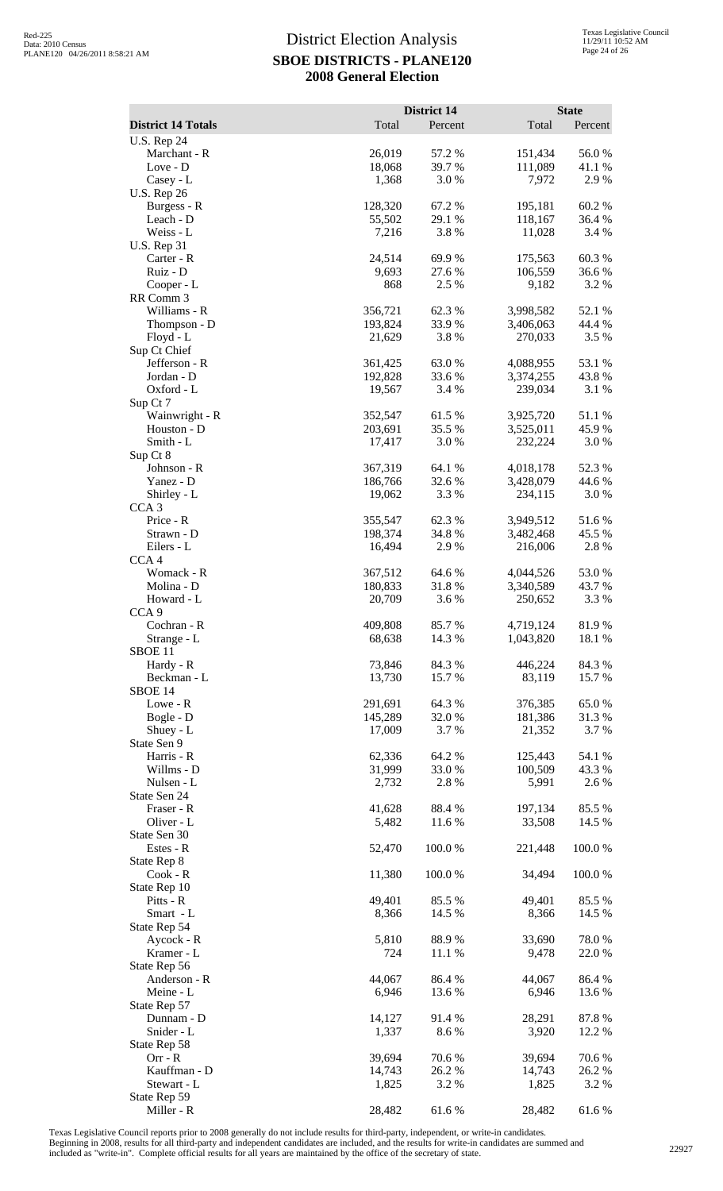# District Election Analysis

## SBOE DISTRICTS - PLANE120

### 2008 General Election

| District 14 Totals | District 14 Total | District 14 Percent | State Total | State Percent |
|---|---|---|---|---|
| U.S. Rep 24 | | | | |
| Marchant - R | 26,019 | 57.2 % | 151,434 | 56.0 % |
| Love - D | 18,068 | 39.7 % | 111,089 | 41.1 % |
| Casey - L | 1,368 | 3.0 % | 7,972 | 2.9 % |
| U.S. Rep 26 | | | | |
| Burgess - R | 128,320 | 67.2 % | 195,181 | 60.2 % |
| Leach - D | 55,502 | 29.1 % | 118,167 | 36.4 % |
| Weiss - L | 7,216 | 3.8 % | 11,028 | 3.4 % |
| U.S. Rep 31 | | | | |
| Carter - R | 24,514 | 69.9 % | 175,563 | 60.3 % |
| Ruiz - D | 9,693 | 27.6 % | 106,559 | 36.6 % |
| Cooper - L | 868 | 2.5 % | 9,182 | 3.2 % |
| RR Comm 3 | | | | |
| Williams - R | 356,721 | 62.3 % | 3,998,582 | 52.1 % |
| Thompson - D | 193,824 | 33.9 % | 3,406,063 | 44.4 % |
| Floyd - L | 21,629 | 3.8 % | 270,033 | 3.5 % |
| Sup Ct Chief | | | | |
| Jefferson - R | 361,425 | 63.0 % | 4,088,955 | 53.1 % |
| Jordan - D | 192,828 | 33.6 % | 3,374,255 | 43.8 % |
| Oxford - L | 19,567 | 3.4 % | 239,034 | 3.1 % |
| Sup Ct 7 | | | | |
| Wainwright - R | 352,547 | 61.5 % | 3,925,720 | 51.1 % |
| Houston - D | 203,691 | 35.5 % | 3,525,011 | 45.9 % |
| Smith - L | 17,417 | 3.0 % | 232,224 | 3.0 % |
| Sup Ct 8 | | | | |
| Johnson - R | 367,319 | 64.1 % | 4,018,178 | 52.3 % |
| Yanez - D | 186,766 | 32.6 % | 3,428,079 | 44.6 % |
| Shirley - L | 19,062 | 3.3 % | 234,115 | 3.0 % |
| CCA 3 | | | | |
| Price - R | 355,547 | 62.3 % | 3,949,512 | 51.6 % |
| Strawn - D | 198,374 | 34.8 % | 3,482,468 | 45.5 % |
| Eilers - L | 16,494 | 2.9 % | 216,006 | 2.8 % |
| CCA 4 | | | | |
| Womack - R | 367,512 | 64.6 % | 4,044,526 | 53.0 % |
| Molina - D | 180,833 | 31.8 % | 3,340,589 | 43.7 % |
| Howard - L | 20,709 | 3.6 % | 250,652 | 3.3 % |
| CCA 9 | | | | |
| Cochran - R | 409,808 | 85.7 % | 4,719,124 | 81.9 % |
| Strange - L | 68,638 | 14.3 % | 1,043,820 | 18.1 % |
| SBOE 11 | | | | |
| Hardy - R | 73,846 | 84.3 % | 446,224 | 84.3 % |
| Beckman - L | 13,730 | 15.7 % | 83,119 | 15.7 % |
| SBOE 14 | | | | |
| Lowe - R | 291,691 | 64.3 % | 376,385 | 65.0 % |
| Bogle - D | 145,289 | 32.0 % | 181,386 | 31.3 % |
| Shuey - L | 17,009 | 3.7 % | 21,352 | 3.7 % |
| State Sen 9 | | | | |
| Harris - R | 62,336 | 64.2 % | 125,443 | 54.1 % |
| Willms - D | 31,999 | 33.0 % | 100,509 | 43.3 % |
| Nulsen - L | 2,732 | 2.8 % | 5,991 | 2.6 % |
| State Sen 24 | | | | |
| Fraser - R | 41,628 | 88.4 % | 197,134 | 85.5 % |
| Oliver - L | 5,482 | 11.6 % | 33,508 | 14.5 % |
| State Sen 30 | | | | |
| Estes - R | 52,470 | 100.0 % | 221,448 | 100.0 % |
| State Rep 8 | | | | |
| Cook - R | 11,380 | 100.0 % | 34,494 | 100.0 % |
| State Rep 10 | | | | |
| Pitts - R | 49,401 | 85.5 % | 49,401 | 85.5 % |
| Smart - L | 8,366 | 14.5 % | 8,366 | 14.5 % |
| State Rep 54 | | | | |
| Aycock - R | 5,810 | 88.9 % | 33,690 | 78.0 % |
| Kramer - L | 724 | 11.1 % | 9,478 | 22.0 % |
| State Rep 56 | | | | |
| Anderson - R | 44,067 | 86.4 % | 44,067 | 86.4 % |
| Meine - L | 6,946 | 13.6 % | 6,946 | 13.6 % |
| State Rep 57 | | | | |
| Dunnam - D | 14,127 | 91.4 % | 28,291 | 87.8 % |
| Snider - L | 1,337 | 8.6 % | 3,920 | 12.2 % |
| State Rep 58 | | | | |
| Orr - R | 39,694 | 70.6 % | 39,694 | 70.6 % |
| Kauffman - D | 14,743 | 26.2 % | 14,743 | 26.2 % |
| Stewart - L | 1,825 | 3.2 % | 1,825 | 3.2 % |
| State Rep 59 | | | | |
| Miller - R | 28,482 | 61.6 % | 28,482 | 61.6 % |

Texas Legislative Council reports prior to 2008 generally do not include results for third-party, independent, or write-in candidates.
Beginning in 2008, results for all third-party and independent candidates are included, and the results for write-in candidates are summed and included as "write-in". Complete official results for all years are maintained by the office of the secretary of state.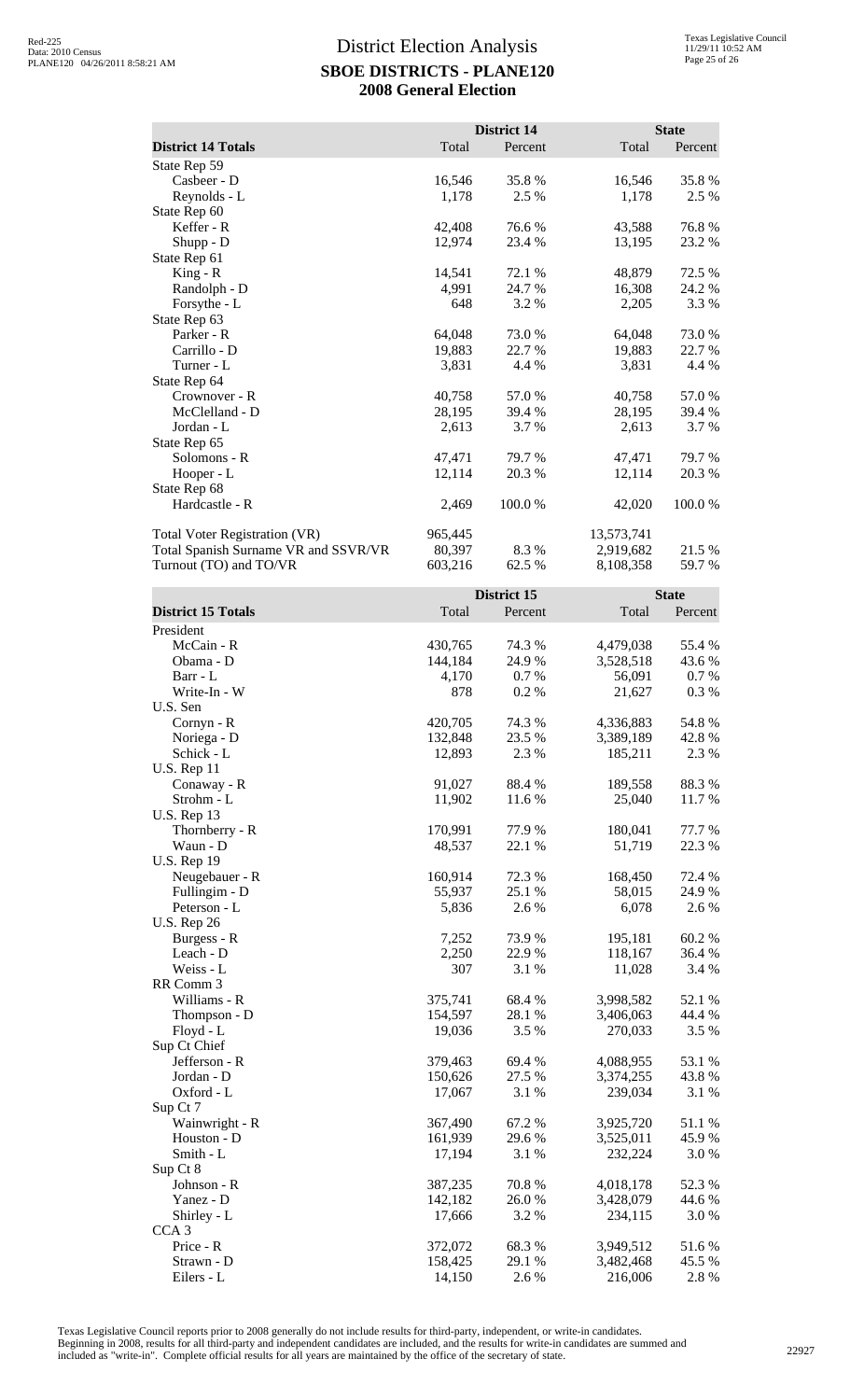# District Election Analysis
## SBOE DISTRICTS - PLANE120
## 2008 General Election

| District 14 Totals | District 14 Total | District 14 Percent | State Total | State Percent |
|---|---|---|---|---|
| State Rep 59 | | | | |
| Casbeer - D | 16,546 | 35.8 % | 16,546 | 35.8 % |
| Reynolds - L | 1,178 | 2.5 % | 1,178 | 2.5 % |
| State Rep 60 | | | | |
| Keffer - R | 42,408 | 76.6 % | 43,588 | 76.8 % |
| Shupp - D | 12,974 | 23.4 % | 13,195 | 23.2 % |
| State Rep 61 | | | | |
| King - R | 14,541 | 72.1 % | 48,879 | 72.5 % |
| Randolph - D | 4,991 | 24.7 % | 16,308 | 24.2 % |
| Forsythe - L | 648 | 3.2 % | 2,205 | 3.3 % |
| State Rep 63 | | | | |
| Parker - R | 64,048 | 73.0 % | 64,048 | 73.0 % |
| Carrillo - D | 19,883 | 22.7 % | 19,883 | 22.7 % |
| Turner - L | 3,831 | 4.4 % | 3,831 | 4.4 % |
| State Rep 64 | | | | |
| Crownover - R | 40,758 | 57.0 % | 40,758 | 57.0 % |
| McClelland - D | 28,195 | 39.4 % | 28,195 | 39.4 % |
| Jordan - L | 2,613 | 3.7 % | 2,613 | 3.7 % |
| State Rep 65 | | | | |
| Solomons - R | 47,471 | 79.7 % | 47,471 | 79.7 % |
| Hooper - L | 12,114 | 20.3 % | 12,114 | 20.3 % |
| State Rep 68 | | | | |
| Hardcastle - R | 2,469 | 100.0 % | 42,020 | 100.0 % |
| | | | | |
| Total Voter Registration (VR) | 965,445 | | 13,573,741 | |
| Total Spanish Surname VR and SSVR/VR | 80,397 | 8.3 % | 2,919,682 | 21.5 % |
| Turnout (TO) and TO/VR | 603,216 | 62.5 % | 8,108,358 | 59.7 % |

| District 15 Totals | District 15 Total | District 15 Percent | State Total | State Percent |
|---|---|---|---|---|
| President | | | | |
| McCain - R | 430,765 | 74.3 % | 4,479,038 | 55.4 % |
| Obama - D | 144,184 | 24.9 % | 3,528,518 | 43.6 % |
| Barr - L | 4,170 | 0.7 % | 56,091 | 0.7 % |
| Write-In - W | 878 | 0.2 % | 21,627 | 0.3 % |
| U.S. Sen | | | | |
| Cornyn - R | 420,705 | 74.3 % | 4,336,883 | 54.8 % |
| Noriega - D | 132,848 | 23.5 % | 3,389,189 | 42.8 % |
| Schick - L | 12,893 | 2.3 % | 185,211 | 2.3 % |
| U.S. Rep 11 | | | | |
| Conaway - R | 91,027 | 88.4 % | 189,558 | 88.3 % |
| Strohm - L | 11,902 | 11.6 % | 25,040 | 11.7 % |
| U.S. Rep 13 | | | | |
| Thornberry - R | 170,991 | 77.9 % | 180,041 | 77.7 % |
| Waun - D | 48,537 | 22.1 % | 51,719 | 22.3 % |
| U.S. Rep 19 | | | | |
| Neugebauer - R | 160,914 | 72.3 % | 168,450 | 72.4 % |
| Fullingim - D | 55,937 | 25.1 % | 58,015 | 24.9 % |
| Peterson - L | 5,836 | 2.6 % | 6,078 | 2.6 % |
| U.S. Rep 26 | | | | |
| Burgess - R | 7,252 | 73.9 % | 195,181 | 60.2 % |
| Leach - D | 2,250 | 22.9 % | 118,167 | 36.4 % |
| Weiss - L | 307 | 3.1 % | 11,028 | 3.4 % |
| RR Comm 3 | | | | |
| Williams - R | 375,741 | 68.4 % | 3,998,582 | 52.1 % |
| Thompson - D | 154,597 | 28.1 % | 3,406,063 | 44.4 % |
| Floyd - L | 19,036 | 3.5 % | 270,033 | 3.5 % |
| Sup Ct Chief | | | | |
| Jefferson - R | 379,463 | 69.4 % | 4,088,955 | 53.1 % |
| Jordan - D | 150,626 | 27.5 % | 3,374,255 | 43.8 % |
| Oxford - L | 17,067 | 3.1 % | 239,034 | 3.1 % |
| Sup Ct 7 | | | | |
| Wainwright - R | 367,490 | 67.2 % | 3,925,720 | 51.1 % |
| Houston - D | 161,939 | 29.6 % | 3,525,011 | 45.9 % |
| Smith - L | 17,194 | 3.1 % | 232,224 | 3.0 % |
| Sup Ct 8 | | | | |
| Johnson - R | 387,235 | 70.8 % | 4,018,178 | 52.3 % |
| Yanez - D | 142,182 | 26.0 % | 3,428,079 | 44.6 % |
| Shirley - L | 17,666 | 3.2 % | 234,115 | 3.0 % |
| CCA 3 | | | | |
| Price - R | 372,072 | 68.3 % | 3,949,512 | 51.6 % |
| Strawn - D | 158,425 | 29.1 % | 3,482,468 | 45.5 % |
| Eilers - L | 14,150 | 2.6 % | 216,006 | 2.8 % |

Texas Legislative Council reports prior to 2008 generally do not include results for third-party, independent, or write-in candidates. Beginning in 2008, results for all third-party and independent candidates are included, and the results for write-in candidates are summed and included as "write-in". Complete official results for all years are maintained by the office of the secretary of state.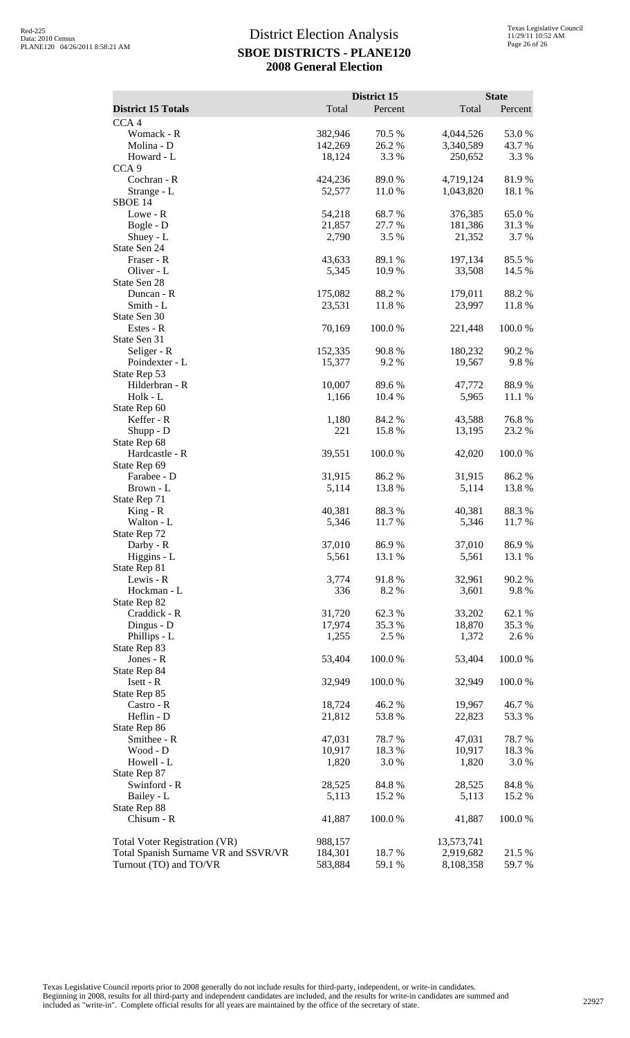# District Election Analysis

## SBOE DISTRICTS - PLANE120

### 2008 General Election

| District 15 Totals | District 15 Total | District 15 Percent | State Total | State Percent |
|---|---|---|---|---|
| CCA 4 | | | | |
| Womack - R | 382,946 | 70.5 % | 4,044,526 | 53.0 % |
| Molina - D | 142,269 | 26.2 % | 3,340,589 | 43.7 % |
| Howard - L | 18,124 | 3.3 % | 250,652 | 3.3 % |
| CCA 9 | | | | |
| Cochran - R | 424,236 | 89.0 % | 4,719,124 | 81.9 % |
| Strange - L | 52,577 | 11.0 % | 1,043,820 | 18.1 % |
| SBOE 14 | | | | |
| Lowe - R | 54,218 | 68.7 % | 376,385 | 65.0 % |
| Bogle - D | 21,857 | 27.7 % | 181,386 | 31.3 % |
| Shuey - L | 2,790 | 3.5 % | 21,352 | 3.7 % |
| State Sen 24 | | | | |
| Fraser - R | 43,633 | 89.1 % | 197,134 | 85.5 % |
| Oliver - L | 5,345 | 10.9 % | 33,508 | 14.5 % |
| State Sen 28 | | | | |
| Duncan - R | 175,082 | 88.2 % | 179,011 | 88.2 % |
| Smith - L | 23,531 | 11.8 % | 23,997 | 11.8 % |
| State Sen 30 | | | | |
| Estes - R | 70,169 | 100.0 % | 221,448 | 100.0 % |
| State Sen 31 | | | | |
| Seliger - R | 152,335 | 90.8 % | 180,232 | 90.2 % |
| Poindexter - L | 15,377 | 9.2 % | 19,567 | 9.8 % |
| State Rep 53 | | | | |
| Hilderbran - R | 10,007 | 89.6 % | 47,772 | 88.9 % |
| Holk - L | 1,166 | 10.4 % | 5,965 | 11.1 % |
| State Rep 60 | | | | |
| Keffer - R | 1,180 | 84.2 % | 43,588 | 76.8 % |
| Shupp - D | 221 | 15.8 % | 13,195 | 23.2 % |
| State Rep 68 | | | | |
| Hardcastle - R | 39,551 | 100.0 % | 42,020 | 100.0 % |
| State Rep 69 | | | | |
| Farabee - D | 31,915 | 86.2 % | 31,915 | 86.2 % |
| Brown - L | 5,114 | 13.8 % | 5,114 | 13.8 % |
| State Rep 71 | | | | |
| King - R | 40,381 | 88.3 % | 40,381 | 88.3 % |
| Walton - L | 5,346 | 11.7 % | 5,346 | 11.7 % |
| State Rep 72 | | | | |
| Darby - R | 37,010 | 86.9 % | 37,010 | 86.9 % |
| Higgins - L | 5,561 | 13.1 % | 5,561 | 13.1 % |
| State Rep 81 | | | | |
| Lewis - R | 3,774 | 91.8 % | 32,961 | 90.2 % |
| Hockman - L | 336 | 8.2 % | 3,601 | 9.8 % |
| State Rep 82 | | | | |
| Craddick - R | 31,720 | 62.3 % | 33,202 | 62.1 % |
| Dingus - D | 17,974 | 35.3 % | 18,870 | 35.3 % |
| Phillips - L | 1,255 | 2.5 % | 1,372 | 2.6 % |
| State Rep 83 | | | | |
| Jones - R | 53,404 | 100.0 % | 53,404 | 100.0 % |
| State Rep 84 | | | | |
| Isett - R | 32,949 | 100.0 % | 32,949 | 100.0 % |
| State Rep 85 | | | | |
| Castro - R | 18,724 | 46.2 % | 19,967 | 46.7 % |
| Heflin - D | 21,812 | 53.8 % | 22,823 | 53.3 % |
| State Rep 86 | | | | |
| Smithee - R | 47,031 | 78.7 % | 47,031 | 78.7 % |
| Wood - D | 10,917 | 18.3 % | 10,917 | 18.3 % |
| Howell - L | 1,820 | 3.0 % | 1,820 | 3.0 % |
| State Rep 87 | | | | |
| Swinford - R | 28,525 | 84.8 % | 28,525 | 84.8 % |
| Bailey - L | 5,113 | 15.2 % | 5,113 | 15.2 % |
| State Rep 88 | | | | |
| Chisum - R | 41,887 | 100.0 % | 41,887 | 100.0 % |
| | | | | |
| Total Voter Registration (VR) | 988,157 | | 13,573,741 | |
| Total Spanish Surname VR and SSVR/VR | 184,301 | 18.7 % | 2,919,682 | 21.5 % |
| Turnout (TO) and TO/VR | 583,884 | 59.1 % | 8,108,358 | 59.7 % |

Texas Legislative Council reports prior to 2008 generally do not include results for third-party, independent, or write-in candidates. Beginning in 2008, results for all third-party and independent candidates are included, and the results for write-in candidates are summed and included as "write-in". Complete official results for all years are maintained by the office of the secretary of state.